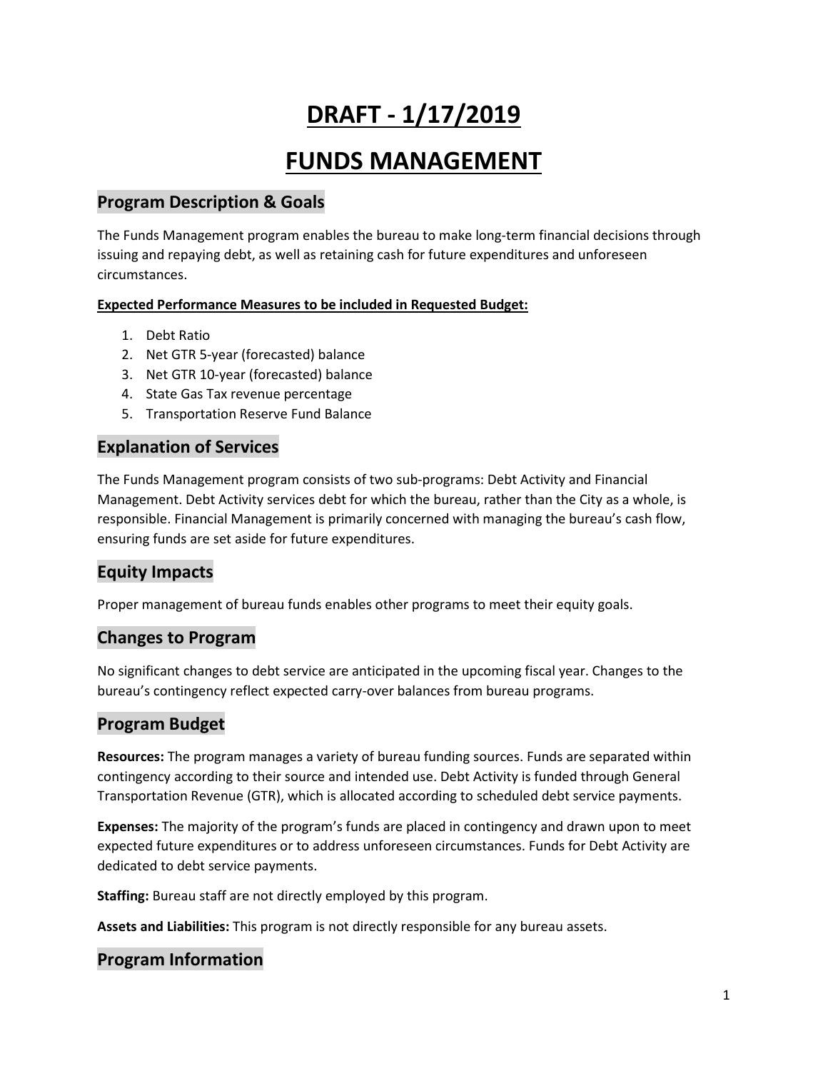# DRAFT - 1/17/2019

# FUNDS MANAGEMENT

## Program Description & Goals

The Funds Management program enables the bureau to make long-term financial decisions through issuing and repaying debt, as well as retaining cash for future expenditures and unforeseen circumstances.

**Expected Performance Measures to be included in Requested Budget:**

1. Debt Ratio
2. Net GTR 5-year (forecasted) balance
3. Net GTR 10-year (forecasted) balance
4. State Gas Tax revenue percentage
5. Transportation Reserve Fund Balance

## Explanation of Services

The Funds Management program consists of two sub-programs: Debt Activity and Financial Management. Debt Activity services debt for which the bureau, rather than the City as a whole, is responsible. Financial Management is primarily concerned with managing the bureau's cash flow, ensuring funds are set aside for future expenditures.

## Equity Impacts

Proper management of bureau funds enables other programs to meet their equity goals.

## Changes to Program

No significant changes to debt service are anticipated in the upcoming fiscal year. Changes to the bureau's contingency reflect expected carry-over balances from bureau programs.

## Program Budget

**Resources:** The program manages a variety of bureau funding sources. Funds are separated within contingency according to their source and intended use. Debt Activity is funded through General Transportation Revenue (GTR), which is allocated according to scheduled debt service payments.

**Expenses:** The majority of the program's funds are placed in contingency and drawn upon to meet expected future expenditures or to address unforeseen circumstances. Funds for Debt Activity are dedicated to debt service payments.

**Staffing:** Bureau staff are not directly employed by this program.

**Assets and Liabilities:** This program is not directly responsible for any bureau assets.

## Program Information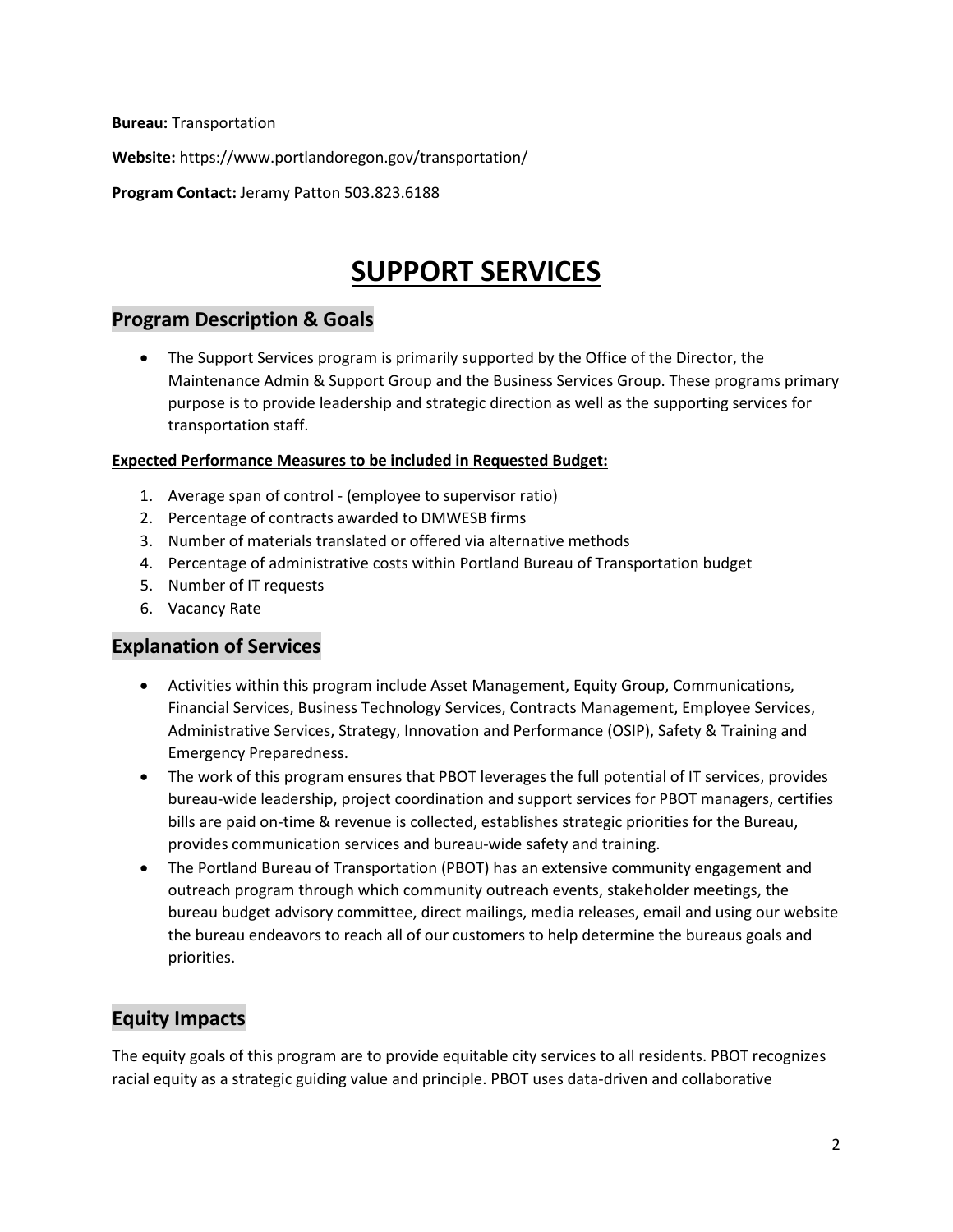**Bureau:** Transportation

**Website:** https://www.portlandoregon.gov/transportation/

**Program Contact:** Jeramy Patton 503.823.6188

# SUPPORT SERVICES

## Program Description & Goals

- The Support Services program is primarily supported by the Office of the Director, the Maintenance Admin & Support Group and the Business Services Group. These programs primary purpose is to provide leadership and strategic direction as well as the supporting services for transportation staff.

**Expected Performance Measures to be included in Requested Budget:**

1. Average span of control - (employee to supervisor ratio)
2. Percentage of contracts awarded to DMWESB firms
3. Number of materials translated or offered via alternative methods
4. Percentage of administrative costs within Portland Bureau of Transportation budget
5. Number of IT requests
6. Vacancy Rate

## Explanation of Services

- Activities within this program include Asset Management, Equity Group, Communications, Financial Services, Business Technology Services, Contracts Management, Employee Services, Administrative Services, Strategy, Innovation and Performance (OSIP), Safety & Training and Emergency Preparedness.
- The work of this program ensures that PBOT leverages the full potential of IT services, provides bureau-wide leadership, project coordination and support services for PBOT managers, certifies bills are paid on-time & revenue is collected, establishes strategic priorities for the Bureau, provides communication services and bureau-wide safety and training.
- The Portland Bureau of Transportation (PBOT) has an extensive community engagement and outreach program through which community outreach events, stakeholder meetings, the bureau budget advisory committee, direct mailings, media releases, email and using our website the bureau endeavors to reach all of our customers to help determine the bureaus goals and priorities.

## Equity Impacts

The equity goals of this program are to provide equitable city services to all residents. PBOT recognizes racial equity as a strategic guiding value and principle. PBOT uses data-driven and collaborative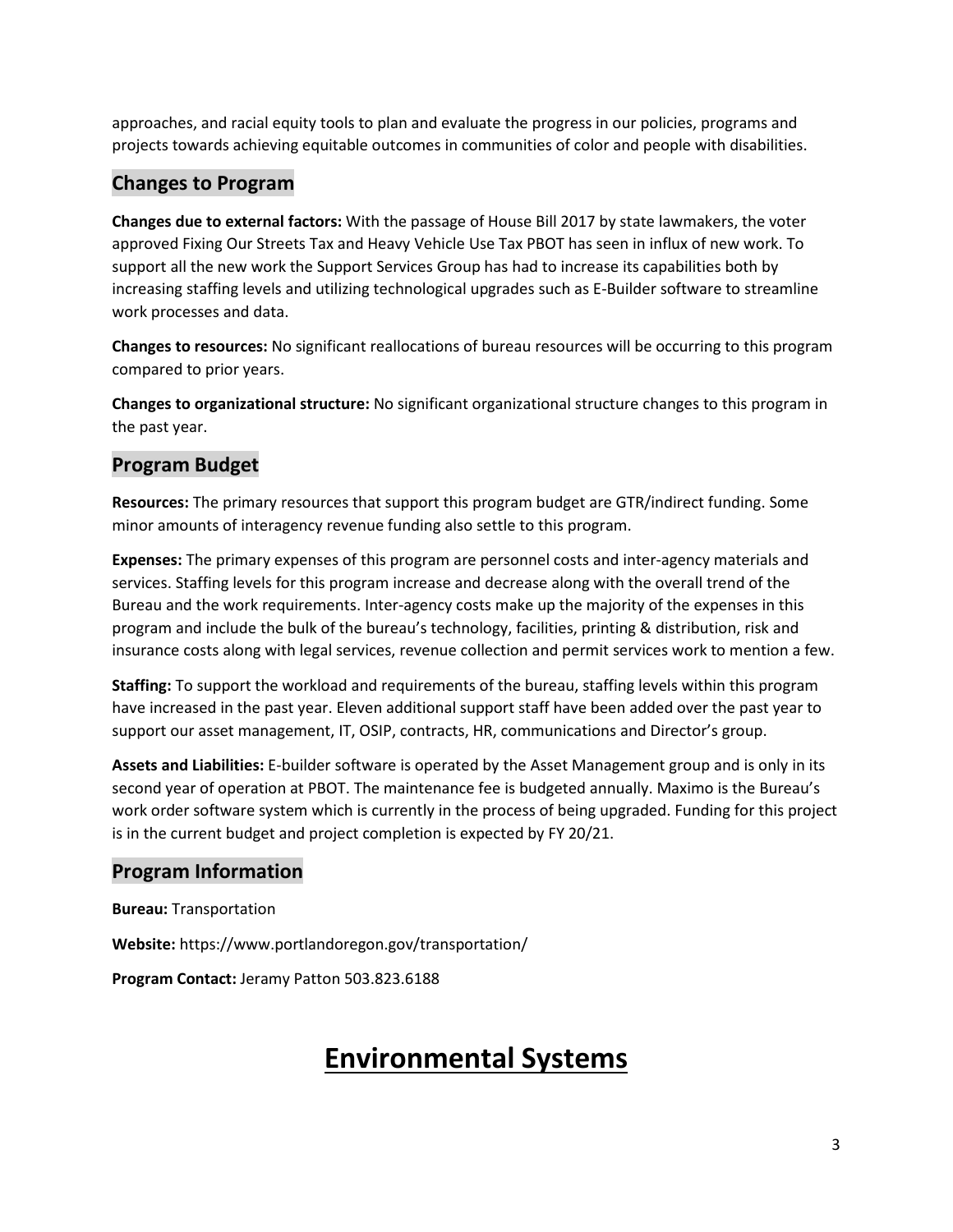approaches, and racial equity tools to plan and evaluate the progress in our policies, programs and projects towards achieving equitable outcomes in communities of color and people with disabilities.

## Changes to Program

**Changes due to external factors:** With the passage of House Bill 2017 by state lawmakers, the voter approved Fixing Our Streets Tax and Heavy Vehicle Use Tax PBOT has seen in influx of new work. To support all the new work the Support Services Group has had to increase its capabilities both by increasing staffing levels and utilizing technological upgrades such as E-Builder software to streamline work processes and data.

**Changes to resources:** No significant reallocations of bureau resources will be occurring to this program compared to prior years.

**Changes to organizational structure:** No significant organizational structure changes to this program in the past year.

## Program Budget

**Resources:** The primary resources that support this program budget are GTR/indirect funding. Some minor amounts of interagency revenue funding also settle to this program.

**Expenses:** The primary expenses of this program are personnel costs and inter-agency materials and services. Staffing levels for this program increase and decrease along with the overall trend of the Bureau and the work requirements. Inter-agency costs make up the majority of the expenses in this program and include the bulk of the bureau's technology, facilities, printing & distribution, risk and insurance costs along with legal services, revenue collection and permit services work to mention a few.

**Staffing:** To support the workload and requirements of the bureau, staffing levels within this program have increased in the past year. Eleven additional support staff have been added over the past year to support our asset management, IT, OSIP, contracts, HR, communications and Director's group.

**Assets and Liabilities:** E-builder software is operated by the Asset Management group and is only in its second year of operation at PBOT. The maintenance fee is budgeted annually. Maximo is the Bureau's work order software system which is currently in the process of being upgraded. Funding for this project is in the current budget and project completion is expected by FY 20/21.

## Program Information

**Bureau:** Transportation

**Website:** https://www.portlandoregon.gov/transportation/

**Program Contact:** Jeramy Patton 503.823.6188

# Environmental Systems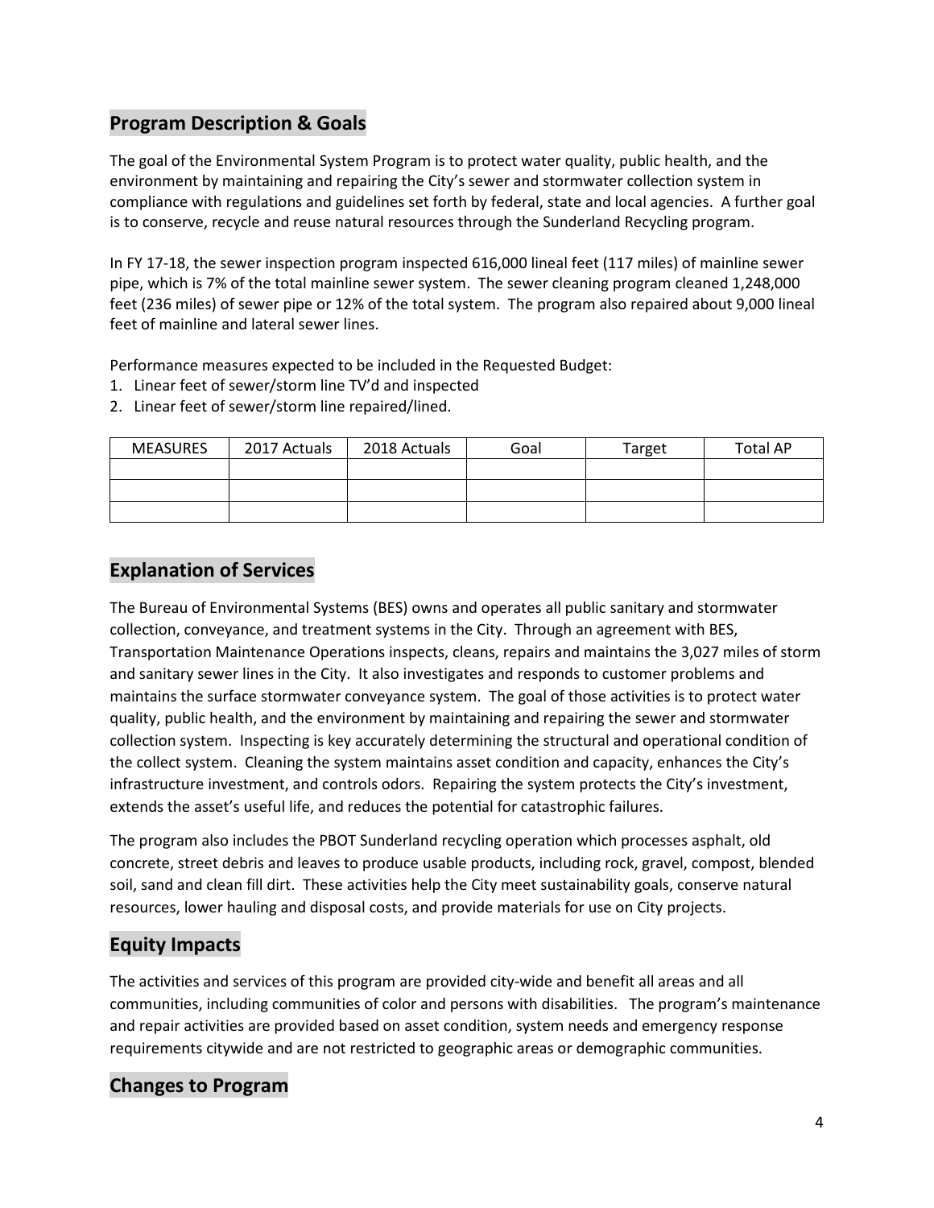## Program Description & Goals

The goal of the Environmental System Program is to protect water quality, public health, and the environment by maintaining and repairing the City's sewer and stormwater collection system in compliance with regulations and guidelines set forth by federal, state and local agencies. A further goal is to conserve, recycle and reuse natural resources through the Sunderland Recycling program.

In FY 17-18, the sewer inspection program inspected 616,000 lineal feet (117 miles) of mainline sewer pipe, which is 7% of the total mainline sewer system. The sewer cleaning program cleaned 1,248,000 feet (236 miles) of sewer pipe or 12% of the total system. The program also repaired about 9,000 lineal feet of mainline and lateral sewer lines.

Performance measures expected to be included in the Requested Budget:

1. Linear feet of sewer/storm line TV'd and inspected
2. Linear feet of sewer/storm line repaired/lined.

| MEASURES | 2017 Actuals | 2018 Actuals | Goal | Target | Total AP |
|---|---|---|---|---|---|
| | | | | | |
| | | | | | |
| | | | | | |

## Explanation of Services

The Bureau of Environmental Systems (BES) owns and operates all public sanitary and stormwater collection, conveyance, and treatment systems in the City. Through an agreement with BES, Transportation Maintenance Operations inspects, cleans, repairs and maintains the 3,027 miles of storm and sanitary sewer lines in the City. It also investigates and responds to customer problems and maintains the surface stormwater conveyance system. The goal of those activities is to protect water quality, public health, and the environment by maintaining and repairing the sewer and stormwater collection system. Inspecting is key accurately determining the structural and operational condition of the collect system. Cleaning the system maintains asset condition and capacity, enhances the City's infrastructure investment, and controls odors. Repairing the system protects the City's investment, extends the asset's useful life, and reduces the potential for catastrophic failures.

The program also includes the PBOT Sunderland recycling operation which processes asphalt, old concrete, street debris and leaves to produce usable products, including rock, gravel, compost, blended soil, sand and clean fill dirt. These activities help the City meet sustainability goals, conserve natural resources, lower hauling and disposal costs, and provide materials for use on City projects.

## Equity Impacts

The activities and services of this program are provided city-wide and benefit all areas and all communities, including communities of color and persons with disabilities. The program's maintenance and repair activities are provided based on asset condition, system needs and emergency response requirements citywide and are not restricted to geographic areas or demographic communities.

## Changes to Program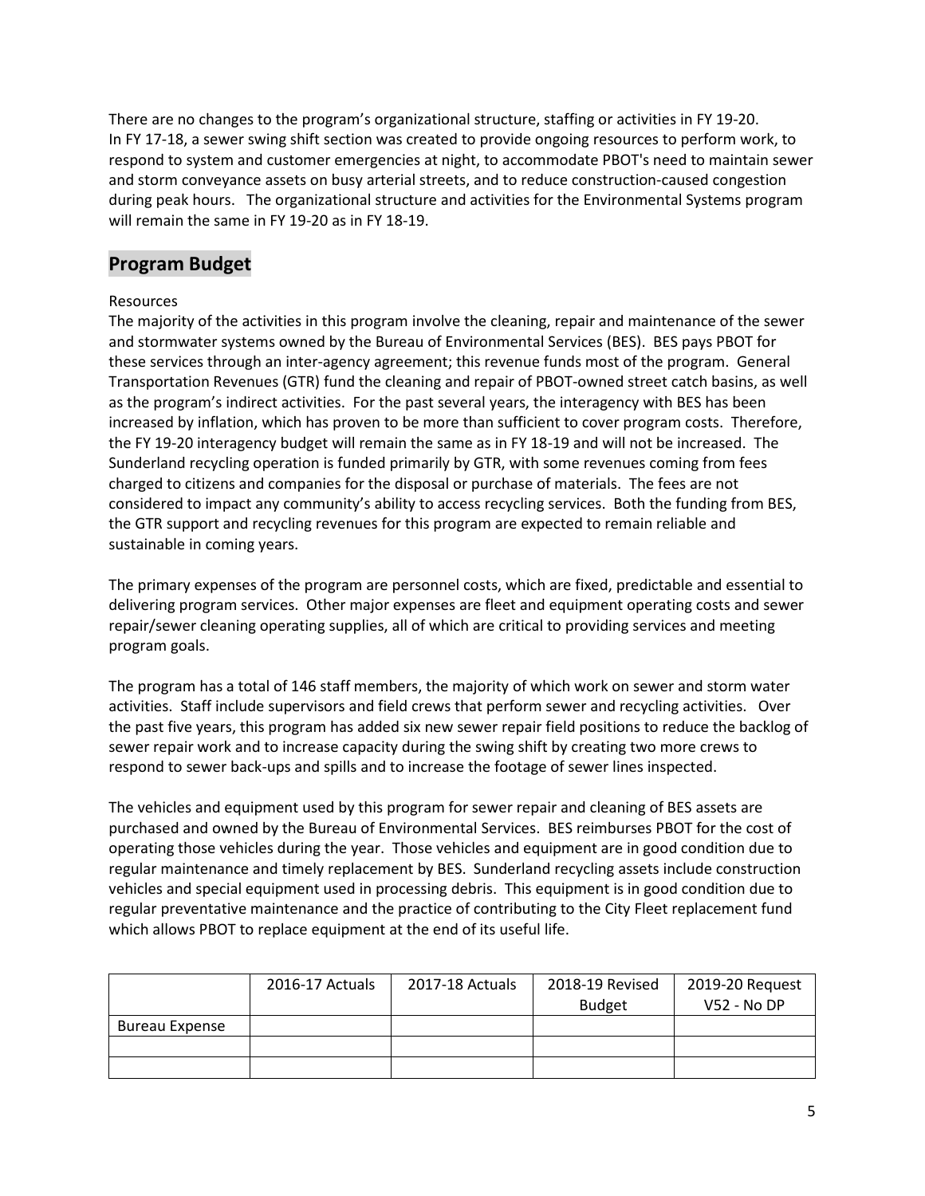There are no changes to the program's organizational structure, staffing or activities in FY 19-20. In FY 17-18, a sewer swing shift section was created to provide ongoing resources to perform work, to respond to system and customer emergencies at night, to accommodate PBOT's need to maintain sewer and storm conveyance assets on busy arterial streets, and to reduce construction-caused congestion during peak hours. The organizational structure and activities for the Environmental Systems program will remain the same in FY 19-20 as in FY 18-19.

## Program Budget

Resources

The majority of the activities in this program involve the cleaning, repair and maintenance of the sewer and stormwater systems owned by the Bureau of Environmental Services (BES). BES pays PBOT for these services through an inter-agency agreement; this revenue funds most of the program. General Transportation Revenues (GTR) fund the cleaning and repair of PBOT-owned street catch basins, as well as the program's indirect activities. For the past several years, the interagency with BES has been increased by inflation, which has proven to be more than sufficient to cover program costs. Therefore, the FY 19-20 interagency budget will remain the same as in FY 18-19 and will not be increased. The Sunderland recycling operation is funded primarily by GTR, with some revenues coming from fees charged to citizens and companies for the disposal or purchase of materials. The fees are not considered to impact any community's ability to access recycling services. Both the funding from BES, the GTR support and recycling revenues for this program are expected to remain reliable and sustainable in coming years.

The primary expenses of the program are personnel costs, which are fixed, predictable and essential to delivering program services. Other major expenses are fleet and equipment operating costs and sewer repair/sewer cleaning operating supplies, all of which are critical to providing services and meeting program goals.

The program has a total of 146 staff members, the majority of which work on sewer and storm water activities. Staff include supervisors and field crews that perform sewer and recycling activities. Over the past five years, this program has added six new sewer repair field positions to reduce the backlog of sewer repair work and to increase capacity during the swing shift by creating two more crews to respond to sewer back-ups and spills and to increase the footage of sewer lines inspected.

The vehicles and equipment used by this program for sewer repair and cleaning of BES assets are purchased and owned by the Bureau of Environmental Services. BES reimburses PBOT for the cost of operating those vehicles during the year. Those vehicles and equipment are in good condition due to regular maintenance and timely replacement by BES. Sunderland recycling assets include construction vehicles and special equipment used in processing debris. This equipment is in good condition due to regular preventative maintenance and the practice of contributing to the City Fleet replacement fund which allows PBOT to replace equipment at the end of its useful life.

| | 2016-17 Actuals | 2017-18 Actuals | 2018-19 Revised Budget | 2019-20 Request V52 - No DP |
|---|---|---|---|---|
| Bureau Expense | | | | |
| | | | | |
| | | | | |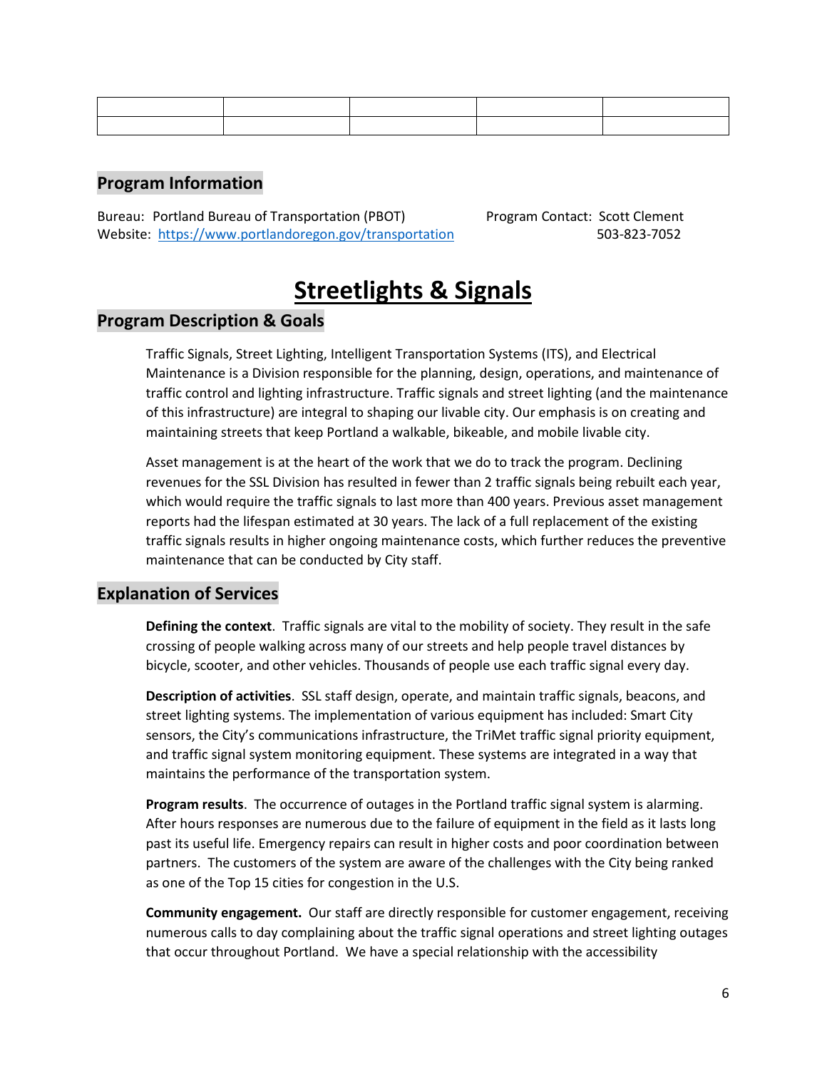| | | | | |
|---|---|---|---|---|
| | | | | |

## Program Information

Bureau: Portland Bureau of Transportation (PBOT)
Website: https://www.portlandoregon.gov/transportation

Program Contact: Scott Clement
503-823-7052

# Streetlights & Signals

## Program Description & Goals

Traffic Signals, Street Lighting, Intelligent Transportation Systems (ITS), and Electrical Maintenance is a Division responsible for the planning, design, operations, and maintenance of traffic control and lighting infrastructure. Traffic signals and street lighting (and the maintenance of this infrastructure) are integral to shaping our livable city. Our emphasis is on creating and maintaining streets that keep Portland a walkable, bikeable, and mobile livable city.

Asset management is at the heart of the work that we do to track the program. Declining revenues for the SSL Division has resulted in fewer than 2 traffic signals being rebuilt each year, which would require the traffic signals to last more than 400 years. Previous asset management reports had the lifespan estimated at 30 years. The lack of a full replacement of the existing traffic signals results in higher ongoing maintenance costs, which further reduces the preventive maintenance that can be conducted by City staff.

## Explanation of Services

**Defining the context**. Traffic signals are vital to the mobility of society. They result in the safe crossing of people walking across many of our streets and help people travel distances by bicycle, scooter, and other vehicles. Thousands of people use each traffic signal every day.

**Description of activities**. SSL staff design, operate, and maintain traffic signals, beacons, and street lighting systems. The implementation of various equipment has included: Smart City sensors, the City's communications infrastructure, the TriMet traffic signal priority equipment, and traffic signal system monitoring equipment. These systems are integrated in a way that maintains the performance of the transportation system.

**Program results**. The occurrence of outages in the Portland traffic signal system is alarming. After hours responses are numerous due to the failure of equipment in the field as it lasts long past its useful life. Emergency repairs can result in higher costs and poor coordination between partners. The customers of the system are aware of the challenges with the City being ranked as one of the Top 15 cities for congestion in the U.S.

**Community engagement.** Our staff are directly responsible for customer engagement, receiving numerous calls to day complaining about the traffic signal operations and street lighting outages that occur throughout Portland. We have a special relationship with the accessibility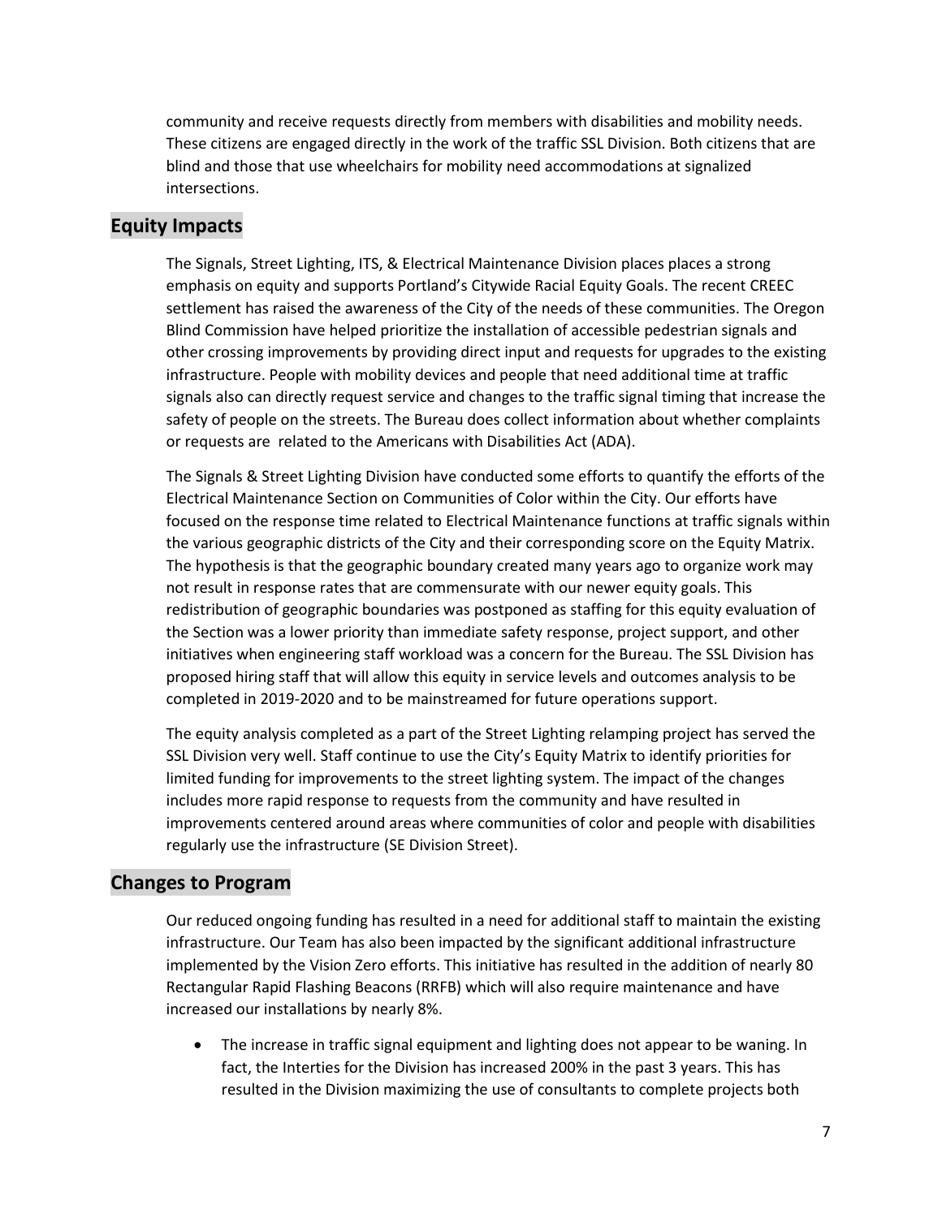community and receive requests directly from members with disabilities and mobility needs. These citizens are engaged directly in the work of the traffic SSL Division. Both citizens that are blind and those that use wheelchairs for mobility need accommodations at signalized intersections.

## Equity Impacts

The Signals, Street Lighting, ITS, & Electrical Maintenance Division places places a strong emphasis on equity and supports Portland's Citywide Racial Equity Goals. The recent CREEC settlement has raised the awareness of the City of the needs of these communities. The Oregon Blind Commission have helped prioritize the installation of accessible pedestrian signals and other crossing improvements by providing direct input and requests for upgrades to the existing infrastructure. People with mobility devices and people that need additional time at traffic signals also can directly request service and changes to the traffic signal timing that increase the safety of people on the streets. The Bureau does collect information about whether complaints or requests are related to the Americans with Disabilities Act (ADA).

The Signals & Street Lighting Division have conducted some efforts to quantify the efforts of the Electrical Maintenance Section on Communities of Color within the City. Our efforts have focused on the response time related to Electrical Maintenance functions at traffic signals within the various geographic districts of the City and their corresponding score on the Equity Matrix. The hypothesis is that the geographic boundary created many years ago to organize work may not result in response rates that are commensurate with our newer equity goals. This redistribution of geographic boundaries was postponed as staffing for this equity evaluation of the Section was a lower priority than immediate safety response, project support, and other initiatives when engineering staff workload was a concern for the Bureau. The SSL Division has proposed hiring staff that will allow this equity in service levels and outcomes analysis to be completed in 2019-2020 and to be mainstreamed for future operations support.

The equity analysis completed as a part of the Street Lighting relamping project has served the SSL Division very well. Staff continue to use the City's Equity Matrix to identify priorities for limited funding for improvements to the street lighting system. The impact of the changes includes more rapid response to requests from the community and have resulted in improvements centered around areas where communities of color and people with disabilities regularly use the infrastructure (SE Division Street).

## Changes to Program

Our reduced ongoing funding has resulted in a need for additional staff to maintain the existing infrastructure. Our Team has also been impacted by the significant additional infrastructure implemented by the Vision Zero efforts. This initiative has resulted in the addition of nearly 80 Rectangular Rapid Flashing Beacons (RRFB) which will also require maintenance and have increased our installations by nearly 8%.

- The increase in traffic signal equipment and lighting does not appear to be waning. In fact, the Interties for the Division has increased 200% in the past 3 years. This has resulted in the Division maximizing the use of consultants to complete projects both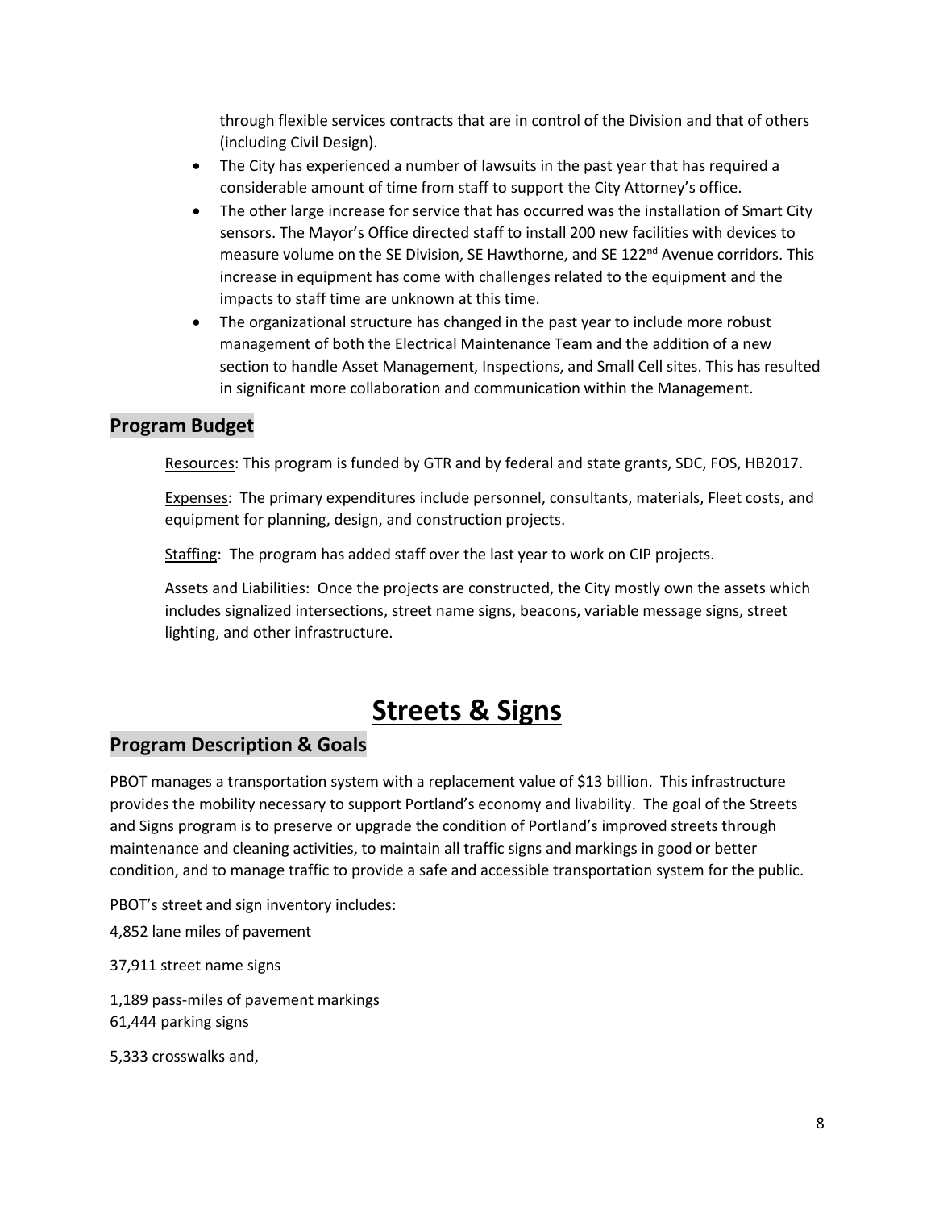through flexible services contracts that are in control of the Division and that of others (including Civil Design).

- The City has experienced a number of lawsuits in the past year that has required a considerable amount of time from staff to support the City Attorney's office.
- The other large increase for service that has occurred was the installation of Smart City sensors. The Mayor's Office directed staff to install 200 new facilities with devices to measure volume on the SE Division, SE Hawthorne, and SE 122nd Avenue corridors. This increase in equipment has come with challenges related to the equipment and the impacts to staff time are unknown at this time.
- The organizational structure has changed in the past year to include more robust management of both the Electrical Maintenance Team and the addition of a new section to handle Asset Management, Inspections, and Small Cell sites. This has resulted in significant more collaboration and communication within the Management.

## Program Budget

Resources: This program is funded by GTR and by federal and state grants, SDC, FOS, HB2017.

Expenses: The primary expenditures include personnel, consultants, materials, Fleet costs, and equipment for planning, design, and construction projects.

Staffing: The program has added staff over the last year to work on CIP projects.

Assets and Liabilities: Once the projects are constructed, the City mostly own the assets which includes signalized intersections, street name signs, beacons, variable message signs, street lighting, and other infrastructure.

# Streets & Signs

## Program Description & Goals

PBOT manages a transportation system with a replacement value of $13 billion. This infrastructure provides the mobility necessary to support Portland's economy and livability. The goal of the Streets and Signs program is to preserve or upgrade the condition of Portland's improved streets through maintenance and cleaning activities, to maintain all traffic signs and markings in good or better condition, and to manage traffic to provide a safe and accessible transportation system for the public.

PBOT's street and sign inventory includes:

4,852 lane miles of pavement

37,911 street name signs

1,189 pass-miles of pavement markings
61,444 parking signs

5,333 crosswalks and,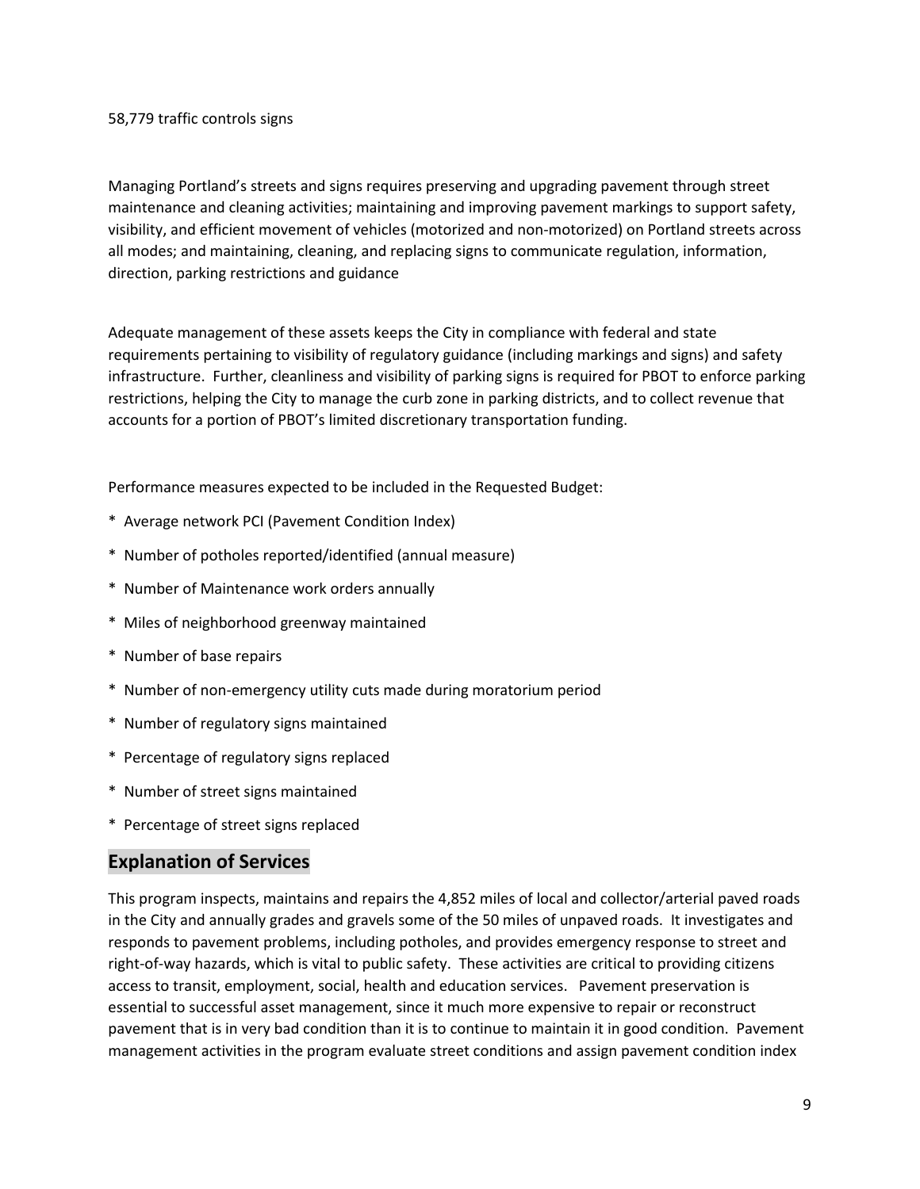58,779 traffic controls signs

Managing Portland's streets and signs requires preserving and upgrading pavement through street maintenance and cleaning activities; maintaining and improving pavement markings to support safety, visibility, and efficient movement of vehicles (motorized and non-motorized) on Portland streets across all modes; and maintaining, cleaning, and replacing signs to communicate regulation, information, direction, parking restrictions and guidance

Adequate management of these assets keeps the City in compliance with federal and state requirements pertaining to visibility of regulatory guidance (including markings and signs) and safety infrastructure. Further, cleanliness and visibility of parking signs is required for PBOT to enforce parking restrictions, helping the City to manage the curb zone in parking districts, and to collect revenue that accounts for a portion of PBOT's limited discretionary transportation funding.

Performance measures expected to be included in the Requested Budget:

* Average network PCI (Pavement Condition Index)
* Number of potholes reported/identified (annual measure)
* Number of Maintenance work orders annually
* Miles of neighborhood greenway maintained
* Number of base repairs
* Number of non-emergency utility cuts made during moratorium period
* Number of regulatory signs maintained
* Percentage of regulatory signs replaced
* Number of street signs maintained
* Percentage of street signs replaced

## Explanation of Services

This program inspects, maintains and repairs the 4,852 miles of local and collector/arterial paved roads in the City and annually grades and gravels some of the 50 miles of unpaved roads. It investigates and responds to pavement problems, including potholes, and provides emergency response to street and right-of-way hazards, which is vital to public safety. These activities are critical to providing citizens access to transit, employment, social, health and education services. Pavement preservation is essential to successful asset management, since it much more expensive to repair or reconstruct pavement that is in very bad condition than it is to continue to maintain it in good condition. Pavement management activities in the program evaluate street conditions and assign pavement condition index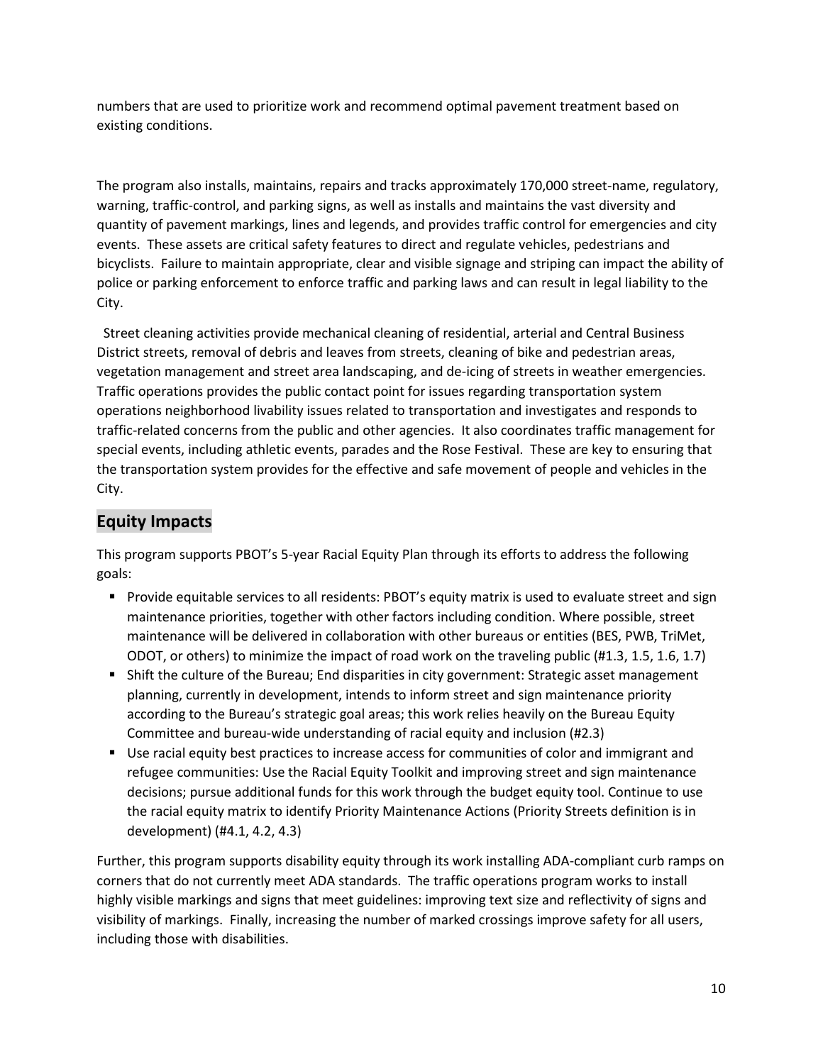numbers that are used to prioritize work and recommend optimal pavement treatment based on existing conditions.

The program also installs, maintains, repairs and tracks approximately 170,000 street-name, regulatory, warning, traffic-control, and parking signs, as well as installs and maintains the vast diversity and quantity of pavement markings, lines and legends, and provides traffic control for emergencies and city events. These assets are critical safety features to direct and regulate vehicles, pedestrians and bicyclists. Failure to maintain appropriate, clear and visible signage and striping can impact the ability of police or parking enforcement to enforce traffic and parking laws and can result in legal liability to the City.

Street cleaning activities provide mechanical cleaning of residential, arterial and Central Business District streets, removal of debris and leaves from streets, cleaning of bike and pedestrian areas, vegetation management and street area landscaping, and de-icing of streets in weather emergencies. Traffic operations provides the public contact point for issues regarding transportation system operations neighborhood livability issues related to transportation and investigates and responds to traffic-related concerns from the public and other agencies. It also coordinates traffic management for special events, including athletic events, parades and the Rose Festival. These are key to ensuring that the transportation system provides for the effective and safe movement of people and vehicles in the City.

## Equity Impacts

This program supports PBOT's 5-year Racial Equity Plan through its efforts to address the following goals:

- Provide equitable services to all residents: PBOT's equity matrix is used to evaluate street and sign maintenance priorities, together with other factors including condition. Where possible, street maintenance will be delivered in collaboration with other bureaus or entities (BES, PWB, TriMet, ODOT, or others) to minimize the impact of road work on the traveling public (#1.3, 1.5, 1.6, 1.7)
- Shift the culture of the Bureau; End disparities in city government: Strategic asset management planning, currently in development, intends to inform street and sign maintenance priority according to the Bureau's strategic goal areas; this work relies heavily on the Bureau Equity Committee and bureau-wide understanding of racial equity and inclusion (#2.3)
- Use racial equity best practices to increase access for communities of color and immigrant and refugee communities: Use the Racial Equity Toolkit and improving street and sign maintenance decisions; pursue additional funds for this work through the budget equity tool. Continue to use the racial equity matrix to identify Priority Maintenance Actions (Priority Streets definition is in development) (#4.1, 4.2, 4.3)

Further, this program supports disability equity through its work installing ADA-compliant curb ramps on corners that do not currently meet ADA standards. The traffic operations program works to install highly visible markings and signs that meet guidelines: improving text size and reflectivity of signs and visibility of markings. Finally, increasing the number of marked crossings improve safety for all users, including those with disabilities.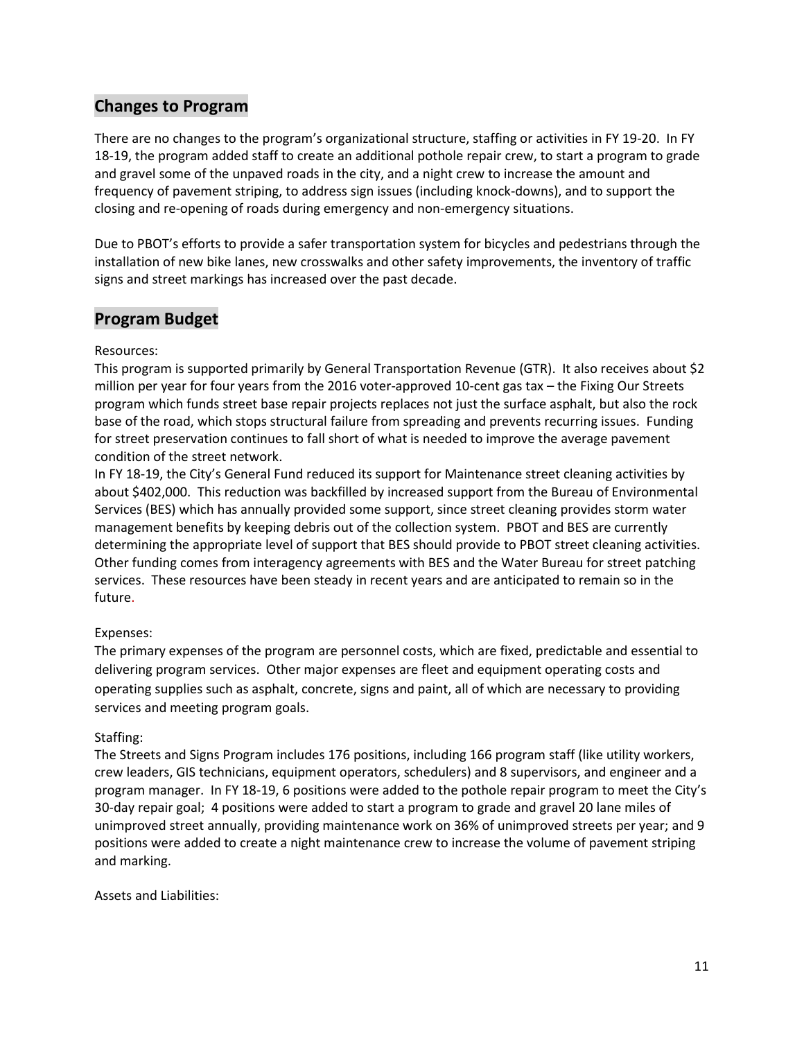## Changes to Program

There are no changes to the program's organizational structure, staffing or activities in FY 19-20. In FY 18-19, the program added staff to create an additional pothole repair crew, to start a program to grade and gravel some of the unpaved roads in the city, and a night crew to increase the amount and frequency of pavement striping, to address sign issues (including knock-downs), and to support the closing and re-opening of roads during emergency and non-emergency situations.

Due to PBOT's efforts to provide a safer transportation system for bicycles and pedestrians through the installation of new bike lanes, new crosswalks and other safety improvements, the inventory of traffic signs and street markings has increased over the past decade.

## Program Budget

Resources:

This program is supported primarily by General Transportation Revenue (GTR). It also receives about $2 million per year for four years from the 2016 voter-approved 10-cent gas tax – the Fixing Our Streets program which funds street base repair projects replaces not just the surface asphalt, but also the rock base of the road, which stops structural failure from spreading and prevents recurring issues. Funding for street preservation continues to fall short of what is needed to improve the average pavement condition of the street network.

In FY 18-19, the City's General Fund reduced its support for Maintenance street cleaning activities by about $402,000. This reduction was backfilled by increased support from the Bureau of Environmental Services (BES) which has annually provided some support, since street cleaning provides storm water management benefits by keeping debris out of the collection system. PBOT and BES are currently determining the appropriate level of support that BES should provide to PBOT street cleaning activities. Other funding comes from interagency agreements with BES and the Water Bureau for street patching services. These resources have been steady in recent years and are anticipated to remain so in the future.

Expenses:

The primary expenses of the program are personnel costs, which are fixed, predictable and essential to delivering program services. Other major expenses are fleet and equipment operating costs and operating supplies such as asphalt, concrete, signs and paint, all of which are necessary to providing services and meeting program goals.

Staffing:

The Streets and Signs Program includes 176 positions, including 166 program staff (like utility workers, crew leaders, GIS technicians, equipment operators, schedulers) and 8 supervisors, and engineer and a program manager. In FY 18-19, 6 positions were added to the pothole repair program to meet the City's 30-day repair goal; 4 positions were added to start a program to grade and gravel 20 lane miles of unimproved street annually, providing maintenance work on 36% of unimproved streets per year; and 9 positions were added to create a night maintenance crew to increase the volume of pavement striping and marking.

Assets and Liabilities: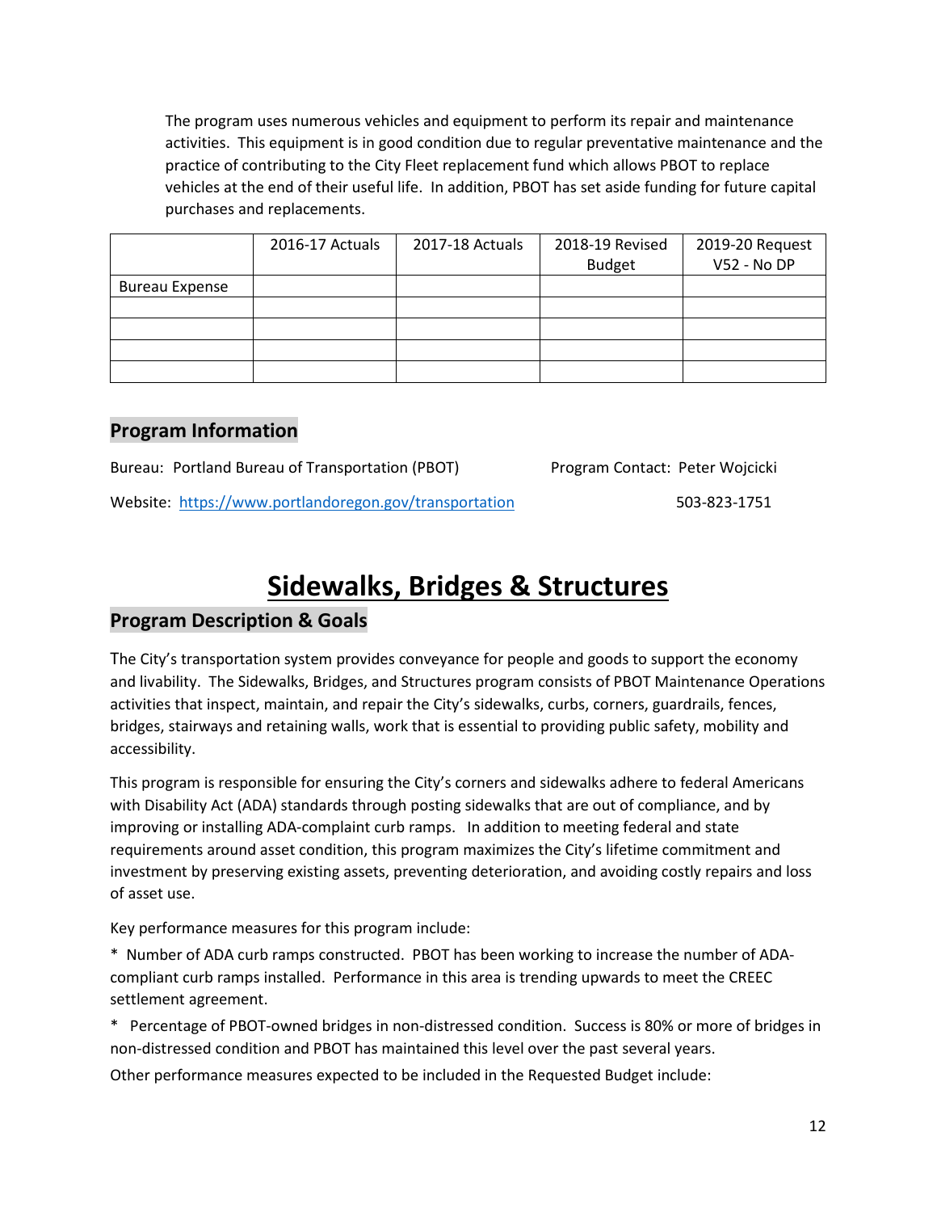The program uses numerous vehicles and equipment to perform its repair and maintenance activities. This equipment is in good condition due to regular preventative maintenance and the practice of contributing to the City Fleet replacement fund which allows PBOT to replace vehicles at the end of their useful life. In addition, PBOT has set aside funding for future capital purchases and replacements.

| | 2016-17 Actuals | 2017-18 Actuals | 2018-19 Revised Budget | 2019-20 Request V52 - No DP |
|---|---|---|---|---|
| Bureau Expense | | | | |
| | | | | |
| | | | | |
| | | | | |
| | | | | |

## Program Information

Bureau: Portland Bureau of Transportation (PBOT)

Program Contact: Peter Wojcicki

Website: https://www.portlandoregon.gov/transportation

503-823-1751

# Sidewalks, Bridges & Structures

## Program Description & Goals

The City's transportation system provides conveyance for people and goods to support the economy and livability. The Sidewalks, Bridges, and Structures program consists of PBOT Maintenance Operations activities that inspect, maintain, and repair the City's sidewalks, curbs, corners, guardrails, fences, bridges, stairways and retaining walls, work that is essential to providing public safety, mobility and accessibility.

This program is responsible for ensuring the City's corners and sidewalks adhere to federal Americans with Disability Act (ADA) standards through posting sidewalks that are out of compliance, and by improving or installing ADA-complaint curb ramps. In addition to meeting federal and state requirements around asset condition, this program maximizes the City's lifetime commitment and investment by preserving existing assets, preventing deterioration, and avoiding costly repairs and loss of asset use.

Key performance measures for this program include:

* Number of ADA curb ramps constructed. PBOT has been working to increase the number of ADA-compliant curb ramps installed. Performance in this area is trending upwards to meet the CREEC settlement agreement.

* Percentage of PBOT-owned bridges in non-distressed condition. Success is 80% or more of bridges in non-distressed condition and PBOT has maintained this level over the past several years.

Other performance measures expected to be included in the Requested Budget include: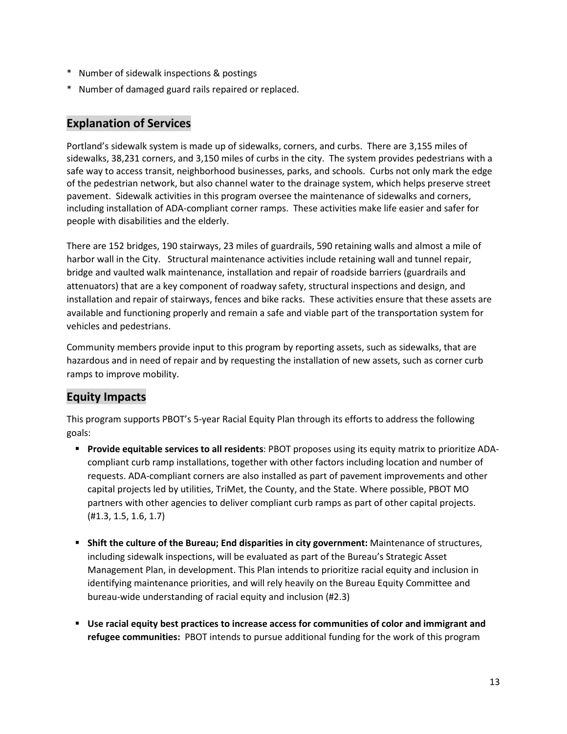* Number of sidewalk inspections & postings
* Number of damaged guard rails repaired or replaced.

## Explanation of Services

Portland's sidewalk system is made up of sidewalks, corners, and curbs. There are 3,155 miles of sidewalks, 38,231 corners, and 3,150 miles of curbs in the city. The system provides pedestrians with a safe way to access transit, neighborhood businesses, parks, and schools. Curbs not only mark the edge of the pedestrian network, but also channel water to the drainage system, which helps preserve street pavement. Sidewalk activities in this program oversee the maintenance of sidewalks and corners, including installation of ADA-compliant corner ramps. These activities make life easier and safer for people with disabilities and the elderly.

There are 152 bridges, 190 stairways, 23 miles of guardrails, 590 retaining walls and almost a mile of harbor wall in the City. Structural maintenance activities include retaining wall and tunnel repair, bridge and vaulted walk maintenance, installation and repair of roadside barriers (guardrails and attenuators) that are a key component of roadway safety, structural inspections and design, and installation and repair of stairways, fences and bike racks. These activities ensure that these assets are available and functioning properly and remain a safe and viable part of the transportation system for vehicles and pedestrians.

Community members provide input to this program by reporting assets, such as sidewalks, that are hazardous and in need of repair and by requesting the installation of new assets, such as corner curb ramps to improve mobility.

## Equity Impacts

This program supports PBOT's 5-year Racial Equity Plan through its efforts to address the following goals:

- **Provide equitable services to all residents**: PBOT proposes using its equity matrix to prioritize ADA-compliant curb ramp installations, together with other factors including location and number of requests. ADA-compliant corners are also installed as part of pavement improvements and other capital projects led by utilities, TriMet, the County, and the State. Where possible, PBOT MO partners with other agencies to deliver compliant curb ramps as part of other capital projects. (#1.3, 1.5, 1.6, 1.7)

- **Shift the culture of the Bureau; End disparities in city government:** Maintenance of structures, including sidewalk inspections, will be evaluated as part of the Bureau's Strategic Asset Management Plan, in development. This Plan intends to prioritize racial equity and inclusion in identifying maintenance priorities, and will rely heavily on the Bureau Equity Committee and bureau-wide understanding of racial equity and inclusion (#2.3)

- **Use racial equity best practices to increase access for communities of color and immigrant and refugee communities:** PBOT intends to pursue additional funding for the work of this program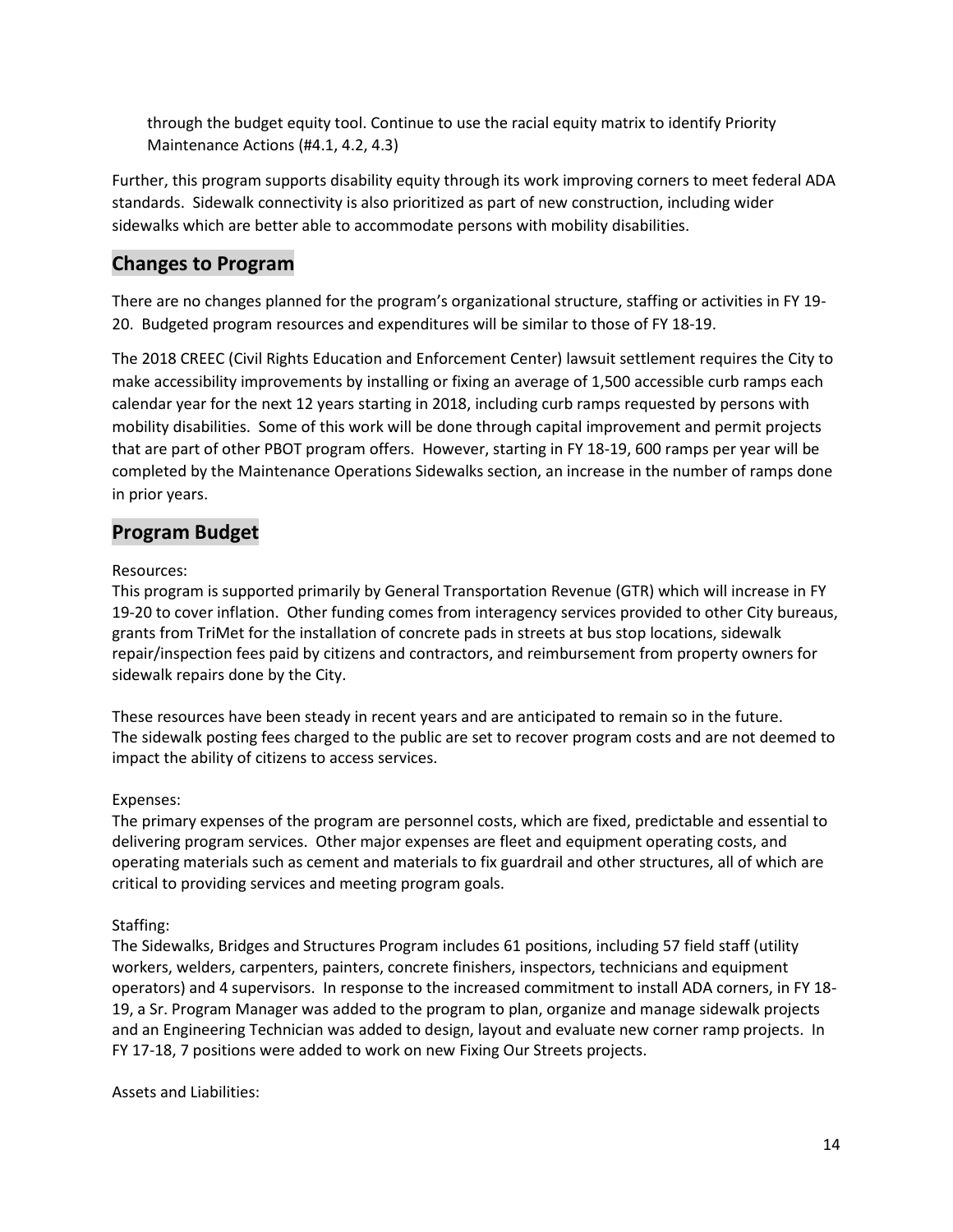through the budget equity tool. Continue to use the racial equity matrix to identify Priority Maintenance Actions (#4.1, 4.2, 4.3)

Further, this program supports disability equity through its work improving corners to meet federal ADA standards. Sidewalk connectivity is also prioritized as part of new construction, including wider sidewalks which are better able to accommodate persons with mobility disabilities.

## Changes to Program

There are no changes planned for the program's organizational structure, staffing or activities in FY 19-20. Budgeted program resources and expenditures will be similar to those of FY 18-19.

The 2018 CREEC (Civil Rights Education and Enforcement Center) lawsuit settlement requires the City to make accessibility improvements by installing or fixing an average of 1,500 accessible curb ramps each calendar year for the next 12 years starting in 2018, including curb ramps requested by persons with mobility disabilities. Some of this work will be done through capital improvement and permit projects that are part of other PBOT program offers. However, starting in FY 18-19, 600 ramps per year will be completed by the Maintenance Operations Sidewalks section, an increase in the number of ramps done in prior years.

## Program Budget

Resources:
This program is supported primarily by General Transportation Revenue (GTR) which will increase in FY 19-20 to cover inflation. Other funding comes from interagency services provided to other City bureaus, grants from TriMet for the installation of concrete pads in streets at bus stop locations, sidewalk repair/inspection fees paid by citizens and contractors, and reimbursement from property owners for sidewalk repairs done by the City.

These resources have been steady in recent years and are anticipated to remain so in the future. The sidewalk posting fees charged to the public are set to recover program costs and are not deemed to impact the ability of citizens to access services.

Expenses:
The primary expenses of the program are personnel costs, which are fixed, predictable and essential to delivering program services. Other major expenses are fleet and equipment operating costs, and operating materials such as cement and materials to fix guardrail and other structures, all of which are critical to providing services and meeting program goals.

Staffing:
The Sidewalks, Bridges and Structures Program includes 61 positions, including 57 field staff (utility workers, welders, carpenters, painters, concrete finishers, inspectors, technicians and equipment operators) and 4 supervisors. In response to the increased commitment to install ADA corners, in FY 18-19, a Sr. Program Manager was added to the program to plan, organize and manage sidewalk projects and an Engineering Technician was added to design, layout and evaluate new corner ramp projects. In FY 17-18, 7 positions were added to work on new Fixing Our Streets projects.

Assets and Liabilities: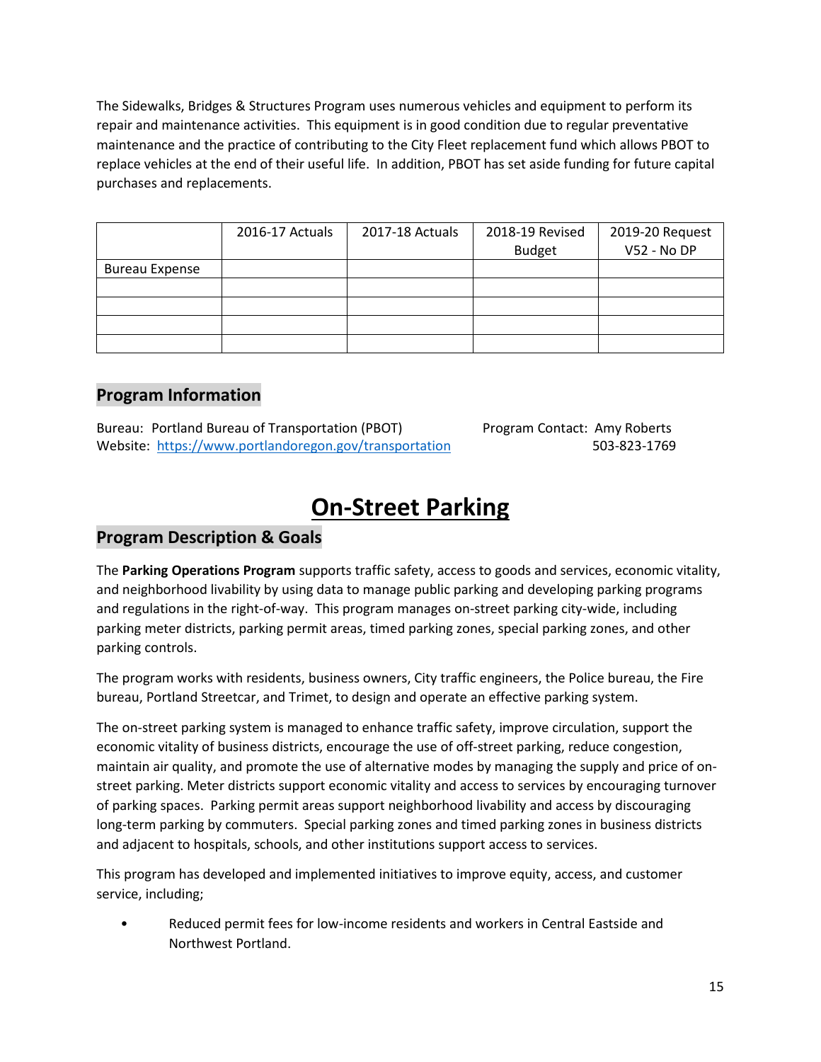The Sidewalks, Bridges & Structures Program uses numerous vehicles and equipment to perform its repair and maintenance activities. This equipment is in good condition due to regular preventative maintenance and the practice of contributing to the City Fleet replacement fund which allows PBOT to replace vehicles at the end of their useful life. In addition, PBOT has set aside funding for future capital purchases and replacements.

| | 2016-17 Actuals | 2017-18 Actuals | 2018-19 Revised Budget | 2019-20 Request V52 - No DP |
|---|---|---|---|---|
| Bureau Expense | | | | |
| | | | | |
| | | | | |
| | | | | |
| | | | | |

## Program Information

Bureau: Portland Bureau of Transportation (PBOT)
Website: https://www.portlandoregon.gov/transportation

Program Contact: Amy Roberts
503-823-1769

# On-Street Parking

## Program Description & Goals

The **Parking Operations Program** supports traffic safety, access to goods and services, economic vitality, and neighborhood livability by using data to manage public parking and developing parking programs and regulations in the right-of-way. This program manages on-street parking city-wide, including parking meter districts, parking permit areas, timed parking zones, special parking zones, and other parking controls.

The program works with residents, business owners, City traffic engineers, the Police bureau, the Fire bureau, Portland Streetcar, and Trimet, to design and operate an effective parking system.

The on-street parking system is managed to enhance traffic safety, improve circulation, support the economic vitality of business districts, encourage the use of off-street parking, reduce congestion, maintain air quality, and promote the use of alternative modes by managing the supply and price of on-street parking. Meter districts support economic vitality and access to services by encouraging turnover of parking spaces. Parking permit areas support neighborhood livability and access by discouraging long-term parking by commuters. Special parking zones and timed parking zones in business districts and adjacent to hospitals, schools, and other institutions support access to services.

This program has developed and implemented initiatives to improve equity, access, and customer service, including;

- Reduced permit fees for low-income residents and workers in Central Eastside and Northwest Portland.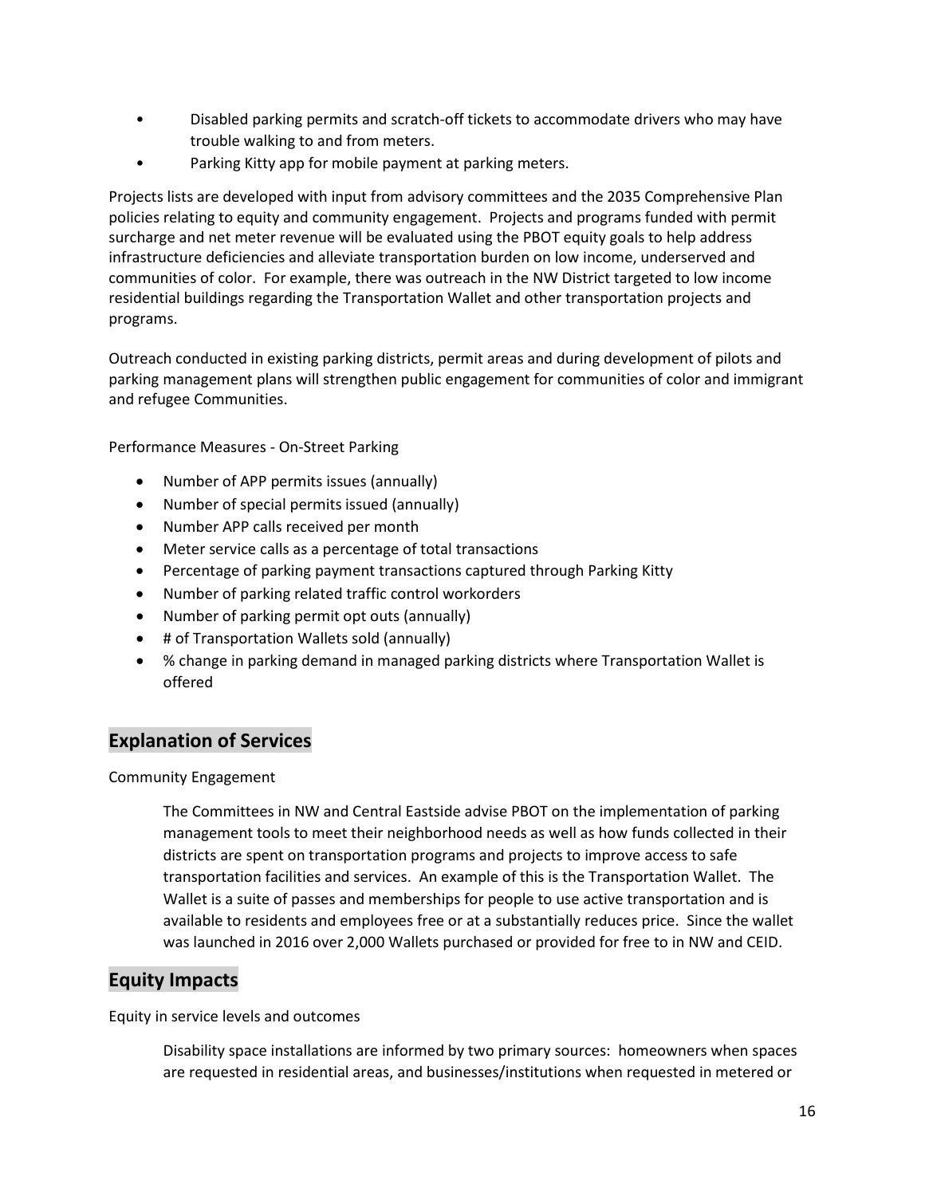- Disabled parking permits and scratch-off tickets to accommodate drivers who may have trouble walking to and from meters.
- Parking Kitty app for mobile payment at parking meters.

Projects lists are developed with input from advisory committees and the 2035 Comprehensive Plan policies relating to equity and community engagement. Projects and programs funded with permit surcharge and net meter revenue will be evaluated using the PBOT equity goals to help address infrastructure deficiencies and alleviate transportation burden on low income, underserved and communities of color. For example, there was outreach in the NW District targeted to low income residential buildings regarding the Transportation Wallet and other transportation projects and programs.

Outreach conducted in existing parking districts, permit areas and during development of pilots and parking management plans will strengthen public engagement for communities of color and immigrant and refugee Communities.

Performance Measures - On-Street Parking

- Number of APP permits issues (annually)
- Number of special permits issued (annually)
- Number APP calls received per month
- Meter service calls as a percentage of total transactions
- Percentage of parking payment transactions captured through Parking Kitty
- Number of parking related traffic control workorders
- Number of parking permit opt outs (annually)
- # of Transportation Wallets sold (annually)
- % change in parking demand in managed parking districts where Transportation Wallet is offered

## Explanation of Services

Community Engagement

The Committees in NW and Central Eastside advise PBOT on the implementation of parking management tools to meet their neighborhood needs as well as how funds collected in their districts are spent on transportation programs and projects to improve access to safe transportation facilities and services. An example of this is the Transportation Wallet. The Wallet is a suite of passes and memberships for people to use active transportation and is available to residents and employees free or at a substantially reduces price. Since the wallet was launched in 2016 over 2,000 Wallets purchased or provided for free to in NW and CEID.

## Equity Impacts

Equity in service levels and outcomes

Disability space installations are informed by two primary sources: homeowners when spaces are requested in residential areas, and businesses/institutions when requested in metered or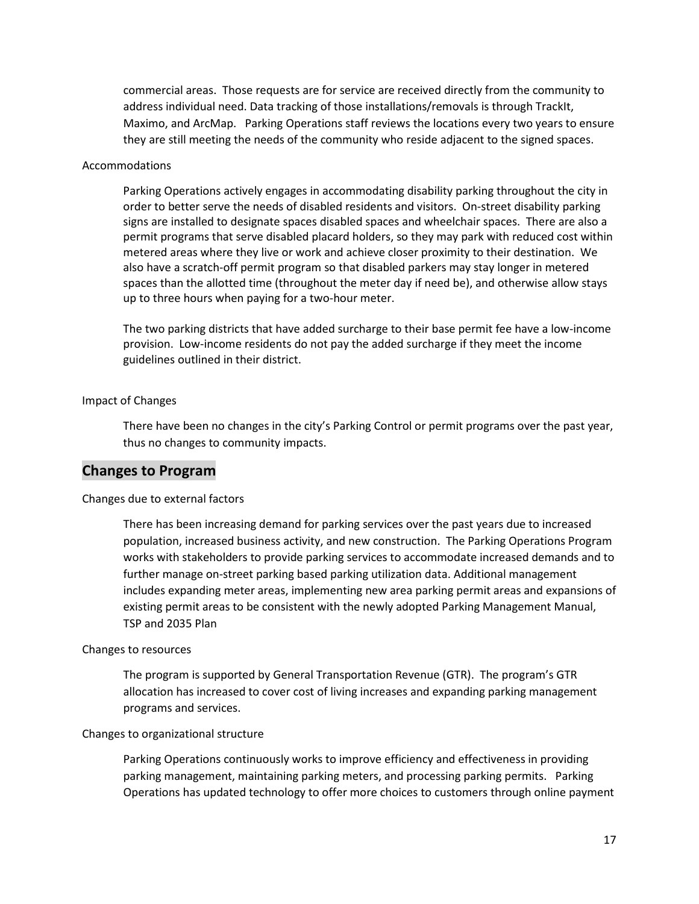commercial areas. Those requests are for service are received directly from the community to address individual need. Data tracking of those installations/removals is through TrackIt, Maximo, and ArcMap. Parking Operations staff reviews the locations every two years to ensure they are still meeting the needs of the community who reside adjacent to the signed spaces.

Accommodations

Parking Operations actively engages in accommodating disability parking throughout the city in order to better serve the needs of disabled residents and visitors. On-street disability parking signs are installed to designate spaces disabled spaces and wheelchair spaces. There are also a permit programs that serve disabled placard holders, so they may park with reduced cost within metered areas where they live or work and achieve closer proximity to their destination. We also have a scratch-off permit program so that disabled parkers may stay longer in metered spaces than the allotted time (throughout the meter day if need be), and otherwise allow stays up to three hours when paying for a two-hour meter.

The two parking districts that have added surcharge to their base permit fee have a low-income provision. Low-income residents do not pay the added surcharge if they meet the income guidelines outlined in their district.

Impact of Changes

There have been no changes in the city's Parking Control or permit programs over the past year, thus no changes to community impacts.

## Changes to Program

Changes due to external factors

There has been increasing demand for parking services over the past years due to increased population, increased business activity, and new construction. The Parking Operations Program works with stakeholders to provide parking services to accommodate increased demands and to further manage on-street parking based parking utilization data. Additional management includes expanding meter areas, implementing new area parking permit areas and expansions of existing permit areas to be consistent with the newly adopted Parking Management Manual, TSP and 2035 Plan

Changes to resources

The program is supported by General Transportation Revenue (GTR). The program's GTR allocation has increased to cover cost of living increases and expanding parking management programs and services.

Changes to organizational structure

Parking Operations continuously works to improve efficiency and effectiveness in providing parking management, maintaining parking meters, and processing parking permits. Parking Operations has updated technology to offer more choices to customers through online payment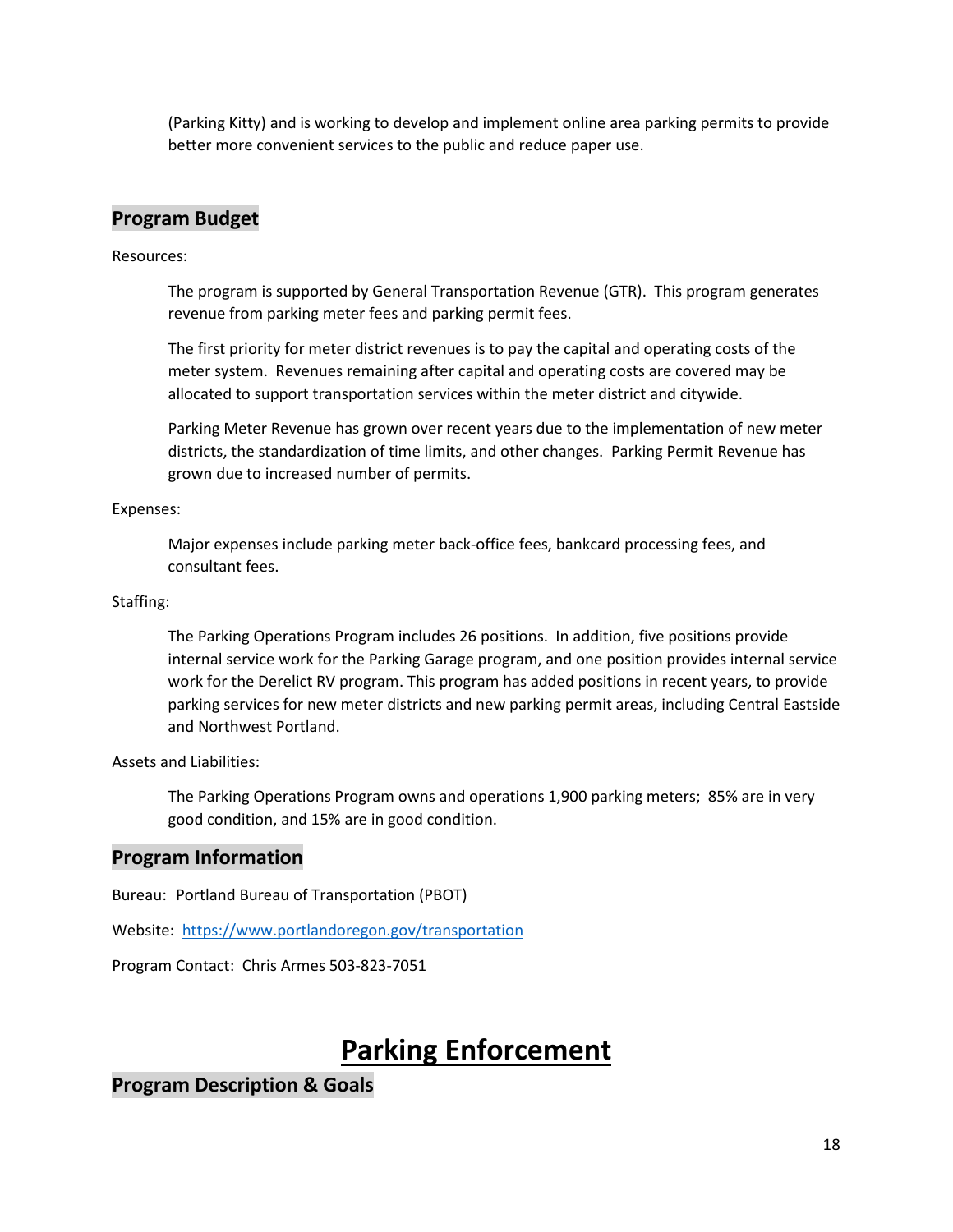(Parking Kitty) and is working to develop and implement online area parking permits to provide better more convenient services to the public and reduce paper use.

## Program Budget

Resources:

The program is supported by General Transportation Revenue (GTR). This program generates revenue from parking meter fees and parking permit fees.

The first priority for meter district revenues is to pay the capital and operating costs of the meter system. Revenues remaining after capital and operating costs are covered may be allocated to support transportation services within the meter district and citywide.

Parking Meter Revenue has grown over recent years due to the implementation of new meter districts, the standardization of time limits, and other changes. Parking Permit Revenue has grown due to increased number of permits.

Expenses:

Major expenses include parking meter back-office fees, bankcard processing fees, and consultant fees.

Staffing:

The Parking Operations Program includes 26 positions. In addition, five positions provide internal service work for the Parking Garage program, and one position provides internal service work for the Derelict RV program. This program has added positions in recent years, to provide parking services for new meter districts and new parking permit areas, including Central Eastside and Northwest Portland.

Assets and Liabilities:

The Parking Operations Program owns and operations 1,900 parking meters; 85% are in very good condition, and 15% are in good condition.

## Program Information

Bureau: Portland Bureau of Transportation (PBOT)

Website: [https://www.portlandoregon.gov/transportation](https://www.portlandoregon.gov/transportation)

Program Contact: Chris Armes 503-823-7051

# Parking Enforcement

## Program Description & Goals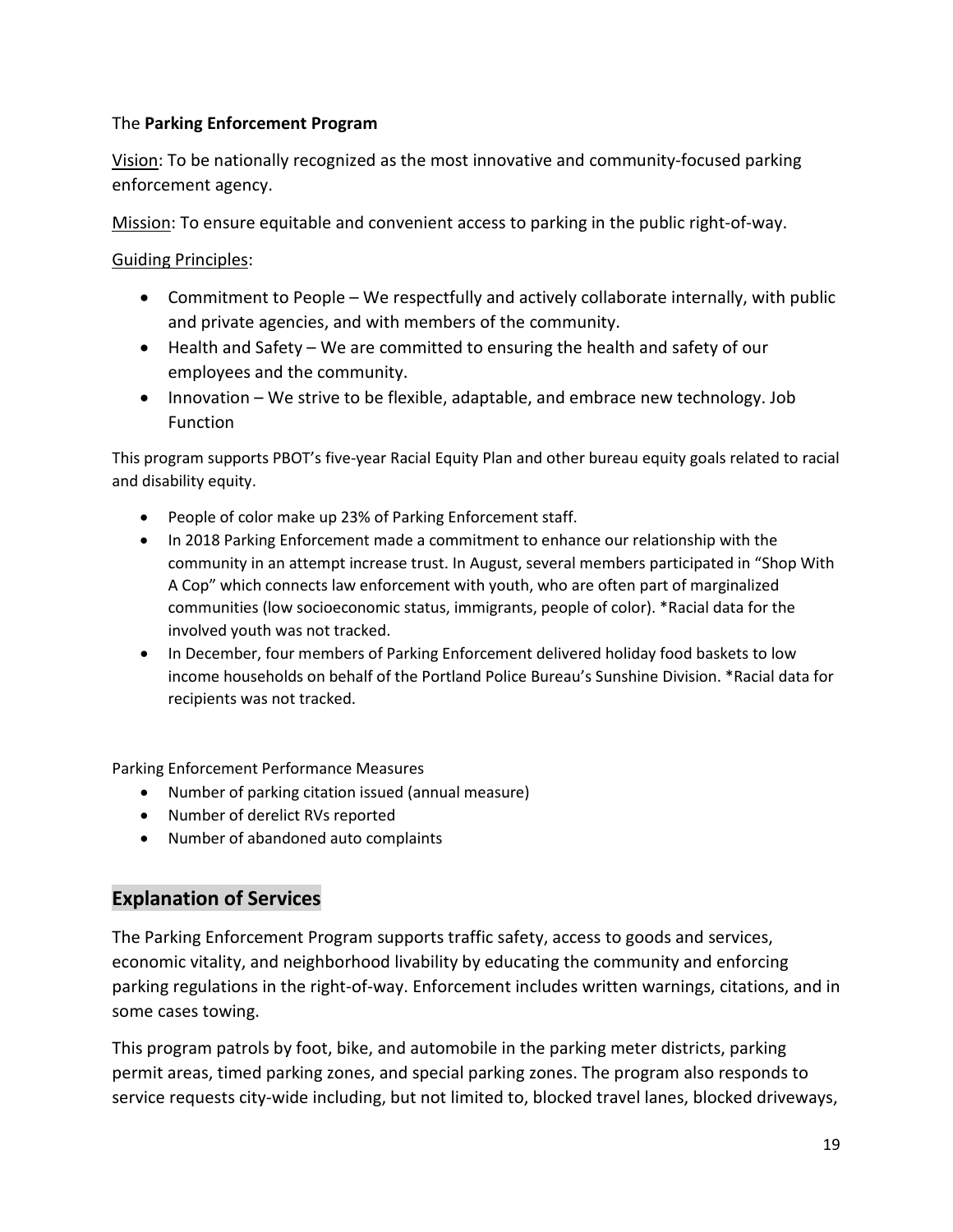The **Parking Enforcement Program**

Vision: To be nationally recognized as the most innovative and community-focused parking enforcement agency.

Mission: To ensure equitable and convenient access to parking in the public right-of-way.

Guiding Principles:

- Commitment to People – We respectfully and actively collaborate internally, with public and private agencies, and with members of the community.
- Health and Safety – We are committed to ensuring the health and safety of our employees and the community.
- Innovation – We strive to be flexible, adaptable, and embrace new technology. Job Function

This program supports PBOT's five-year Racial Equity Plan and other bureau equity goals related to racial and disability equity.

- People of color make up 23% of Parking Enforcement staff.
- In 2018 Parking Enforcement made a commitment to enhance our relationship with the community in an attempt increase trust. In August, several members participated in "Shop With A Cop" which connects law enforcement with youth, who are often part of marginalized communities (low socioeconomic status, immigrants, people of color). *Racial data for the involved youth was not tracked.
- In December, four members of Parking Enforcement delivered holiday food baskets to low income households on behalf of the Portland Police Bureau's Sunshine Division. *Racial data for recipients was not tracked.

Parking Enforcement Performance Measures

- Number of parking citation issued (annual measure)
- Number of derelict RVs reported
- Number of abandoned auto complaints

## Explanation of Services

The Parking Enforcement Program supports traffic safety, access to goods and services, economic vitality, and neighborhood livability by educating the community and enforcing parking regulations in the right-of-way. Enforcement includes written warnings, citations, and in some cases towing.

This program patrols by foot, bike, and automobile in the parking meter districts, parking permit areas, timed parking zones, and special parking zones. The program also responds to service requests city-wide including, but not limited to, blocked travel lanes, blocked driveways,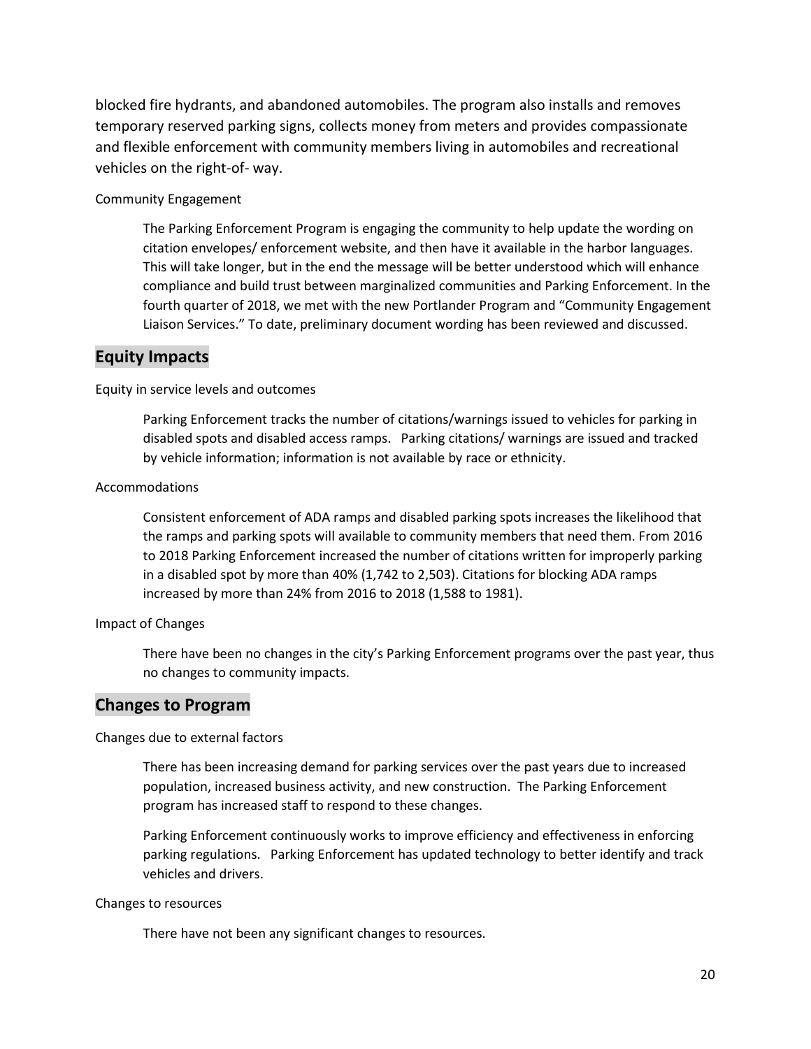blocked fire hydrants, and abandoned automobiles. The program also installs and removes temporary reserved parking signs, collects money from meters and provides compassionate and flexible enforcement with community members living in automobiles and recreational vehicles on the right-of- way.

Community Engagement

> The Parking Enforcement Program is engaging the community to help update the wording on citation envelopes/ enforcement website, and then have it available in the harbor languages. This will take longer, but in the end the message will be better understood which will enhance compliance and build trust between marginalized communities and Parking Enforcement. In the fourth quarter of 2018, we met with the new Portlander Program and "Community Engagement Liaison Services." To date, preliminary document wording has been reviewed and discussed.

## Equity Impacts

Equity in service levels and outcomes

> Parking Enforcement tracks the number of citations/warnings issued to vehicles for parking in disabled spots and disabled access ramps. Parking citations/ warnings are issued and tracked by vehicle information; information is not available by race or ethnicity.

Accommodations

> Consistent enforcement of ADA ramps and disabled parking spots increases the likelihood that the ramps and parking spots will available to community members that need them. From 2016 to 2018 Parking Enforcement increased the number of citations written for improperly parking in a disabled spot by more than 40% (1,742 to 2,503). Citations for blocking ADA ramps increased by more than 24% from 2016 to 2018 (1,588 to 1981).

Impact of Changes

> There have been no changes in the city's Parking Enforcement programs over the past year, thus no changes to community impacts.

## Changes to Program

Changes due to external factors

> There has been increasing demand for parking services over the past years due to increased population, increased business activity, and new construction. The Parking Enforcement program has increased staff to respond to these changes.
>
> Parking Enforcement continuously works to improve efficiency and effectiveness in enforcing parking regulations. Parking Enforcement has updated technology to better identify and track vehicles and drivers.

Changes to resources

> There have not been any significant changes to resources.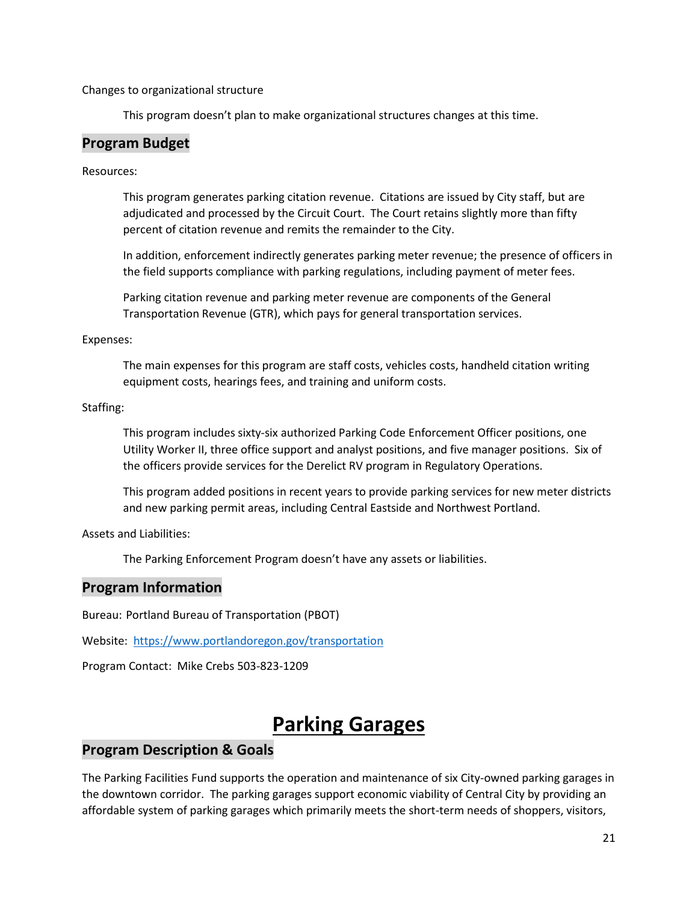Changes to organizational structure

This program doesn't plan to make organizational structures changes at this time.

## Program Budget

Resources:

This program generates parking citation revenue. Citations are issued by City staff, but are adjudicated and processed by the Circuit Court. The Court retains slightly more than fifty percent of citation revenue and remits the remainder to the City.

In addition, enforcement indirectly generates parking meter revenue; the presence of officers in the field supports compliance with parking regulations, including payment of meter fees.

Parking citation revenue and parking meter revenue are components of the General Transportation Revenue (GTR), which pays for general transportation services.

Expenses:

The main expenses for this program are staff costs, vehicles costs, handheld citation writing equipment costs, hearings fees, and training and uniform costs.

Staffing:

This program includes sixty-six authorized Parking Code Enforcement Officer positions, one Utility Worker II, three office support and analyst positions, and five manager positions. Six of the officers provide services for the Derelict RV program in Regulatory Operations.

This program added positions in recent years to provide parking services for new meter districts and new parking permit areas, including Central Eastside and Northwest Portland.

Assets and Liabilities:

The Parking Enforcement Program doesn't have any assets or liabilities.

## Program Information

Bureau: Portland Bureau of Transportation (PBOT)

Website: https://www.portlandoregon.gov/transportation

Program Contact: Mike Crebs 503-823-1209

# Parking Garages

## Program Description & Goals

The Parking Facilities Fund supports the operation and maintenance of six City-owned parking garages in the downtown corridor. The parking garages support economic viability of Central City by providing an affordable system of parking garages which primarily meets the short-term needs of shoppers, visitors,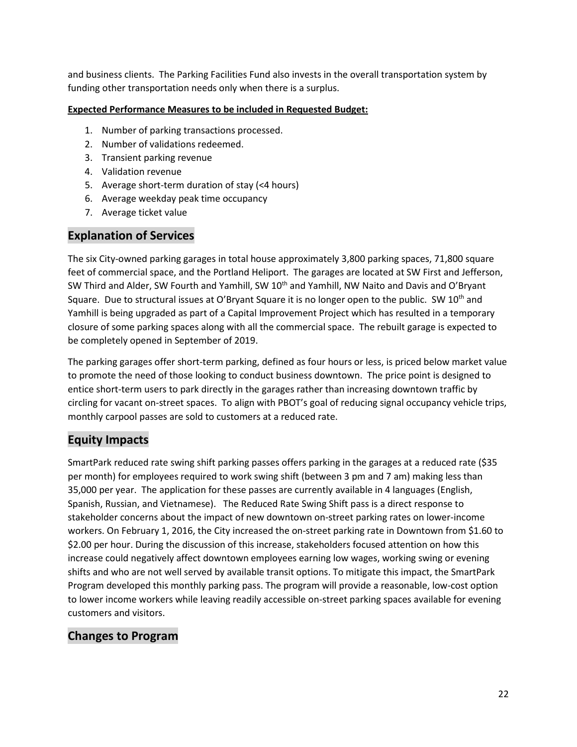and business clients. The Parking Facilities Fund also invests in the overall transportation system by funding other transportation needs only when there is a surplus.

**Expected Performance Measures to be included in Requested Budget:**

1. Number of parking transactions processed.
2. Number of validations redeemed.
3. Transient parking revenue
4. Validation revenue
5. Average short-term duration of stay (<4 hours)
6. Average weekday peak time occupancy
7. Average ticket value

## Explanation of Services

The six City-owned parking garages in total house approximately 3,800 parking spaces, 71,800 square feet of commercial space, and the Portland Heliport. The garages are located at SW First and Jefferson, SW Third and Alder, SW Fourth and Yamhill, SW 10th and Yamhill, NW Naito and Davis and O'Bryant Square. Due to structural issues at O'Bryant Square it is no longer open to the public. SW 10th and Yamhill is being upgraded as part of a Capital Improvement Project which has resulted in a temporary closure of some parking spaces along with all the commercial space. The rebuilt garage is expected to be completely opened in September of 2019.

The parking garages offer short-term parking, defined as four hours or less, is priced below market value to promote the need of those looking to conduct business downtown. The price point is designed to entice short-term users to park directly in the garages rather than increasing downtown traffic by circling for vacant on-street spaces. To align with PBOT's goal of reducing signal occupancy vehicle trips, monthly carpool passes are sold to customers at a reduced rate.

## Equity Impacts

SmartPark reduced rate swing shift parking passes offers parking in the garages at a reduced rate ($35 per month) for employees required to work swing shift (between 3 pm and 7 am) making less than 35,000 per year. The application for these passes are currently available in 4 languages (English, Spanish, Russian, and Vietnamese). The Reduced Rate Swing Shift pass is a direct response to stakeholder concerns about the impact of new downtown on-street parking rates on lower-income workers. On February 1, 2016, the City increased the on-street parking rate in Downtown from $1.60 to $2.00 per hour. During the discussion of this increase, stakeholders focused attention on how this increase could negatively affect downtown employees earning low wages, working swing or evening shifts and who are not well served by available transit options. To mitigate this impact, the SmartPark Program developed this monthly parking pass. The program will provide a reasonable, low-cost option to lower income workers while leaving readily accessible on-street parking spaces available for evening customers and visitors.

## Changes to Program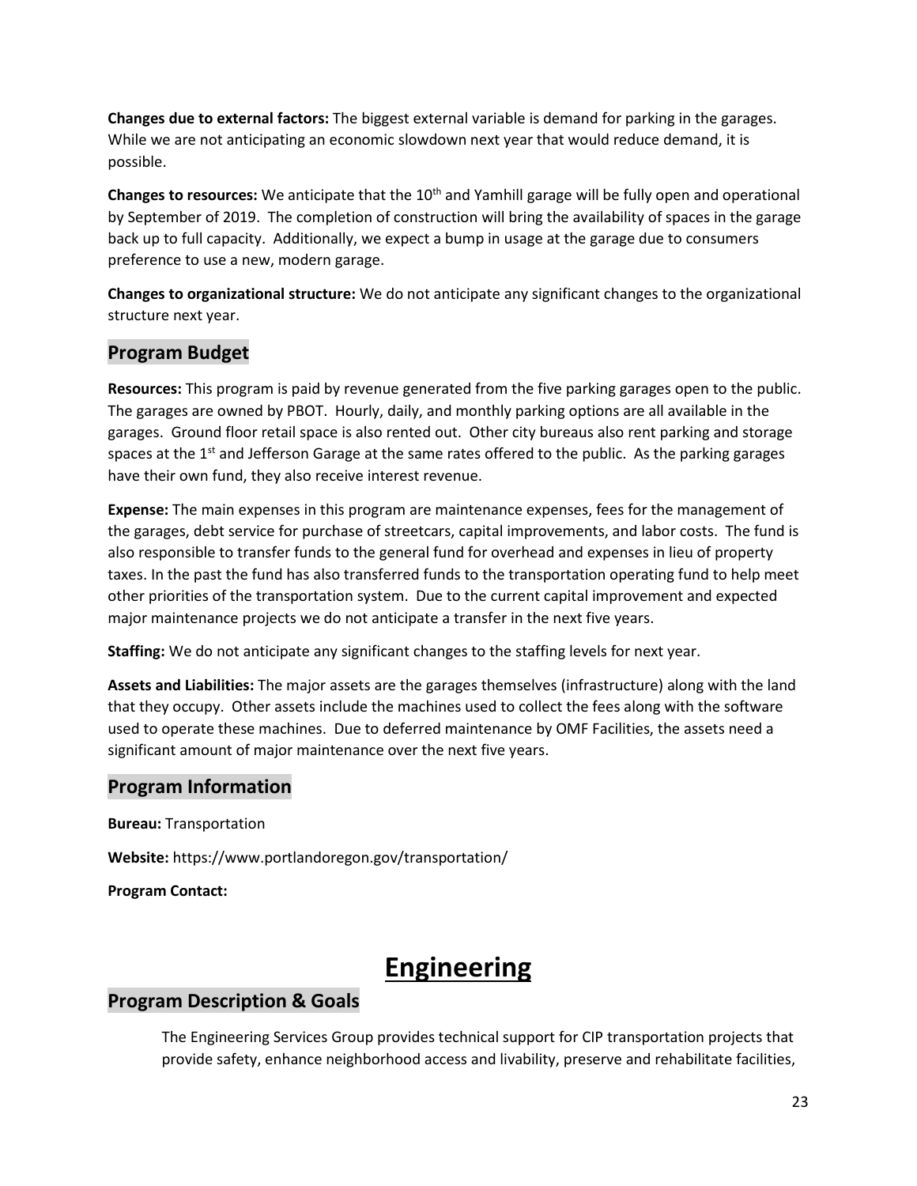**Changes due to external factors:** The biggest external variable is demand for parking in the garages. While we are not anticipating an economic slowdown next year that would reduce demand, it is possible.

**Changes to resources:** We anticipate that the 10th and Yamhill garage will be fully open and operational by September of 2019. The completion of construction will bring the availability of spaces in the garage back up to full capacity. Additionally, we expect a bump in usage at the garage due to consumers preference to use a new, modern garage.

**Changes to organizational structure:** We do not anticipate any significant changes to the organizational structure next year.

## Program Budget

**Resources:** This program is paid by revenue generated from the five parking garages open to the public. The garages are owned by PBOT. Hourly, daily, and monthly parking options are all available in the garages. Ground floor retail space is also rented out. Other city bureaus also rent parking and storage spaces at the 1st and Jefferson Garage at the same rates offered to the public. As the parking garages have their own fund, they also receive interest revenue.

**Expense:** The main expenses in this program are maintenance expenses, fees for the management of the garages, debt service for purchase of streetcars, capital improvements, and labor costs. The fund is also responsible to transfer funds to the general fund for overhead and expenses in lieu of property taxes. In the past the fund has also transferred funds to the transportation operating fund to help meet other priorities of the transportation system. Due to the current capital improvement and expected major maintenance projects we do not anticipate a transfer in the next five years.

**Staffing:** We do not anticipate any significant changes to the staffing levels for next year.

**Assets and Liabilities:** The major assets are the garages themselves (infrastructure) along with the land that they occupy. Other assets include the machines used to collect the fees along with the software used to operate these machines. Due to deferred maintenance by OMF Facilities, the assets need a significant amount of major maintenance over the next five years.

## Program Information

**Bureau:** Transportation

**Website:** https://www.portlandoregon.gov/transportation/

**Program Contact:**

# Engineering

## Program Description & Goals

The Engineering Services Group provides technical support for CIP transportation projects that provide safety, enhance neighborhood access and livability, preserve and rehabilitate facilities,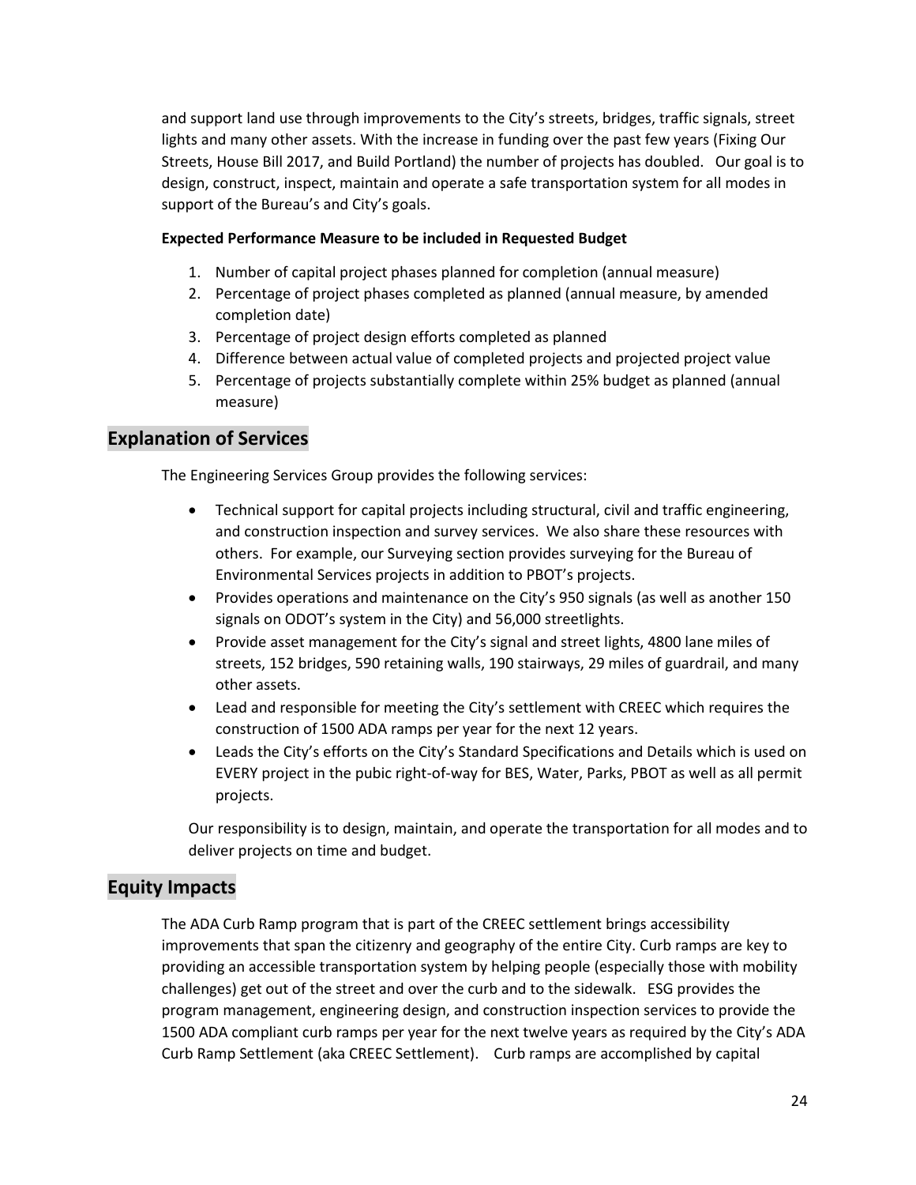and support land use through improvements to the City's streets, bridges, traffic signals, street lights and many other assets. With the increase in funding over the past few years (Fixing Our Streets, House Bill 2017, and Build Portland) the number of projects has doubled. Our goal is to design, construct, inspect, maintain and operate a safe transportation system for all modes in support of the Bureau's and City's goals.

**Expected Performance Measure to be included in Requested Budget**

1. Number of capital project phases planned for completion (annual measure)
2. Percentage of project phases completed as planned (annual measure, by amended completion date)
3. Percentage of project design efforts completed as planned
4. Difference between actual value of completed projects and projected project value
5. Percentage of projects substantially complete within 25% budget as planned (annual measure)

## Explanation of Services

The Engineering Services Group provides the following services:

- Technical support for capital projects including structural, civil and traffic engineering, and construction inspection and survey services. We also share these resources with others. For example, our Surveying section provides surveying for the Bureau of Environmental Services projects in addition to PBOT's projects.
- Provides operations and maintenance on the City's 950 signals (as well as another 150 signals on ODOT's system in the City) and 56,000 streetlights.
- Provide asset management for the City's signal and street lights, 4800 lane miles of streets, 152 bridges, 590 retaining walls, 190 stairways, 29 miles of guardrail, and many other assets.
- Lead and responsible for meeting the City's settlement with CREEC which requires the construction of 1500 ADA ramps per year for the next 12 years.
- Leads the City's efforts on the City's Standard Specifications and Details which is used on EVERY project in the pubic right-of-way for BES, Water, Parks, PBOT as well as all permit projects.

Our responsibility is to design, maintain, and operate the transportation for all modes and to deliver projects on time and budget.

## Equity Impacts

The ADA Curb Ramp program that is part of the CREEC settlement brings accessibility improvements that span the citizenry and geography of the entire City. Curb ramps are key to providing an accessible transportation system by helping people (especially those with mobility challenges) get out of the street and over the curb and to the sidewalk. ESG provides the program management, engineering design, and construction inspection services to provide the 1500 ADA compliant curb ramps per year for the next twelve years as required by the City's ADA Curb Ramp Settlement (aka CREEC Settlement). Curb ramps are accomplished by capital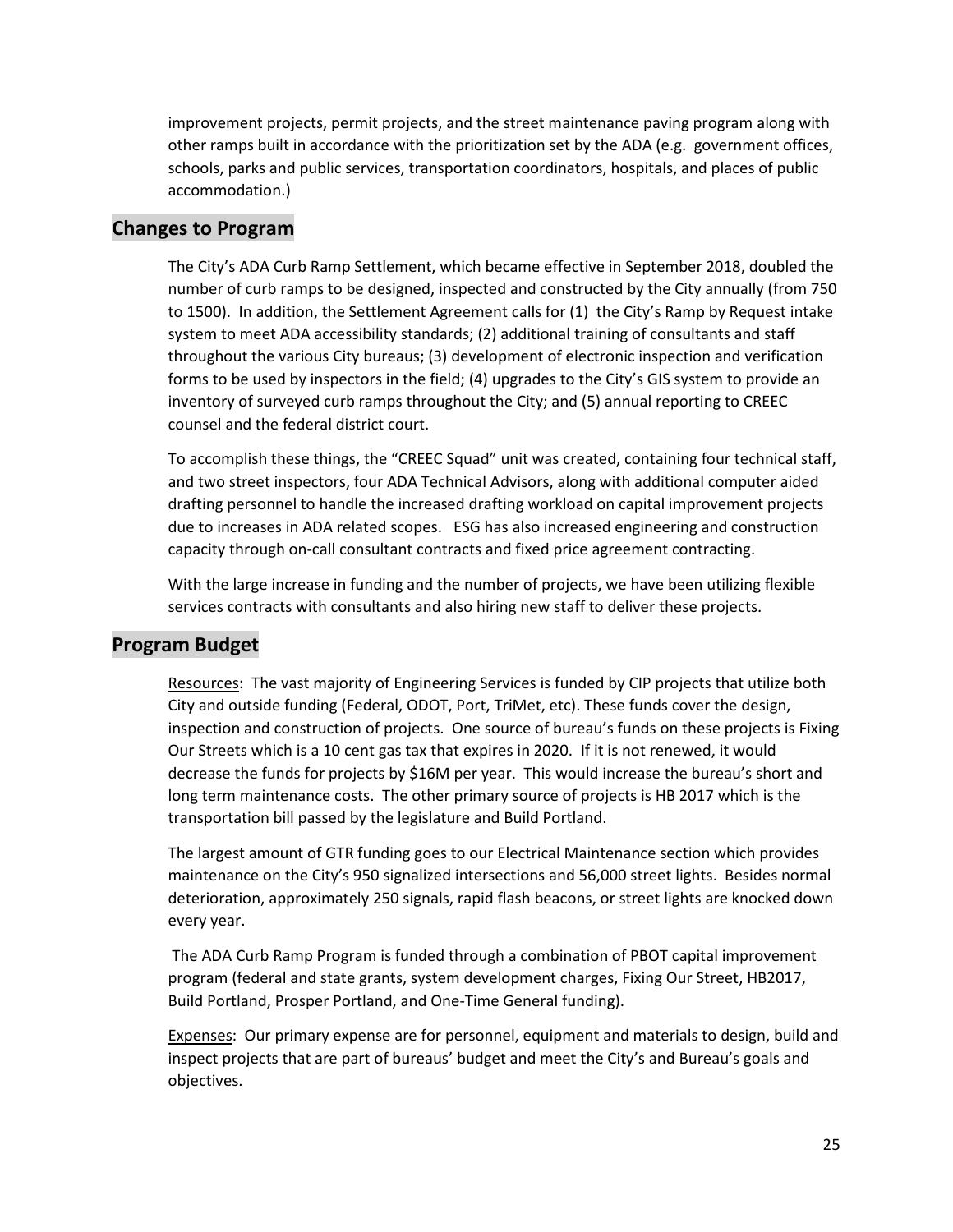improvement projects, permit projects, and the street maintenance paving program along with other ramps built in accordance with the prioritization set by the ADA (e.g. government offices, schools, parks and public services, transportation coordinators, hospitals, and places of public accommodation.)

## Changes to Program

The City's ADA Curb Ramp Settlement, which became effective in September 2018, doubled the number of curb ramps to be designed, inspected and constructed by the City annually (from 750 to 1500). In addition, the Settlement Agreement calls for (1) the City's Ramp by Request intake system to meet ADA accessibility standards; (2) additional training of consultants and staff throughout the various City bureaus; (3) development of electronic inspection and verification forms to be used by inspectors in the field; (4) upgrades to the City's GIS system to provide an inventory of surveyed curb ramps throughout the City; and (5) annual reporting to CREEC counsel and the federal district court.

To accomplish these things, the "CREEC Squad" unit was created, containing four technical staff, and two street inspectors, four ADA Technical Advisors, along with additional computer aided drafting personnel to handle the increased drafting workload on capital improvement projects due to increases in ADA related scopes. ESG has also increased engineering and construction capacity through on-call consultant contracts and fixed price agreement contracting.

With the large increase in funding and the number of projects, we have been utilizing flexible services contracts with consultants and also hiring new staff to deliver these projects.

## Program Budget

Resources: The vast majority of Engineering Services is funded by CIP projects that utilize both City and outside funding (Federal, ODOT, Port, TriMet, etc). These funds cover the design, inspection and construction of projects. One source of bureau's funds on these projects is Fixing Our Streets which is a 10 cent gas tax that expires in 2020. If it is not renewed, it would decrease the funds for projects by $16M per year. This would increase the bureau's short and long term maintenance costs. The other primary source of projects is HB 2017 which is the transportation bill passed by the legislature and Build Portland.

The largest amount of GTR funding goes to our Electrical Maintenance section which provides maintenance on the City's 950 signalized intersections and 56,000 street lights. Besides normal deterioration, approximately 250 signals, rapid flash beacons, or street lights are knocked down every year.

The ADA Curb Ramp Program is funded through a combination of PBOT capital improvement program (federal and state grants, system development charges, Fixing Our Street, HB2017, Build Portland, Prosper Portland, and One-Time General funding).

Expenses: Our primary expense are for personnel, equipment and materials to design, build and inspect projects that are part of bureaus' budget and meet the City's and Bureau's goals and objectives.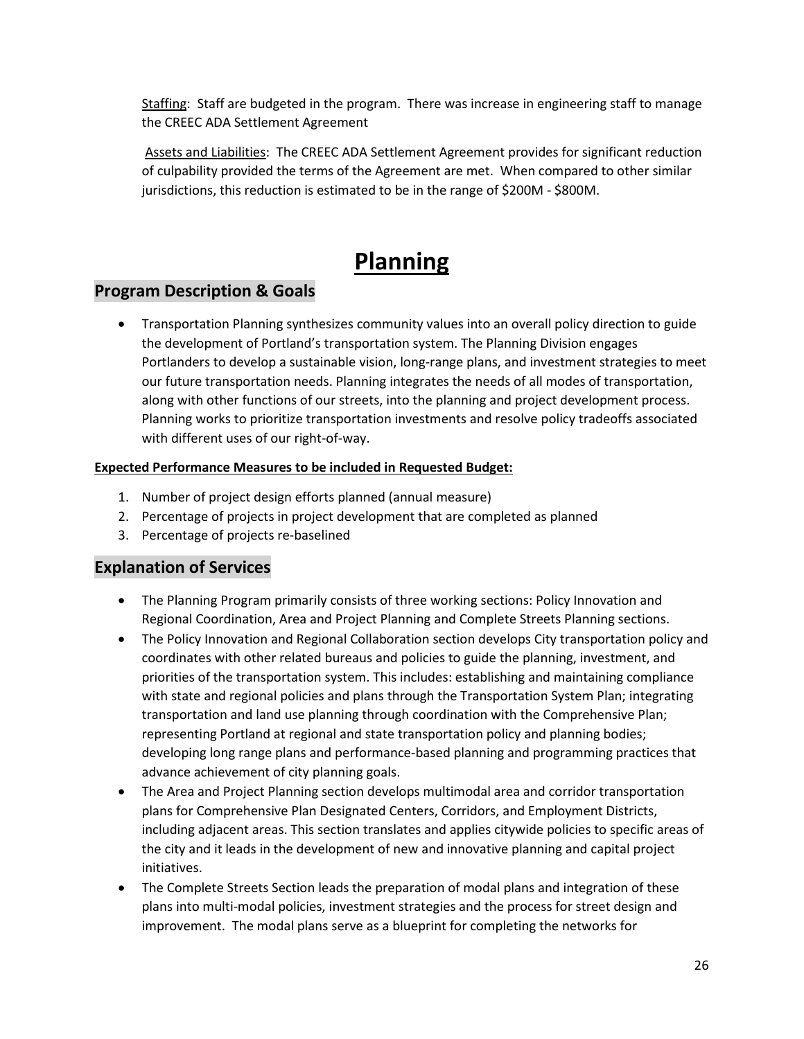<u>Staffing</u>: Staff are budgeted in the program. There was increase in engineering staff to manage the CREEC ADA Settlement Agreement

<u>Assets and Liabilities</u>: The CREEC ADA Settlement Agreement provides for significant reduction of culpability provided the terms of the Agreement are met. When compared to other similar jurisdictions, this reduction is estimated to be in the range of $200M - $800M.

# Planning

## Program Description & Goals

- Transportation Planning synthesizes community values into an overall policy direction to guide the development of Portland's transportation system. The Planning Division engages Portlanders to develop a sustainable vision, long-range plans, and investment strategies to meet our future transportation needs. Planning integrates the needs of all modes of transportation, along with other functions of our streets, into the planning and project development process. Planning works to prioritize transportation investments and resolve policy tradeoffs associated with different uses of our right-of-way.

**<u>Expected Performance Measures to be included in Requested Budget:</u>**

1. Number of project design efforts planned (annual measure)
2. Percentage of projects in project development that are completed as planned
3. Percentage of projects re-baselined

## Explanation of Services

- The Planning Program primarily consists of three working sections: Policy Innovation and Regional Coordination, Area and Project Planning and Complete Streets Planning sections.
- The Policy Innovation and Regional Collaboration section develops City transportation policy and coordinates with other related bureaus and policies to guide the planning, investment, and priorities of the transportation system. This includes: establishing and maintaining compliance with state and regional policies and plans through the Transportation System Plan; integrating transportation and land use planning through coordination with the Comprehensive Plan; representing Portland at regional and state transportation policy and planning bodies; developing long range plans and performance-based planning and programming practices that advance achievement of city planning goals.
- The Area and Project Planning section develops multimodal area and corridor transportation plans for Comprehensive Plan Designated Centers, Corridors, and Employment Districts, including adjacent areas. This section translates and applies citywide policies to specific areas of the city and it leads in the development of new and innovative planning and capital project initiatives.
- The Complete Streets Section leads the preparation of modal plans and integration of these plans into multi-modal policies, investment strategies and the process for street design and improvement. The modal plans serve as a blueprint for completing the networks for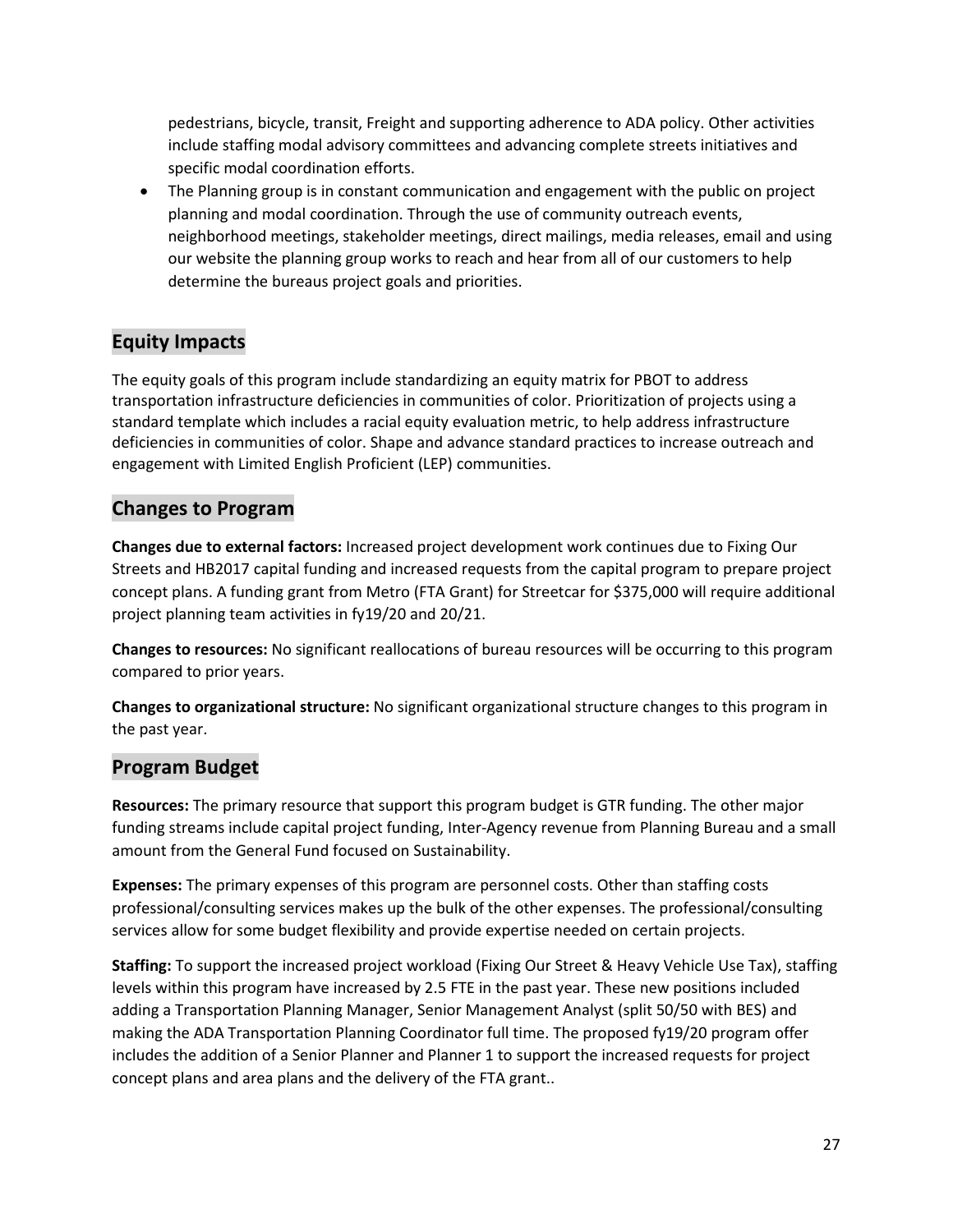pedestrians, bicycle, transit, Freight and supporting adherence to ADA policy. Other activities include staffing modal advisory committees and advancing complete streets initiatives and specific modal coordination efforts.

- The Planning group is in constant communication and engagement with the public on project planning and modal coordination. Through the use of community outreach events, neighborhood meetings, stakeholder meetings, direct mailings, media releases, email and using our website the planning group works to reach and hear from all of our customers to help determine the bureaus project goals and priorities.

## Equity Impacts

The equity goals of this program include standardizing an equity matrix for PBOT to address transportation infrastructure deficiencies in communities of color. Prioritization of projects using a standard template which includes a racial equity evaluation metric, to help address infrastructure deficiencies in communities of color. Shape and advance standard practices to increase outreach and engagement with Limited English Proficient (LEP) communities.

## Changes to Program

**Changes due to external factors:** Increased project development work continues due to Fixing Our Streets and HB2017 capital funding and increased requests from the capital program to prepare project concept plans. A funding grant from Metro (FTA Grant) for Streetcar for $375,000 will require additional project planning team activities in fy19/20 and 20/21.

**Changes to resources:** No significant reallocations of bureau resources will be occurring to this program compared to prior years.

**Changes to organizational structure:** No significant organizational structure changes to this program in the past year.

## Program Budget

**Resources:** The primary resource that support this program budget is GTR funding. The other major funding streams include capital project funding, Inter-Agency revenue from Planning Bureau and a small amount from the General Fund focused on Sustainability.

**Expenses:** The primary expenses of this program are personnel costs. Other than staffing costs professional/consulting services makes up the bulk of the other expenses. The professional/consulting services allow for some budget flexibility and provide expertise needed on certain projects.

**Staffing:** To support the increased project workload (Fixing Our Street & Heavy Vehicle Use Tax), staffing levels within this program have increased by 2.5 FTE in the past year. These new positions included adding a Transportation Planning Manager, Senior Management Analyst (split 50/50 with BES) and making the ADA Transportation Planning Coordinator full time. The proposed fy19/20 program offer includes the addition of a Senior Planner and Planner 1 to support the increased requests for project concept plans and area plans and the delivery of the FTA grant..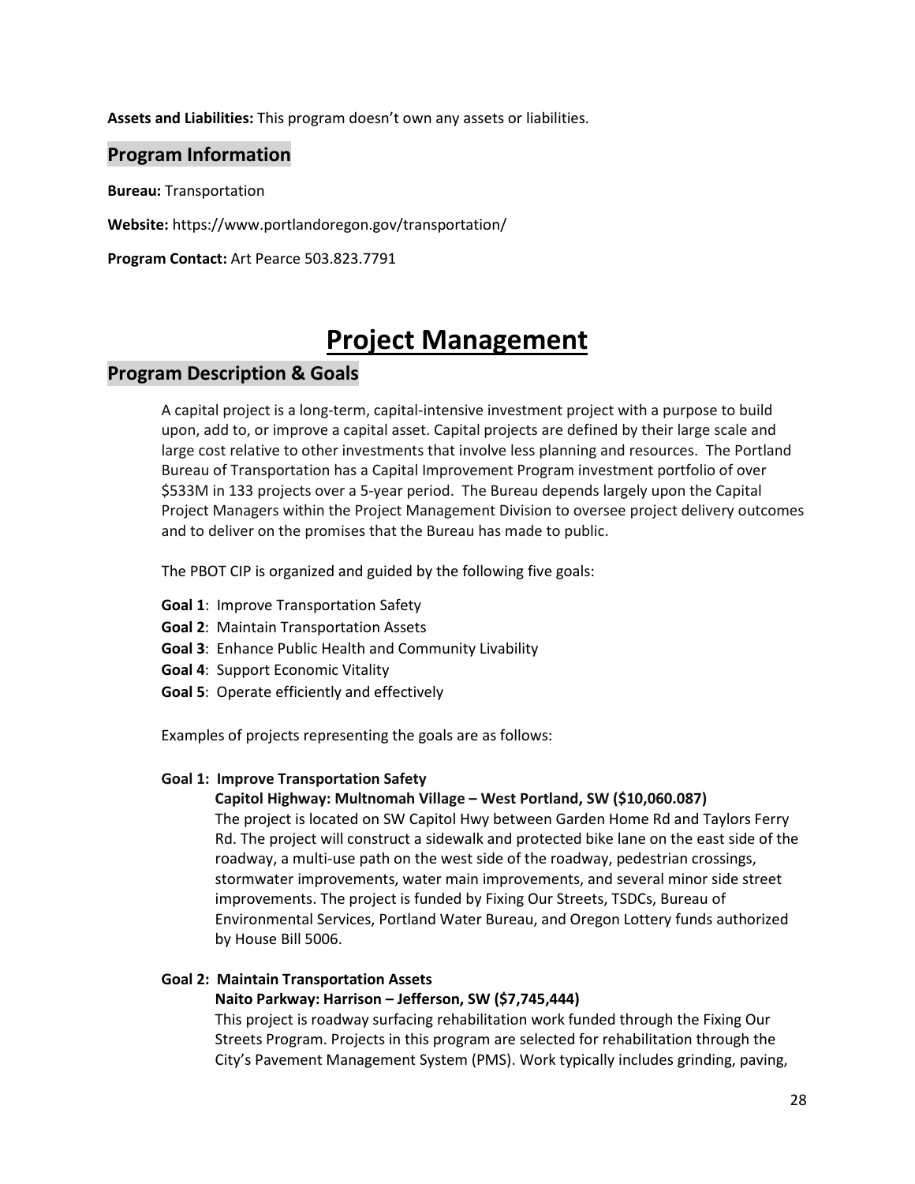**Assets and Liabilities:** This program doesn't own any assets or liabilities.

## Program Information

**Bureau:** Transportation

**Website:** https://www.portlandoregon.gov/transportation/

**Program Contact:** Art Pearce 503.823.7791

# Project Management

## Program Description & Goals

A capital project is a long-term, capital-intensive investment project with a purpose to build upon, add to, or improve a capital asset. Capital projects are defined by their large scale and large cost relative to other investments that involve less planning and resources. The Portland Bureau of Transportation has a Capital Improvement Program investment portfolio of over $533M in 133 projects over a 5-year period. The Bureau depends largely upon the Capital Project Managers within the Project Management Division to oversee project delivery outcomes and to deliver on the promises that the Bureau has made to public.

The PBOT CIP is organized and guided by the following five goals:

**Goal 1**: Improve Transportation Safety
**Goal 2**: Maintain Transportation Assets
**Goal 3**: Enhance Public Health and Community Livability
**Goal 4**: Support Economic Vitality
**Goal 5**: Operate efficiently and effectively

Examples of projects representing the goals are as follows:

**Goal 1: Improve Transportation Safety**

**Capitol Highway: Multnomah Village – West Portland, SW ($10,060.087)**

The project is located on SW Capitol Hwy between Garden Home Rd and Taylors Ferry Rd. The project will construct a sidewalk and protected bike lane on the east side of the roadway, a multi-use path on the west side of the roadway, pedestrian crossings, stormwater improvements, water main improvements, and several minor side street improvements. The project is funded by Fixing Our Streets, TSDCs, Bureau of Environmental Services, Portland Water Bureau, and Oregon Lottery funds authorized by House Bill 5006.

**Goal 2: Maintain Transportation Assets**

**Naito Parkway: Harrison – Jefferson, SW ($7,745,444)**

This project is roadway surfacing rehabilitation work funded through the Fixing Our Streets Program. Projects in this program are selected for rehabilitation through the City's Pavement Management System (PMS). Work typically includes grinding, paving,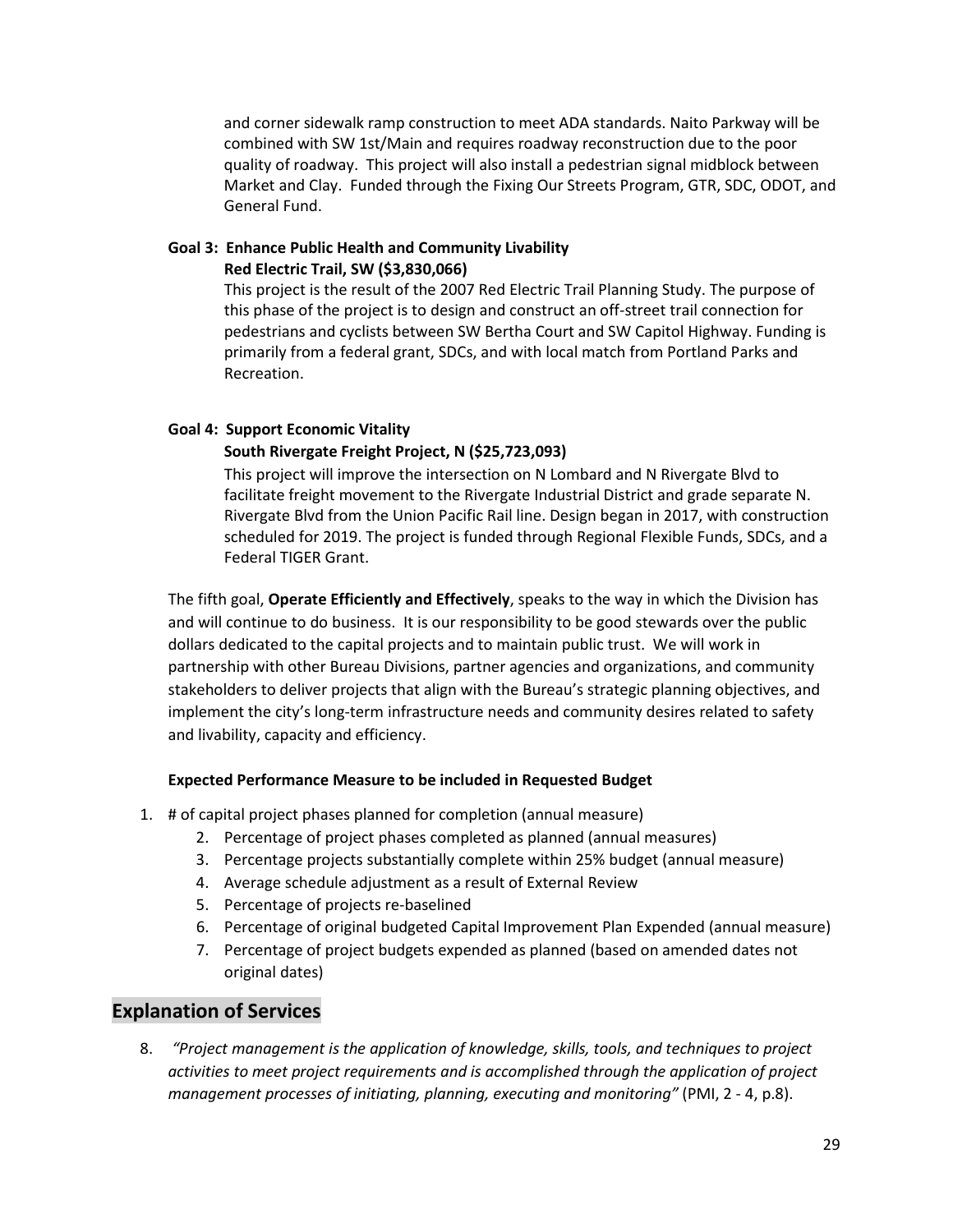and corner sidewalk ramp construction to meet ADA standards. Naito Parkway will be combined with SW 1st/Main and requires roadway reconstruction due to the poor quality of roadway. This project will also install a pedestrian signal midblock between Market and Clay. Funded through the Fixing Our Streets Program, GTR, SDC, ODOT, and General Fund.

**Goal 3: Enhance Public Health and Community Livability**
**Red Electric Trail, SW ($3,830,066)**

This project is the result of the 2007 Red Electric Trail Planning Study. The purpose of this phase of the project is to design and construct an off-street trail connection for pedestrians and cyclists between SW Bertha Court and SW Capitol Highway. Funding is primarily from a federal grant, SDCs, and with local match from Portland Parks and Recreation.

**Goal 4: Support Economic Vitality**
**South Rivergate Freight Project, N ($25,723,093)**

This project will improve the intersection on N Lombard and N Rivergate Blvd to facilitate freight movement to the Rivergate Industrial District and grade separate N. Rivergate Blvd from the Union Pacific Rail line. Design began in 2017, with construction scheduled for 2019. The project is funded through Regional Flexible Funds, SDCs, and a Federal TIGER Grant.

The fifth goal, **Operate Efficiently and Effectively**, speaks to the way in which the Division has and will continue to do business. It is our responsibility to be good stewards over the public dollars dedicated to the capital projects and to maintain public trust. We will work in partnership with other Bureau Divisions, partner agencies and organizations, and community stakeholders to deliver projects that align with the Bureau's strategic planning objectives, and implement the city's long-term infrastructure needs and community desires related to safety and livability, capacity and efficiency.

**Expected Performance Measure to be included in Requested Budget**

1. # of capital project phases planned for completion (annual measure)
2. Percentage of project phases completed as planned (annual measures)
3. Percentage projects substantially complete within 25% budget (annual measure)
4. Average schedule adjustment as a result of External Review
5. Percentage of projects re-baselined
6. Percentage of original budgeted Capital Improvement Plan Expended (annual measure)
7. Percentage of project budgets expended as planned (based on amended dates not original dates)

## Explanation of Services

8. *"Project management is the application of knowledge, skills, tools, and techniques to project activities to meet project requirements and is accomplished through the application of project management processes of initiating, planning, executing and monitoring"* (PMI, 2 - 4, p.8).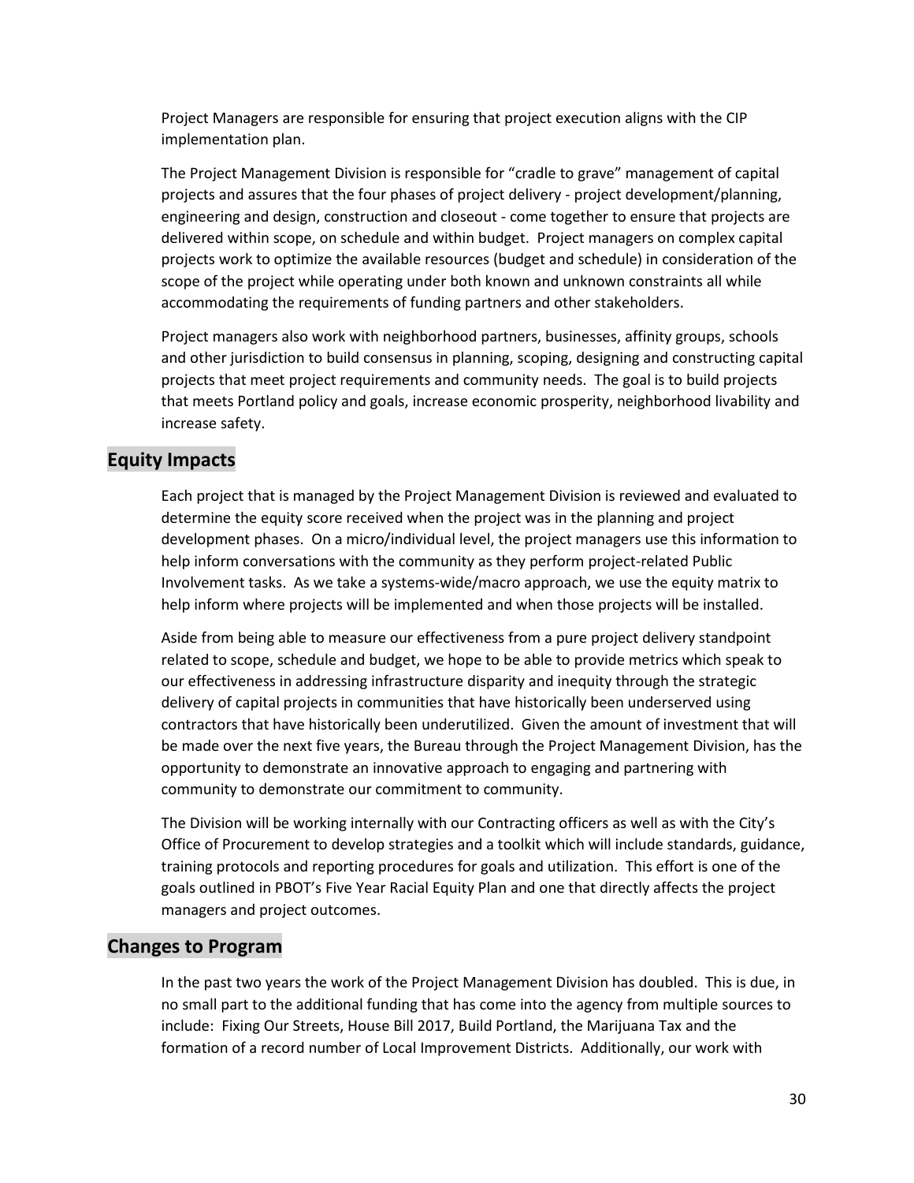Project Managers are responsible for ensuring that project execution aligns with the CIP implementation plan.

The Project Management Division is responsible for "cradle to grave" management of capital projects and assures that the four phases of project delivery - project development/planning, engineering and design, construction and closeout - come together to ensure that projects are delivered within scope, on schedule and within budget. Project managers on complex capital projects work to optimize the available resources (budget and schedule) in consideration of the scope of the project while operating under both known and unknown constraints all while accommodating the requirements of funding partners and other stakeholders.

Project managers also work with neighborhood partners, businesses, affinity groups, schools and other jurisdiction to build consensus in planning, scoping, designing and constructing capital projects that meet project requirements and community needs. The goal is to build projects that meets Portland policy and goals, increase economic prosperity, neighborhood livability and increase safety.

## Equity Impacts

Each project that is managed by the Project Management Division is reviewed and evaluated to determine the equity score received when the project was in the planning and project development phases. On a micro/individual level, the project managers use this information to help inform conversations with the community as they perform project-related Public Involvement tasks. As we take a systems-wide/macro approach, we use the equity matrix to help inform where projects will be implemented and when those projects will be installed.

Aside from being able to measure our effectiveness from a pure project delivery standpoint related to scope, schedule and budget, we hope to be able to provide metrics which speak to our effectiveness in addressing infrastructure disparity and inequity through the strategic delivery of capital projects in communities that have historically been underserved using contractors that have historically been underutilized. Given the amount of investment that will be made over the next five years, the Bureau through the Project Management Division, has the opportunity to demonstrate an innovative approach to engaging and partnering with community to demonstrate our commitment to community.

The Division will be working internally with our Contracting officers as well as with the City's Office of Procurement to develop strategies and a toolkit which will include standards, guidance, training protocols and reporting procedures for goals and utilization. This effort is one of the goals outlined in PBOT's Five Year Racial Equity Plan and one that directly affects the project managers and project outcomes.

## Changes to Program

In the past two years the work of the Project Management Division has doubled. This is due, in no small part to the additional funding that has come into the agency from multiple sources to include: Fixing Our Streets, House Bill 2017, Build Portland, the Marijuana Tax and the formation of a record number of Local Improvement Districts. Additionally, our work with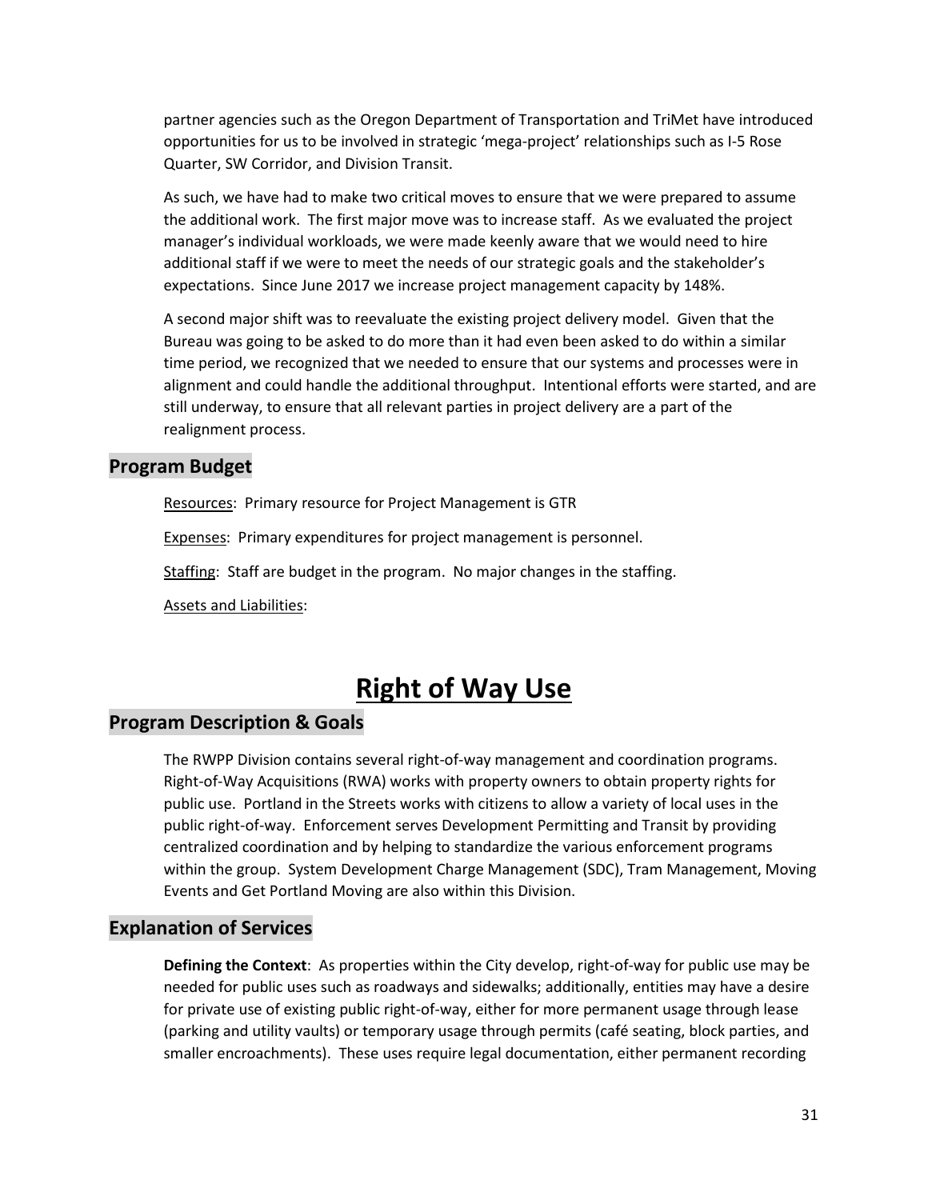partner agencies such as the Oregon Department of Transportation and TriMet have introduced opportunities for us to be involved in strategic 'mega-project' relationships such as I-5 Rose Quarter, SW Corridor, and Division Transit.

As such, we have had to make two critical moves to ensure that we were prepared to assume the additional work. The first major move was to increase staff. As we evaluated the project manager's individual workloads, we were made keenly aware that we would need to hire additional staff if we were to meet the needs of our strategic goals and the stakeholder's expectations. Since June 2017 we increase project management capacity by 148%.

A second major shift was to reevaluate the existing project delivery model. Given that the Bureau was going to be asked to do more than it had even been asked to do within a similar time period, we recognized that we needed to ensure that our systems and processes were in alignment and could handle the additional throughput. Intentional efforts were started, and are still underway, to ensure that all relevant parties in project delivery are a part of the realignment process.

## Program Budget

<u>Resources</u>: Primary resource for Project Management is GTR

<u>Expenses</u>: Primary expenditures for project management is personnel.

<u>Staffing</u>: Staff are budget in the program. No major changes in the staffing.

<u>Assets and Liabilities</u>:

# Right of Way Use

## Program Description & Goals

The RWPP Division contains several right-of-way management and coordination programs. Right-of-Way Acquisitions (RWA) works with property owners to obtain property rights for public use. Portland in the Streets works with citizens to allow a variety of local uses in the public right-of-way. Enforcement serves Development Permitting and Transit by providing centralized coordination and by helping to standardize the various enforcement programs within the group. System Development Charge Management (SDC), Tram Management, Moving Events and Get Portland Moving are also within this Division.

## Explanation of Services

**Defining the Context**: As properties within the City develop, right-of-way for public use may be needed for public uses such as roadways and sidewalks; additionally, entities may have a desire for private use of existing public right-of-way, either for more permanent usage through lease (parking and utility vaults) or temporary usage through permits (café seating, block parties, and smaller encroachments). These uses require legal documentation, either permanent recording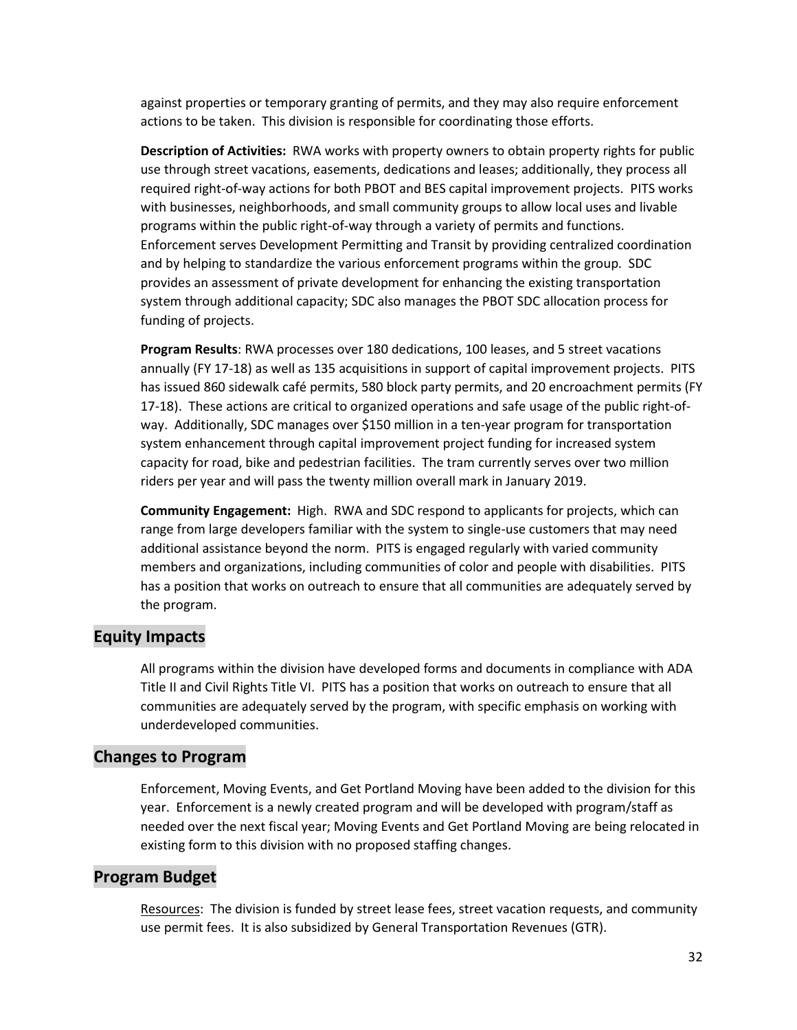against properties or temporary granting of permits, and they may also require enforcement actions to be taken. This division is responsible for coordinating those efforts.

**Description of Activities:** RWA works with property owners to obtain property rights for public use through street vacations, easements, dedications and leases; additionally, they process all required right-of-way actions for both PBOT and BES capital improvement projects. PITS works with businesses, neighborhoods, and small community groups to allow local uses and livable programs within the public right-of-way through a variety of permits and functions. Enforcement serves Development Permitting and Transit by providing centralized coordination and by helping to standardize the various enforcement programs within the group. SDC provides an assessment of private development for enhancing the existing transportation system through additional capacity; SDC also manages the PBOT SDC allocation process for funding of projects.

**Program Results**: RWA processes over 180 dedications, 100 leases, and 5 street vacations annually (FY 17-18) as well as 135 acquisitions in support of capital improvement projects. PITS has issued 860 sidewalk café permits, 580 block party permits, and 20 encroachment permits (FY 17-18). These actions are critical to organized operations and safe usage of the public right-of-way. Additionally, SDC manages over $150 million in a ten-year program for transportation system enhancement through capital improvement project funding for increased system capacity for road, bike and pedestrian facilities. The tram currently serves over two million riders per year and will pass the twenty million overall mark in January 2019.

**Community Engagement:** High. RWA and SDC respond to applicants for projects, which can range from large developers familiar with the system to single-use customers that may need additional assistance beyond the norm. PITS is engaged regularly with varied community members and organizations, including communities of color and people with disabilities. PITS has a position that works on outreach to ensure that all communities are adequately served by the program.

## Equity Impacts

All programs within the division have developed forms and documents in compliance with ADA Title II and Civil Rights Title VI. PITS has a position that works on outreach to ensure that all communities are adequately served by the program, with specific emphasis on working with underdeveloped communities.

## Changes to Program

Enforcement, Moving Events, and Get Portland Moving have been added to the division for this year. Enforcement is a newly created program and will be developed with program/staff as needed over the next fiscal year; Moving Events and Get Portland Moving are being relocated in existing form to this division with no proposed staffing changes.

## Program Budget

Resources: The division is funded by street lease fees, street vacation requests, and community use permit fees. It is also subsidized by General Transportation Revenues (GTR).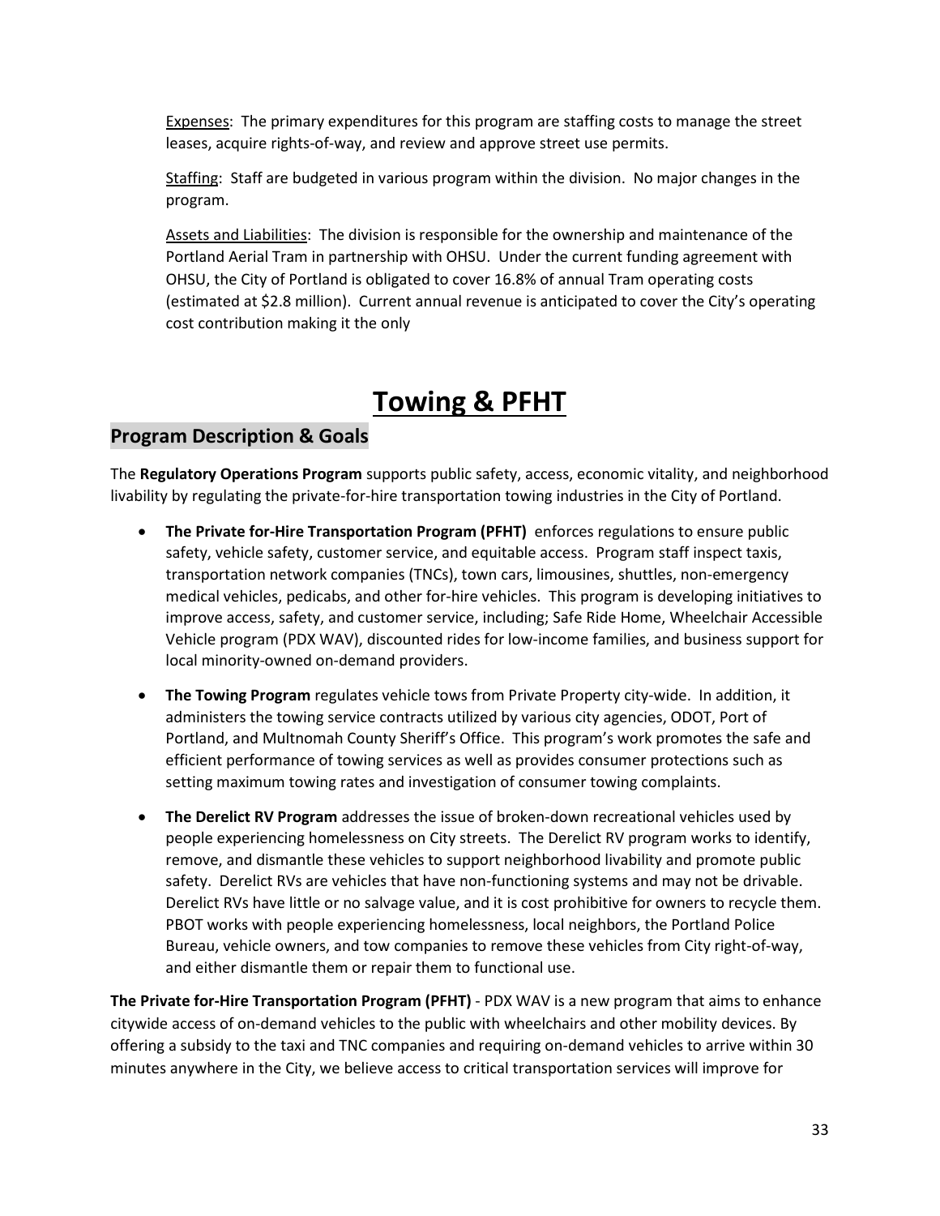Expenses: The primary expenditures for this program are staffing costs to manage the street leases, acquire rights-of-way, and review and approve street use permits.

Staffing: Staff are budgeted in various program within the division. No major changes in the program.

Assets and Liabilities: The division is responsible for the ownership and maintenance of the Portland Aerial Tram in partnership with OHSU. Under the current funding agreement with OHSU, the City of Portland is obligated to cover 16.8% of annual Tram operating costs (estimated at $2.8 million). Current annual revenue is anticipated to cover the City's operating cost contribution making it the only

# Towing & PFHT

## Program Description & Goals

The **Regulatory Operations Program** supports public safety, access, economic vitality, and neighborhood livability by regulating the private-for-hire transportation towing industries in the City of Portland.

- **The Private for-Hire Transportation Program (PFHT)** enforces regulations to ensure public safety, vehicle safety, customer service, and equitable access. Program staff inspect taxis, transportation network companies (TNCs), town cars, limousines, shuttles, non-emergency medical vehicles, pedicabs, and other for-hire vehicles. This program is developing initiatives to improve access, safety, and customer service, including; Safe Ride Home, Wheelchair Accessible Vehicle program (PDX WAV), discounted rides for low-income families, and business support for local minority-owned on-demand providers.
- **The Towing Program** regulates vehicle tows from Private Property city-wide. In addition, it administers the towing service contracts utilized by various city agencies, ODOT, Port of Portland, and Multnomah County Sheriff's Office. This program's work promotes the safe and efficient performance of towing services as well as provides consumer protections such as setting maximum towing rates and investigation of consumer towing complaints.
- **The Derelict RV Program** addresses the issue of broken-down recreational vehicles used by people experiencing homelessness on City streets. The Derelict RV program works to identify, remove, and dismantle these vehicles to support neighborhood livability and promote public safety. Derelict RVs are vehicles that have non-functioning systems and may not be drivable. Derelict RVs have little or no salvage value, and it is cost prohibitive for owners to recycle them. PBOT works with people experiencing homelessness, local neighbors, the Portland Police Bureau, vehicle owners, and tow companies to remove these vehicles from City right-of-way, and either dismantle them or repair them to functional use.

**The Private for-Hire Transportation Program (PFHT)** - PDX WAV is a new program that aims to enhance citywide access of on-demand vehicles to the public with wheelchairs and other mobility devices. By offering a subsidy to the taxi and TNC companies and requiring on-demand vehicles to arrive within 30 minutes anywhere in the City, we believe access to critical transportation services will improve for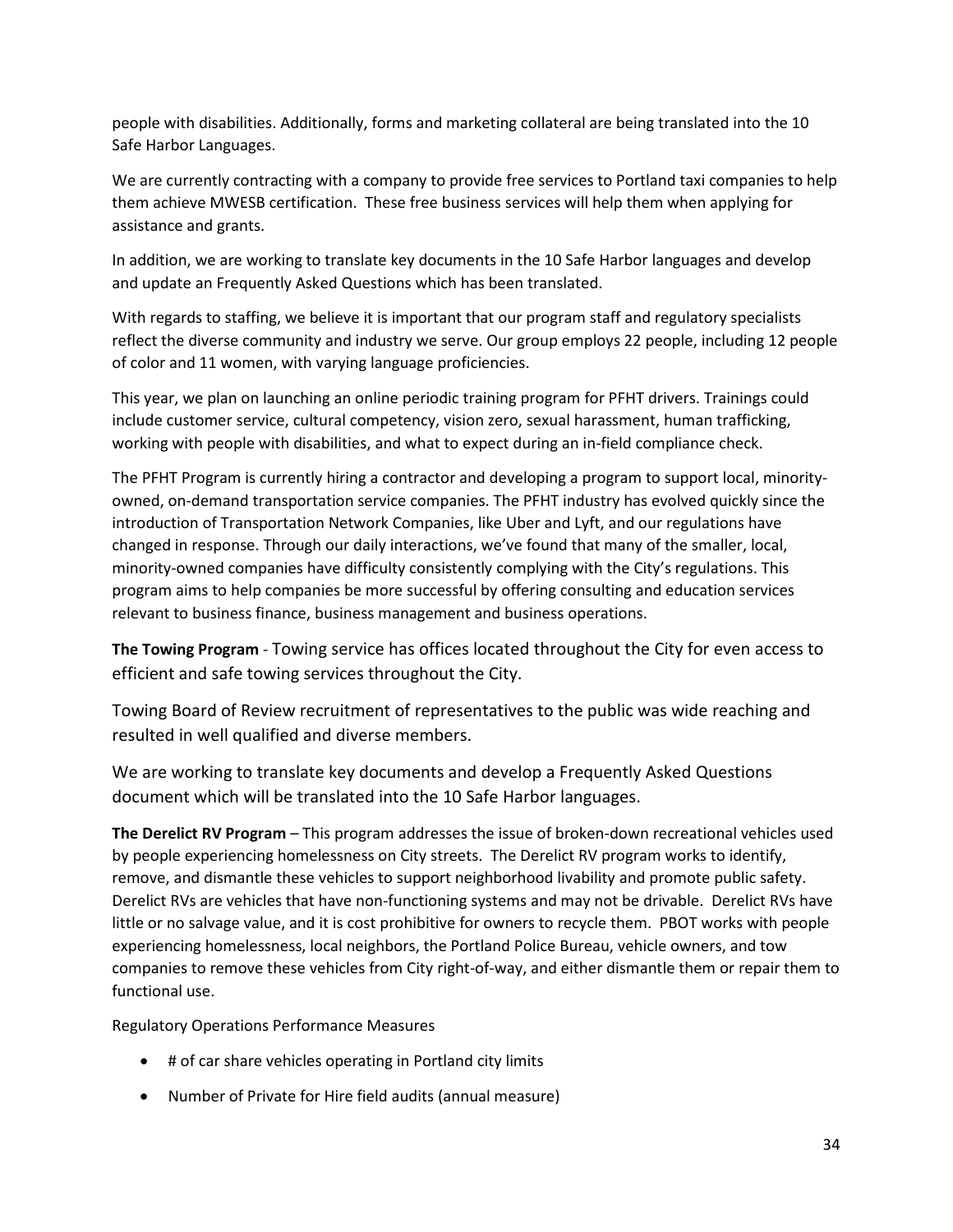people with disabilities. Additionally, forms and marketing collateral are being translated into the 10 Safe Harbor Languages.

We are currently contracting with a company to provide free services to Portland taxi companies to help them achieve MWESB certification. These free business services will help them when applying for assistance and grants.

In addition, we are working to translate key documents in the 10 Safe Harbor languages and develop and update an Frequently Asked Questions which has been translated.

With regards to staffing, we believe it is important that our program staff and regulatory specialists reflect the diverse community and industry we serve. Our group employs 22 people, including 12 people of color and 11 women, with varying language proficiencies.

This year, we plan on launching an online periodic training program for PFHT drivers. Trainings could include customer service, cultural competency, vision zero, sexual harassment, human trafficking, working with people with disabilities, and what to expect during an in-field compliance check.

The PFHT Program is currently hiring a contractor and developing a program to support local, minority-owned, on-demand transportation service companies. The PFHT industry has evolved quickly since the introduction of Transportation Network Companies, like Uber and Lyft, and our regulations have changed in response. Through our daily interactions, we've found that many of the smaller, local, minority-owned companies have difficulty consistently complying with the City's regulations. This program aims to help companies be more successful by offering consulting and education services relevant to business finance, business management and business operations.

**The Towing Program** - Towing service has offices located throughout the City for even access to efficient and safe towing services throughout the City.

Towing Board of Review recruitment of representatives to the public was wide reaching and resulted in well qualified and diverse members.

We are working to translate key documents and develop a Frequently Asked Questions document which will be translated into the 10 Safe Harbor languages.

**The Derelict RV Program** – This program addresses the issue of broken-down recreational vehicles used by people experiencing homelessness on City streets. The Derelict RV program works to identify, remove, and dismantle these vehicles to support neighborhood livability and promote public safety. Derelict RVs are vehicles that have non-functioning systems and may not be drivable. Derelict RVs have little or no salvage value, and it is cost prohibitive for owners to recycle them. PBOT works with people experiencing homelessness, local neighbors, the Portland Police Bureau, vehicle owners, and tow companies to remove these vehicles from City right-of-way, and either dismantle them or repair them to functional use.

Regulatory Operations Performance Measures

- # of car share vehicles operating in Portland city limits
- Number of Private for Hire field audits (annual measure)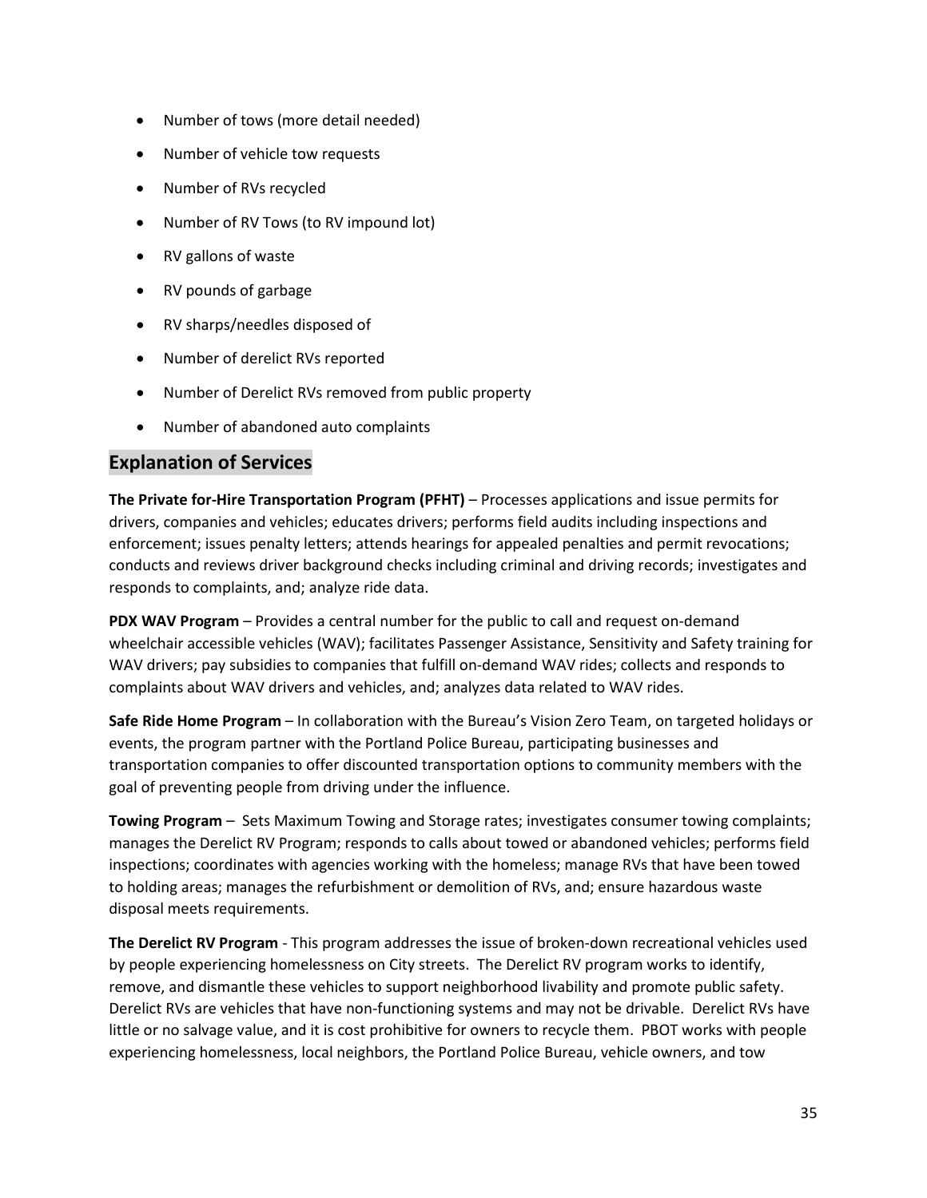- Number of tows (more detail needed)
- Number of vehicle tow requests
- Number of RVs recycled
- Number of RV Tows (to RV impound lot)
- RV gallons of waste
- RV pounds of garbage
- RV sharps/needles disposed of
- Number of derelict RVs reported
- Number of Derelict RVs removed from public property
- Number of abandoned auto complaints

## Explanation of Services

**The Private for-Hire Transportation Program (PFHT)** – Processes applications and issue permits for drivers, companies and vehicles; educates drivers; performs field audits including inspections and enforcement; issues penalty letters; attends hearings for appealed penalties and permit revocations; conducts and reviews driver background checks including criminal and driving records; investigates and responds to complaints, and; analyze ride data.

**PDX WAV Program** – Provides a central number for the public to call and request on-demand wheelchair accessible vehicles (WAV); facilitates Passenger Assistance, Sensitivity and Safety training for WAV drivers; pay subsidies to companies that fulfill on-demand WAV rides; collects and responds to complaints about WAV drivers and vehicles, and; analyzes data related to WAV rides.

**Safe Ride Home Program** – In collaboration with the Bureau's Vision Zero Team, on targeted holidays or events, the program partner with the Portland Police Bureau, participating businesses and transportation companies to offer discounted transportation options to community members with the goal of preventing people from driving under the influence.

**Towing Program** – Sets Maximum Towing and Storage rates; investigates consumer towing complaints; manages the Derelict RV Program; responds to calls about towed or abandoned vehicles; performs field inspections; coordinates with agencies working with the homeless; manage RVs that have been towed to holding areas; manages the refurbishment or demolition of RVs, and; ensure hazardous waste disposal meets requirements.

**The Derelict RV Program** - This program addresses the issue of broken-down recreational vehicles used by people experiencing homelessness on City streets. The Derelict RV program works to identify, remove, and dismantle these vehicles to support neighborhood livability and promote public safety. Derelict RVs are vehicles that have non-functioning systems and may not be drivable. Derelict RVs have little or no salvage value, and it is cost prohibitive for owners to recycle them. PBOT works with people experiencing homelessness, local neighbors, the Portland Police Bureau, vehicle owners, and tow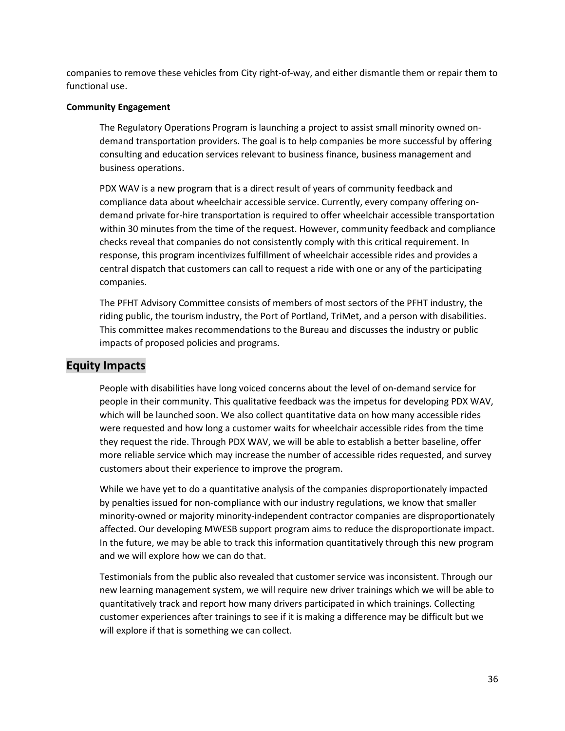companies to remove these vehicles from City right-of-way, and either dismantle them or repair them to functional use.

**Community Engagement**

The Regulatory Operations Program is launching a project to assist small minority owned on-demand transportation providers. The goal is to help companies be more successful by offering consulting and education services relevant to business finance, business management and business operations.

PDX WAV is a new program that is a direct result of years of community feedback and compliance data about wheelchair accessible service. Currently, every company offering on-demand private for-hire transportation is required to offer wheelchair accessible transportation within 30 minutes from the time of the request. However, community feedback and compliance checks reveal that companies do not consistently comply with this critical requirement. In response, this program incentivizes fulfillment of wheelchair accessible rides and provides a central dispatch that customers can call to request a ride with one or any of the participating companies.

The PFHT Advisory Committee consists of members of most sectors of the PFHT industry, the riding public, the tourism industry, the Port of Portland, TriMet, and a person with disabilities. This committee makes recommendations to the Bureau and discusses the industry or public impacts of proposed policies and programs.

## Equity Impacts

People with disabilities have long voiced concerns about the level of on-demand service for people in their community. This qualitative feedback was the impetus for developing PDX WAV, which will be launched soon. We also collect quantitative data on how many accessible rides were requested and how long a customer waits for wheelchair accessible rides from the time they request the ride. Through PDX WAV, we will be able to establish a better baseline, offer more reliable service which may increase the number of accessible rides requested, and survey customers about their experience to improve the program.

While we have yet to do a quantitative analysis of the companies disproportionately impacted by penalties issued for non-compliance with our industry regulations, we know that smaller minority-owned or majority minority-independent contractor companies are disproportionately affected. Our developing MWESB support program aims to reduce the disproportionate impact. In the future, we may be able to track this information quantitatively through this new program and we will explore how we can do that.

Testimonials from the public also revealed that customer service was inconsistent. Through our new learning management system, we will require new driver trainings which we will be able to quantitatively track and report how many drivers participated in which trainings. Collecting customer experiences after trainings to see if it is making a difference may be difficult but we will explore if that is something we can collect.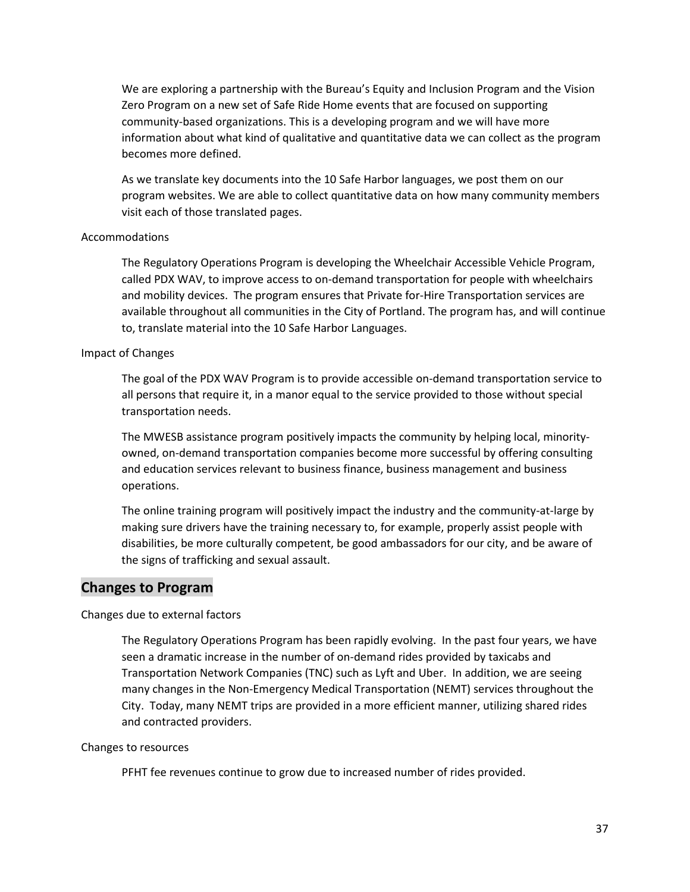We are exploring a partnership with the Bureau's Equity and Inclusion Program and the Vision Zero Program on a new set of Safe Ride Home events that are focused on supporting community-based organizations. This is a developing program and we will have more information about what kind of qualitative and quantitative data we can collect as the program becomes more defined.

As we translate key documents into the 10 Safe Harbor languages, we post them on our program websites. We are able to collect quantitative data on how many community members visit each of those translated pages.

Accommodations

The Regulatory Operations Program is developing the Wheelchair Accessible Vehicle Program, called PDX WAV, to improve access to on-demand transportation for people with wheelchairs and mobility devices. The program ensures that Private for-Hire Transportation services are available throughout all communities in the City of Portland. The program has, and will continue to, translate material into the 10 Safe Harbor Languages.

Impact of Changes

The goal of the PDX WAV Program is to provide accessible on-demand transportation service to all persons that require it, in a manor equal to the service provided to those without special transportation needs.

The MWESB assistance program positively impacts the community by helping local, minority-owned, on-demand transportation companies become more successful by offering consulting and education services relevant to business finance, business management and business operations.

The online training program will positively impact the industry and the community-at-large by making sure drivers have the training necessary to, for example, properly assist people with disabilities, be more culturally competent, be good ambassadors for our city, and be aware of the signs of trafficking and sexual assault.

## Changes to Program

Changes due to external factors

The Regulatory Operations Program has been rapidly evolving. In the past four years, we have seen a dramatic increase in the number of on-demand rides provided by taxicabs and Transportation Network Companies (TNC) such as Lyft and Uber. In addition, we are seeing many changes in the Non-Emergency Medical Transportation (NEMT) services throughout the City. Today, many NEMT trips are provided in a more efficient manner, utilizing shared rides and contracted providers.

Changes to resources

PFHT fee revenues continue to grow due to increased number of rides provided.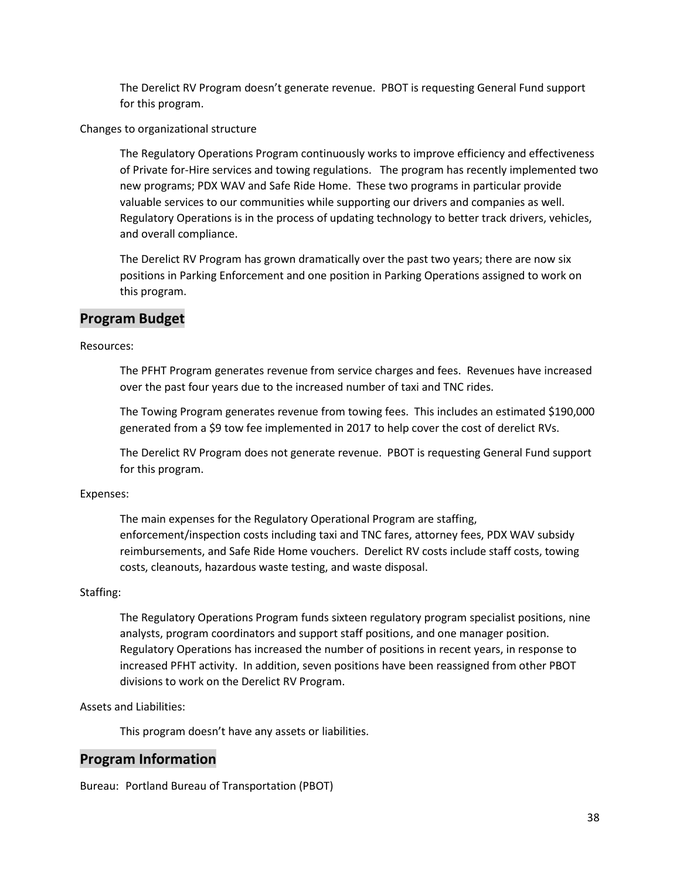The Derelict RV Program doesn't generate revenue. PBOT is requesting General Fund support for this program.

Changes to organizational structure

The Regulatory Operations Program continuously works to improve efficiency and effectiveness of Private for-Hire services and towing regulations. The program has recently implemented two new programs; PDX WAV and Safe Ride Home. These two programs in particular provide valuable services to our communities while supporting our drivers and companies as well. Regulatory Operations is in the process of updating technology to better track drivers, vehicles, and overall compliance.

The Derelict RV Program has grown dramatically over the past two years; there are now six positions in Parking Enforcement and one position in Parking Operations assigned to work on this program.

## Program Budget

Resources:

The PFHT Program generates revenue from service charges and fees. Revenues have increased over the past four years due to the increased number of taxi and TNC rides.

The Towing Program generates revenue from towing fees. This includes an estimated $190,000 generated from a $9 tow fee implemented in 2017 to help cover the cost of derelict RVs.

The Derelict RV Program does not generate revenue. PBOT is requesting General Fund support for this program.

Expenses:

The main expenses for the Regulatory Operational Program are staffing, enforcement/inspection costs including taxi and TNC fares, attorney fees, PDX WAV subsidy reimbursements, and Safe Ride Home vouchers. Derelict RV costs include staff costs, towing costs, cleanouts, hazardous waste testing, and waste disposal.

Staffing:

The Regulatory Operations Program funds sixteen regulatory program specialist positions, nine analysts, program coordinators and support staff positions, and one manager position. Regulatory Operations has increased the number of positions in recent years, in response to increased PFHT activity. In addition, seven positions have been reassigned from other PBOT divisions to work on the Derelict RV Program.

Assets and Liabilities:

This program doesn't have any assets or liabilities.

## Program Information

Bureau: Portland Bureau of Transportation (PBOT)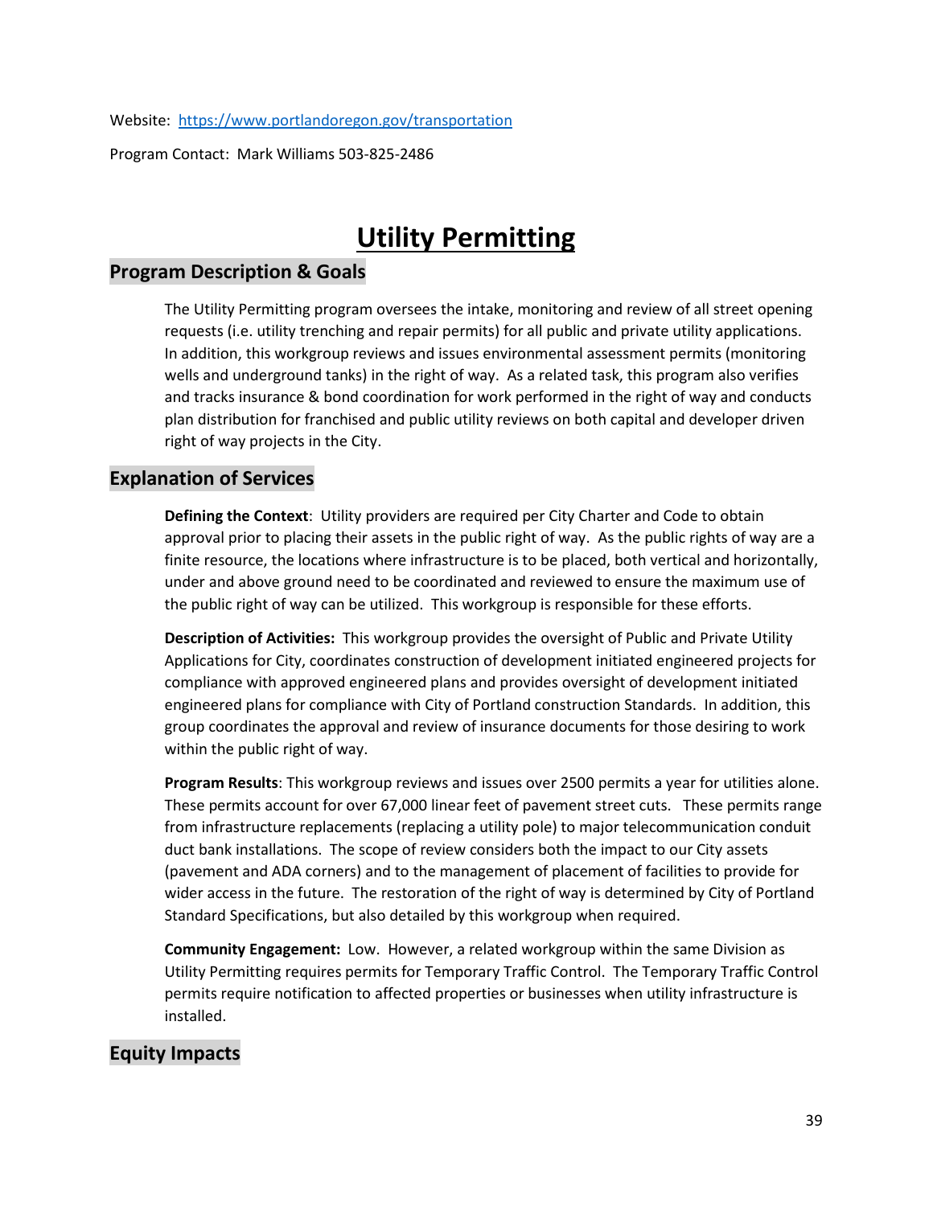Website: https://www.portlandoregon.gov/transportation

Program Contact: Mark Williams 503-825-2486

# Utility Permitting

## Program Description & Goals

The Utility Permitting program oversees the intake, monitoring and review of all street opening requests (i.e. utility trenching and repair permits) for all public and private utility applications. In addition, this workgroup reviews and issues environmental assessment permits (monitoring wells and underground tanks) in the right of way. As a related task, this program also verifies and tracks insurance & bond coordination for work performed in the right of way and conducts plan distribution for franchised and public utility reviews on both capital and developer driven right of way projects in the City.

## Explanation of Services

**Defining the Context**: Utility providers are required per City Charter and Code to obtain approval prior to placing their assets in the public right of way. As the public rights of way are a finite resource, the locations where infrastructure is to be placed, both vertical and horizontally, under and above ground need to be coordinated and reviewed to ensure the maximum use of the public right of way can be utilized. This workgroup is responsible for these efforts.

**Description of Activities:** This workgroup provides the oversight of Public and Private Utility Applications for City, coordinates construction of development initiated engineered projects for compliance with approved engineered plans and provides oversight of development initiated engineered plans for compliance with City of Portland construction Standards. In addition, this group coordinates the approval and review of insurance documents for those desiring to work within the public right of way.

**Program Results**: This workgroup reviews and issues over 2500 permits a year for utilities alone. These permits account for over 67,000 linear feet of pavement street cuts. These permits range from infrastructure replacements (replacing a utility pole) to major telecommunication conduit duct bank installations. The scope of review considers both the impact to our City assets (pavement and ADA corners) and to the management of placement of facilities to provide for wider access in the future. The restoration of the right of way is determined by City of Portland Standard Specifications, but also detailed by this workgroup when required.

**Community Engagement:** Low. However, a related workgroup within the same Division as Utility Permitting requires permits for Temporary Traffic Control. The Temporary Traffic Control permits require notification to affected properties or businesses when utility infrastructure is installed.

## Equity Impacts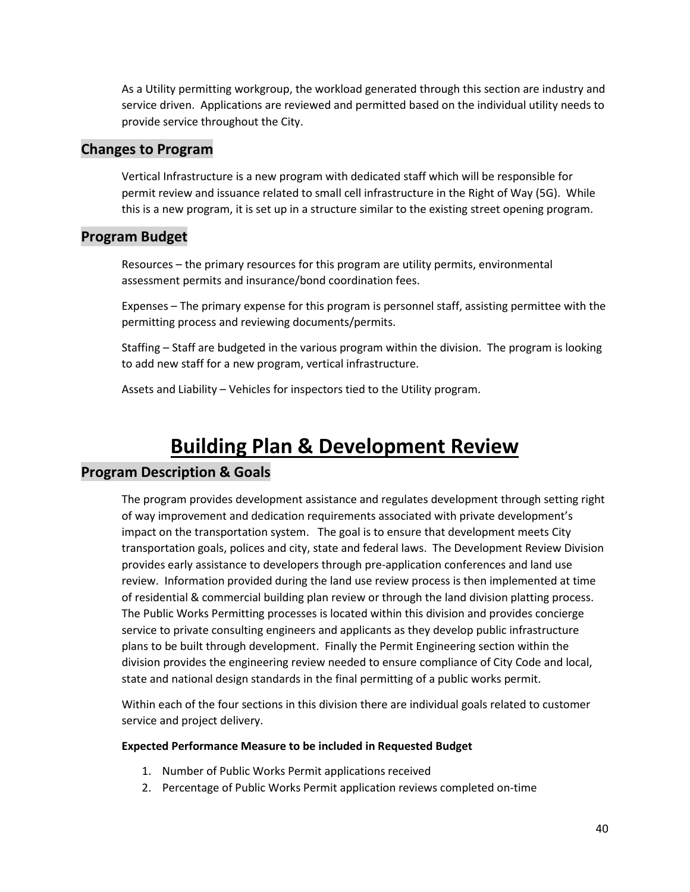As a Utility permitting workgroup, the workload generated through this section are industry and service driven. Applications are reviewed and permitted based on the individual utility needs to provide service throughout the City.

## Changes to Program

Vertical Infrastructure is a new program with dedicated staff which will be responsible for permit review and issuance related to small cell infrastructure in the Right of Way (5G). While this is a new program, it is set up in a structure similar to the existing street opening program.

## Program Budget

Resources – the primary resources for this program are utility permits, environmental assessment permits and insurance/bond coordination fees.

Expenses – The primary expense for this program is personnel staff, assisting permittee with the permitting process and reviewing documents/permits.

Staffing – Staff are budgeted in the various program within the division. The program is looking to add new staff for a new program, vertical infrastructure.

Assets and Liability – Vehicles for inspectors tied to the Utility program.

# Building Plan & Development Review

## Program Description & Goals

The program provides development assistance and regulates development through setting right of way improvement and dedication requirements associated with private development's impact on the transportation system. The goal is to ensure that development meets City transportation goals, polices and city, state and federal laws. The Development Review Division provides early assistance to developers through pre-application conferences and land use review. Information provided during the land use review process is then implemented at time of residential & commercial building plan review or through the land division platting process. The Public Works Permitting processes is located within this division and provides concierge service to private consulting engineers and applicants as they develop public infrastructure plans to be built through development. Finally the Permit Engineering section within the division provides the engineering review needed to ensure compliance of City Code and local, state and national design standards in the final permitting of a public works permit.

Within each of the four sections in this division there are individual goals related to customer service and project delivery.

**Expected Performance Measure to be included in Requested Budget**

1. Number of Public Works Permit applications received
2. Percentage of Public Works Permit application reviews completed on-time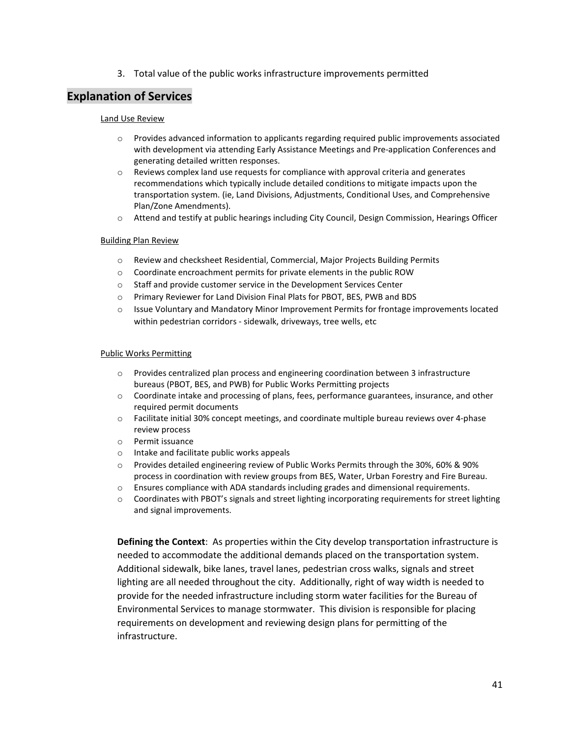3. Total value of the public works infrastructure improvements permitted

## Explanation of Services

Land Use Review

- Provides advanced information to applicants regarding required public improvements associated with development via attending Early Assistance Meetings and Pre-application Conferences and generating detailed written responses.
- Reviews complex land use requests for compliance with approval criteria and generates recommendations which typically include detailed conditions to mitigate impacts upon the transportation system. (ie, Land Divisions, Adjustments, Conditional Uses, and Comprehensive Plan/Zone Amendments).
- Attend and testify at public hearings including City Council, Design Commission, Hearings Officer

Building Plan Review

- Review and checksheet Residential, Commercial, Major Projects Building Permits
- Coordinate encroachment permits for private elements in the public ROW
- Staff and provide customer service in the Development Services Center
- Primary Reviewer for Land Division Final Plats for PBOT, BES, PWB and BDS
- Issue Voluntary and Mandatory Minor Improvement Permits for frontage improvements located within pedestrian corridors - sidewalk, driveways, tree wells, etc

Public Works Permitting

- Provides centralized plan process and engineering coordination between 3 infrastructure bureaus (PBOT, BES, and PWB) for Public Works Permitting projects
- Coordinate intake and processing of plans, fees, performance guarantees, insurance, and other required permit documents
- Facilitate initial 30% concept meetings, and coordinate multiple bureau reviews over 4-phase review process
- Permit issuance
- Intake and facilitate public works appeals
- Provides detailed engineering review of Public Works Permits through the 30%, 60% & 90% process in coordination with review groups from BES, Water, Urban Forestry and Fire Bureau.
- Ensures compliance with ADA standards including grades and dimensional requirements.
- Coordinates with PBOT's signals and street lighting incorporating requirements for street lighting and signal improvements.

**Defining the Context**: As properties within the City develop transportation infrastructure is needed to accommodate the additional demands placed on the transportation system. Additional sidewalk, bike lanes, travel lanes, pedestrian cross walks, signals and street lighting are all needed throughout the city. Additionally, right of way width is needed to provide for the needed infrastructure including storm water facilities for the Bureau of Environmental Services to manage stormwater. This division is responsible for placing requirements on development and reviewing design plans for permitting of the infrastructure.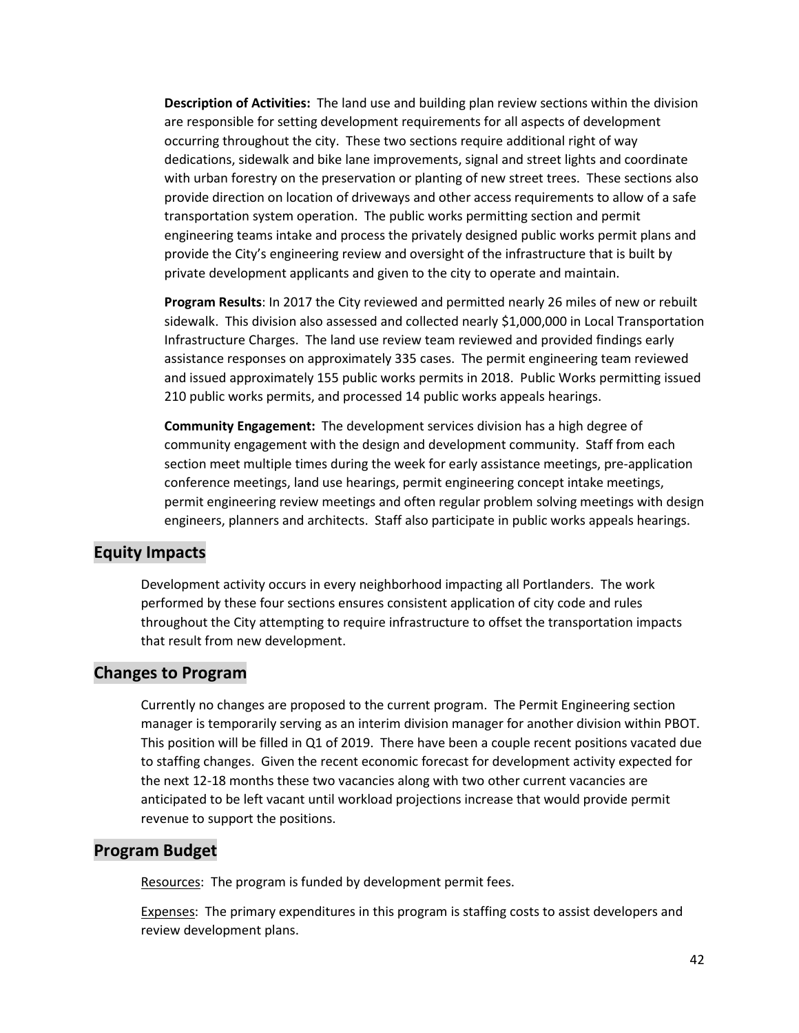**Description of Activities:** The land use and building plan review sections within the division are responsible for setting development requirements for all aspects of development occurring throughout the city. These two sections require additional right of way dedications, sidewalk and bike lane improvements, signal and street lights and coordinate with urban forestry on the preservation or planting of new street trees. These sections also provide direction on location of driveways and other access requirements to allow of a safe transportation system operation. The public works permitting section and permit engineering teams intake and process the privately designed public works permit plans and provide the City's engineering review and oversight of the infrastructure that is built by private development applicants and given to the city to operate and maintain.

**Program Results**: In 2017 the City reviewed and permitted nearly 26 miles of new or rebuilt sidewalk. This division also assessed and collected nearly $1,000,000 in Local Transportation Infrastructure Charges. The land use review team reviewed and provided findings early assistance responses on approximately 335 cases. The permit engineering team reviewed and issued approximately 155 public works permits in 2018. Public Works permitting issued 210 public works permits, and processed 14 public works appeals hearings.

**Community Engagement:** The development services division has a high degree of community engagement with the design and development community. Staff from each section meet multiple times during the week for early assistance meetings, pre-application conference meetings, land use hearings, permit engineering concept intake meetings, permit engineering review meetings and often regular problem solving meetings with design engineers, planners and architects. Staff also participate in public works appeals hearings.

## Equity Impacts

Development activity occurs in every neighborhood impacting all Portlanders. The work performed by these four sections ensures consistent application of city code and rules throughout the City attempting to require infrastructure to offset the transportation impacts that result from new development.

## Changes to Program

Currently no changes are proposed to the current program. The Permit Engineering section manager is temporarily serving as an interim division manager for another division within PBOT. This position will be filled in Q1 of 2019. There have been a couple recent positions vacated due to staffing changes. Given the recent economic forecast for development activity expected for the next 12-18 months these two vacancies along with two other current vacancies are anticipated to be left vacant until workload projections increase that would provide permit revenue to support the positions.

## Program Budget

Resources: The program is funded by development permit fees.

Expenses: The primary expenditures in this program is staffing costs to assist developers and review development plans.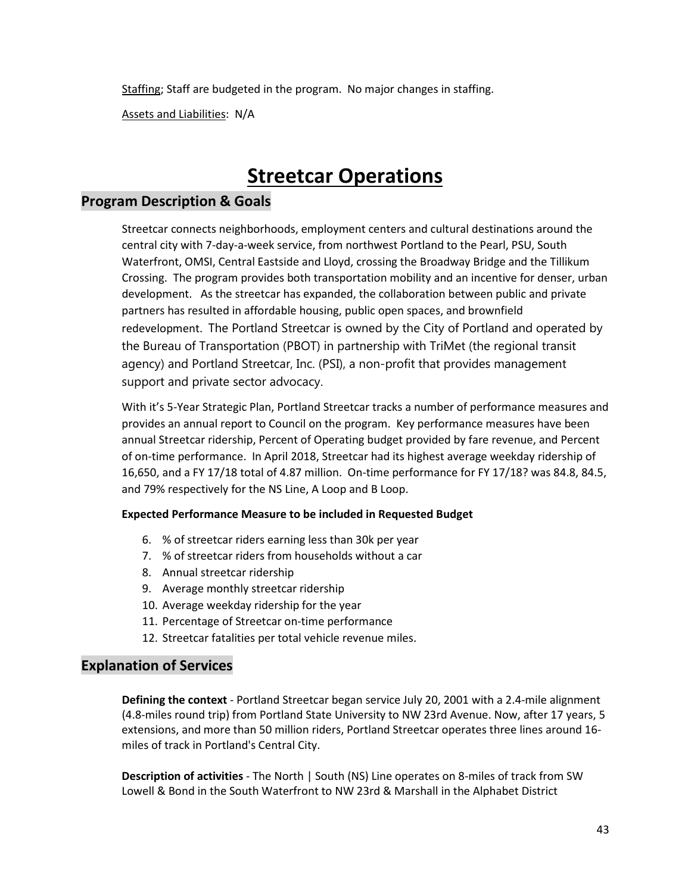Staffing; Staff are budgeted in the program. No major changes in staffing.

Assets and Liabilities: N/A

# Streetcar Operations

## Program Description & Goals

Streetcar connects neighborhoods, employment centers and cultural destinations around the central city with 7-day-a-week service, from northwest Portland to the Pearl, PSU, South Waterfront, OMSI, Central Eastside and Lloyd, crossing the Broadway Bridge and the Tillikum Crossing. The program provides both transportation mobility and an incentive for denser, urban development. As the streetcar has expanded, the collaboration between public and private partners has resulted in affordable housing, public open spaces, and brownfield redevelopment. The Portland Streetcar is owned by the City of Portland and operated by the Bureau of Transportation (PBOT) in partnership with TriMet (the regional transit agency) and Portland Streetcar, Inc. (PSI), a non-profit that provides management support and private sector advocacy.

With it's 5-Year Strategic Plan, Portland Streetcar tracks a number of performance measures and provides an annual report to Council on the program. Key performance measures have been annual Streetcar ridership, Percent of Operating budget provided by fare revenue, and Percent of on-time performance. In April 2018, Streetcar had its highest average weekday ridership of 16,650, and a FY 17/18 total of 4.87 million. On-time performance for FY 17/18? was 84.8, 84.5, and 79% respectively for the NS Line, A Loop and B Loop.

**Expected Performance Measure to be included in Requested Budget**

6. % of streetcar riders earning less than 30k per year
7. % of streetcar riders from households without a car
8. Annual streetcar ridership
9. Average monthly streetcar ridership
10. Average weekday ridership for the year
11. Percentage of Streetcar on-time performance
12. Streetcar fatalities per total vehicle revenue miles.

## Explanation of Services

**Defining the context** - Portland Streetcar began service July 20, 2001 with a 2.4-mile alignment (4.8-miles round trip) from Portland State University to NW 23rd Avenue. Now, after 17 years, 5 extensions, and more than 50 million riders, Portland Streetcar operates three lines around 16-miles of track in Portland's Central City.

**Description of activities** - The North | South (NS) Line operates on 8-miles of track from SW Lowell & Bond in the South Waterfront to NW 23rd & Marshall in the Alphabet District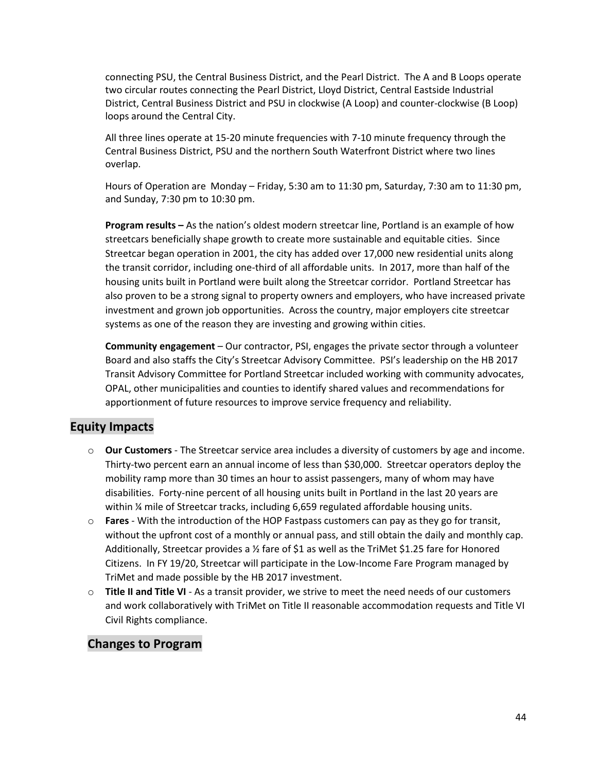connecting PSU, the Central Business District, and the Pearl District. The A and B Loops operate two circular routes connecting the Pearl District, Lloyd District, Central Eastside Industrial District, Central Business District and PSU in clockwise (A Loop) and counter-clockwise (B Loop) loops around the Central City.

All three lines operate at 15-20 minute frequencies with 7-10 minute frequency through the Central Business District, PSU and the northern South Waterfront District where two lines overlap.

Hours of Operation are Monday – Friday, 5:30 am to 11:30 pm, Saturday, 7:30 am to 11:30 pm, and Sunday, 7:30 pm to 10:30 pm.

**Program results –** As the nation's oldest modern streetcar line, Portland is an example of how streetcars beneficially shape growth to create more sustainable and equitable cities. Since Streetcar began operation in 2001, the city has added over 17,000 new residential units along the transit corridor, including one-third of all affordable units. In 2017, more than half of the housing units built in Portland were built along the Streetcar corridor. Portland Streetcar has also proven to be a strong signal to property owners and employers, who have increased private investment and grown job opportunities. Across the country, major employers cite streetcar systems as one of the reason they are investing and growing within cities.

**Community engagement** – Our contractor, PSI, engages the private sector through a volunteer Board and also staffs the City's Streetcar Advisory Committee. PSI's leadership on the HB 2017 Transit Advisory Committee for Portland Streetcar included working with community advocates, OPAL, other municipalities and counties to identify shared values and recommendations for apportionment of future resources to improve service frequency and reliability.

## Equity Impacts

- **Our Customers** - The Streetcar service area includes a diversity of customers by age and income. Thirty-two percent earn an annual income of less than $30,000. Streetcar operators deploy the mobility ramp more than 30 times an hour to assist passengers, many of whom may have disabilities. Forty-nine percent of all housing units built in Portland in the last 20 years are within ¼ mile of Streetcar tracks, including 6,659 regulated affordable housing units.
- **Fares** - With the introduction of the HOP Fastpass customers can pay as they go for transit, without the upfront cost of a monthly or annual pass, and still obtain the daily and monthly cap. Additionally, Streetcar provides a ½ fare of $1 as well as the TriMet $1.25 fare for Honored Citizens. In FY 19/20, Streetcar will participate in the Low-Income Fare Program managed by TriMet and made possible by the HB 2017 investment.
- **Title II and Title VI** - As a transit provider, we strive to meet the need needs of our customers and work collaboratively with TriMet on Title II reasonable accommodation requests and Title VI Civil Rights compliance.

## Changes to Program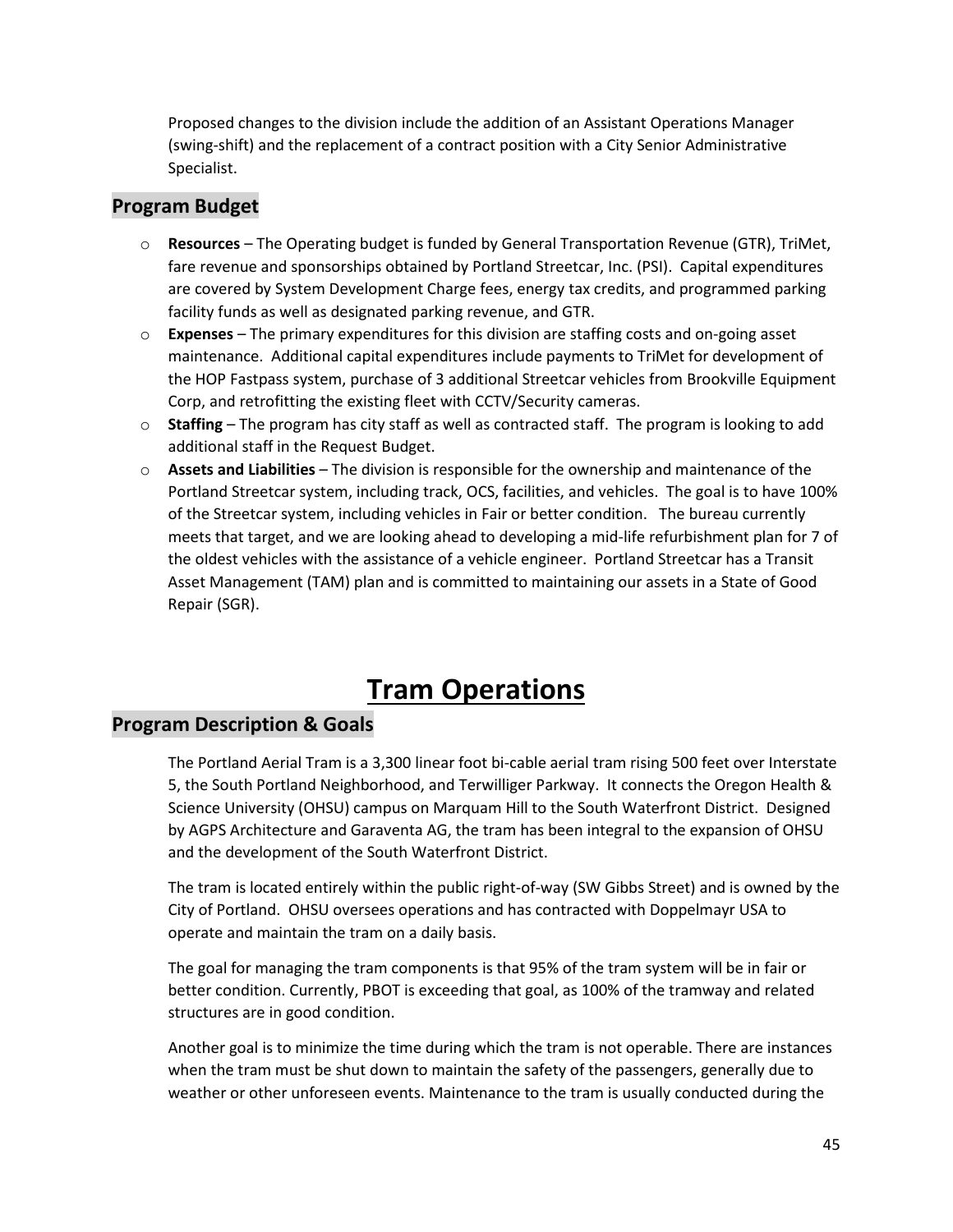Proposed changes to the division include the addition of an Assistant Operations Manager (swing-shift) and the replacement of a contract position with a City Senior Administrative Specialist.

## Program Budget

- **Resources** – The Operating budget is funded by General Transportation Revenue (GTR), TriMet, fare revenue and sponsorships obtained by Portland Streetcar, Inc. (PSI). Capital expenditures are covered by System Development Charge fees, energy tax credits, and programmed parking facility funds as well as designated parking revenue, and GTR.
- **Expenses** – The primary expenditures for this division are staffing costs and on-going asset maintenance. Additional capital expenditures include payments to TriMet for development of the HOP Fastpass system, purchase of 3 additional Streetcar vehicles from Brookville Equipment Corp, and retrofitting the existing fleet with CCTV/Security cameras.
- **Staffing** – The program has city staff as well as contracted staff. The program is looking to add additional staff in the Request Budget.
- **Assets and Liabilities** – The division is responsible for the ownership and maintenance of the Portland Streetcar system, including track, OCS, facilities, and vehicles. The goal is to have 100% of the Streetcar system, including vehicles in Fair or better condition. The bureau currently meets that target, and we are looking ahead to developing a mid-life refurbishment plan for 7 of the oldest vehicles with the assistance of a vehicle engineer. Portland Streetcar has a Transit Asset Management (TAM) plan and is committed to maintaining our assets in a State of Good Repair (SGR).

# Tram Operations

## Program Description & Goals

The Portland Aerial Tram is a 3,300 linear foot bi-cable aerial tram rising 500 feet over Interstate 5, the South Portland Neighborhood, and Terwilliger Parkway. It connects the Oregon Health & Science University (OHSU) campus on Marquam Hill to the South Waterfront District. Designed by AGPS Architecture and Garaventa AG, the tram has been integral to the expansion of OHSU and the development of the South Waterfront District.

The tram is located entirely within the public right-of-way (SW Gibbs Street) and is owned by the City of Portland. OHSU oversees operations and has contracted with Doppelmayr USA to operate and maintain the tram on a daily basis.

The goal for managing the tram components is that 95% of the tram system will be in fair or better condition. Currently, PBOT is exceeding that goal, as 100% of the tramway and related structures are in good condition.

Another goal is to minimize the time during which the tram is not operable. There are instances when the tram must be shut down to maintain the safety of the passengers, generally due to weather or other unforeseen events. Maintenance to the tram is usually conducted during the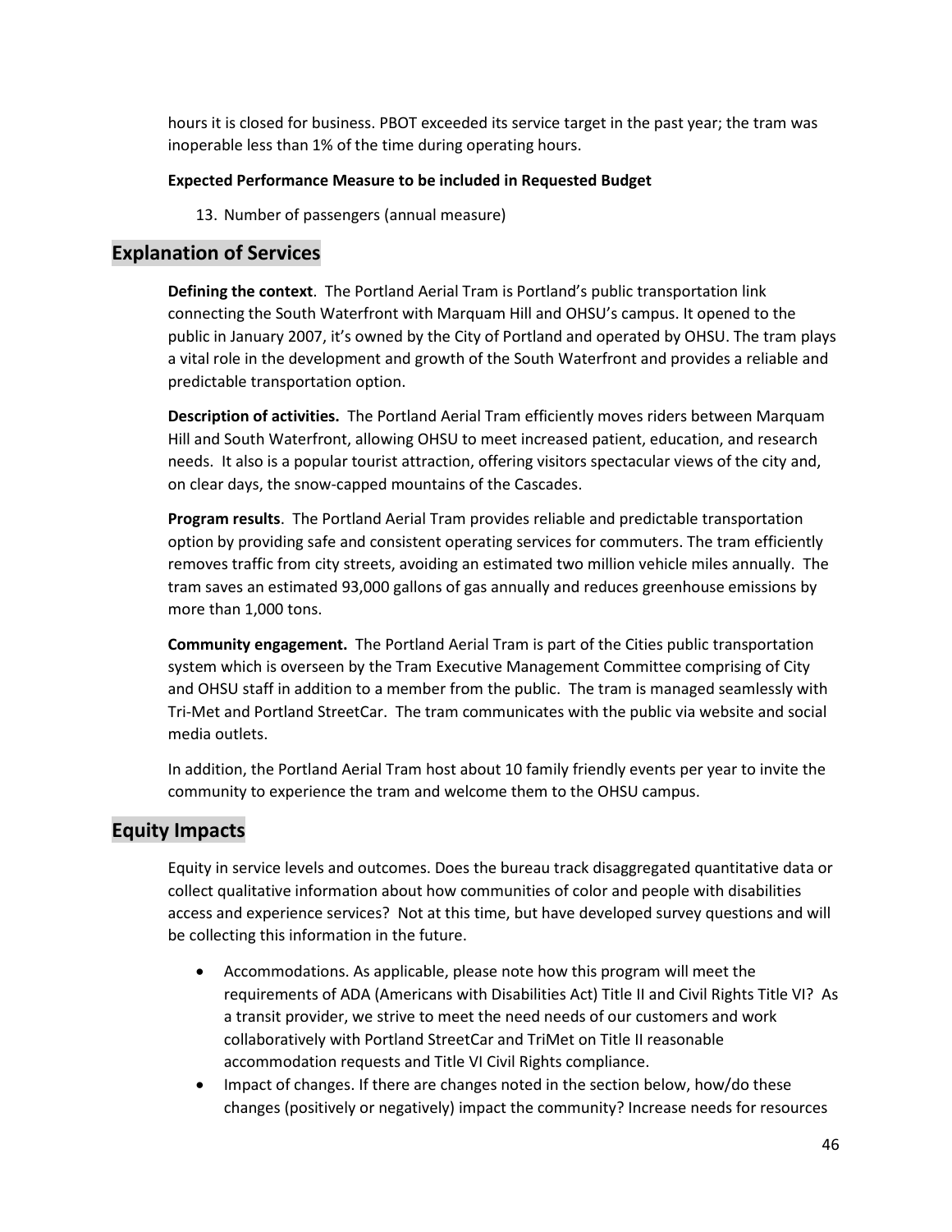hours it is closed for business. PBOT exceeded its service target in the past year; the tram was inoperable less than 1% of the time during operating hours.

**Expected Performance Measure to be included in Requested Budget**

13. Number of passengers (annual measure)

## Explanation of Services

**Defining the context**. The Portland Aerial Tram is Portland's public transportation link connecting the South Waterfront with Marquam Hill and OHSU's campus. It opened to the public in January 2007, it's owned by the City of Portland and operated by OHSU. The tram plays a vital role in the development and growth of the South Waterfront and provides a reliable and predictable transportation option.

**Description of activities.** The Portland Aerial Tram efficiently moves riders between Marquam Hill and South Waterfront, allowing OHSU to meet increased patient, education, and research needs. It also is a popular tourist attraction, offering visitors spectacular views of the city and, on clear days, the snow-capped mountains of the Cascades.

**Program results**. The Portland Aerial Tram provides reliable and predictable transportation option by providing safe and consistent operating services for commuters. The tram efficiently removes traffic from city streets, avoiding an estimated two million vehicle miles annually. The tram saves an estimated 93,000 gallons of gas annually and reduces greenhouse emissions by more than 1,000 tons.

**Community engagement.** The Portland Aerial Tram is part of the Cities public transportation system which is overseen by the Tram Executive Management Committee comprising of City and OHSU staff in addition to a member from the public. The tram is managed seamlessly with Tri-Met and Portland StreetCar. The tram communicates with the public via website and social media outlets.

In addition, the Portland Aerial Tram host about 10 family friendly events per year to invite the community to experience the tram and welcome them to the OHSU campus.

## Equity Impacts

Equity in service levels and outcomes. Does the bureau track disaggregated quantitative data or collect qualitative information about how communities of color and people with disabilities access and experience services? Not at this time, but have developed survey questions and will be collecting this information in the future.

- Accommodations. As applicable, please note how this program will meet the requirements of ADA (Americans with Disabilities Act) Title II and Civil Rights Title VI? As a transit provider, we strive to meet the need needs of our customers and work collaboratively with Portland StreetCar and TriMet on Title II reasonable accommodation requests and Title VI Civil Rights compliance.
- Impact of changes. If there are changes noted in the section below, how/do these changes (positively or negatively) impact the community? Increase needs for resources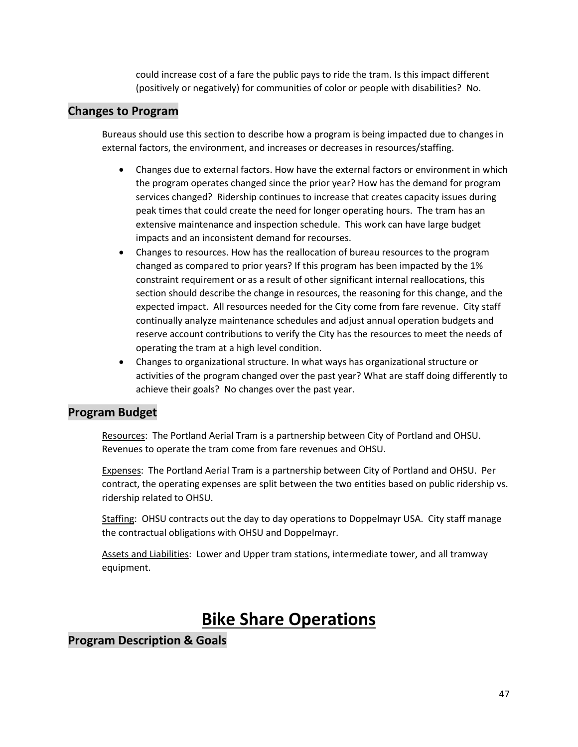could increase cost of a fare the public pays to ride the tram. Is this impact different (positively or negatively) for communities of color or people with disabilities? No.

## Changes to Program

Bureaus should use this section to describe how a program is being impacted due to changes in external factors, the environment, and increases or decreases in resources/staffing.

- Changes due to external factors. How have the external factors or environment in which the program operates changed since the prior year? How has the demand for program services changed? Ridership continues to increase that creates capacity issues during peak times that could create the need for longer operating hours. The tram has an extensive maintenance and inspection schedule. This work can have large budget impacts and an inconsistent demand for recourses.
- Changes to resources. How has the reallocation of bureau resources to the program changed as compared to prior years? If this program has been impacted by the 1% constraint requirement or as a result of other significant internal reallocations, this section should describe the change in resources, the reasoning for this change, and the expected impact. All resources needed for the City come from fare revenue. City staff continually analyze maintenance schedules and adjust annual operation budgets and reserve account contributions to verify the City has the resources to meet the needs of operating the tram at a high level condition.
- Changes to organizational structure. In what ways has organizational structure or activities of the program changed over the past year? What are staff doing differently to achieve their goals? No changes over the past year.

## Program Budget

Resources: The Portland Aerial Tram is a partnership between City of Portland and OHSU. Revenues to operate the tram come from fare revenues and OHSU.

Expenses: The Portland Aerial Tram is a partnership between City of Portland and OHSU. Per contract, the operating expenses are split between the two entities based on public ridership vs. ridership related to OHSU.

Staffing: OHSU contracts out the day to day operations to Doppelmayr USA. City staff manage the contractual obligations with OHSU and Doppelmayr.

Assets and Liabilities: Lower and Upper tram stations, intermediate tower, and all tramway equipment.

# Bike Share Operations

## Program Description & Goals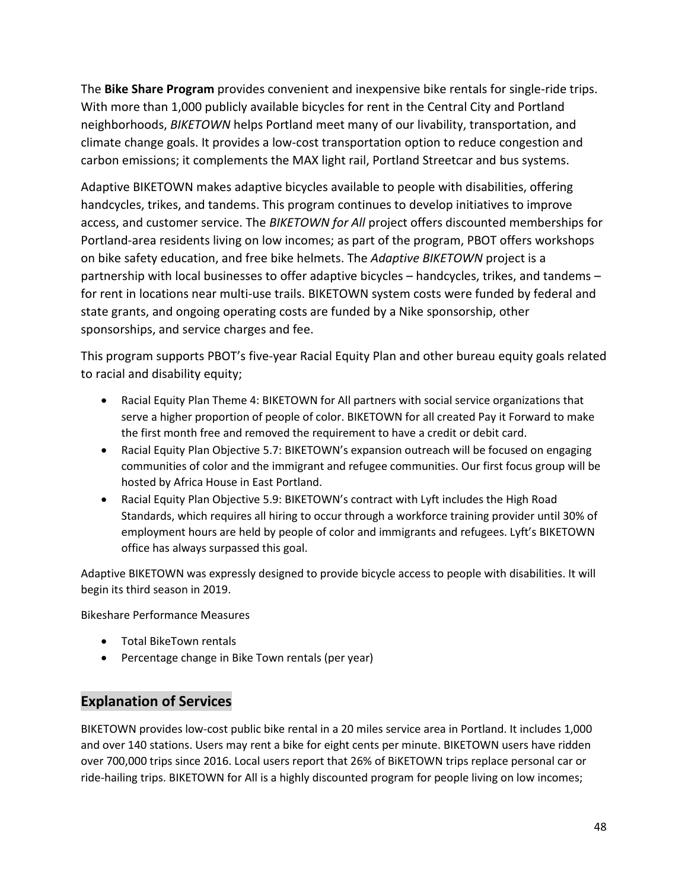The **Bike Share Program** provides convenient and inexpensive bike rentals for single-ride trips. With more than 1,000 publicly available bicycles for rent in the Central City and Portland neighborhoods, *BIKETOWN* helps Portland meet many of our livability, transportation, and climate change goals. It provides a low-cost transportation option to reduce congestion and carbon emissions; it complements the MAX light rail, Portland Streetcar and bus systems.

Adaptive BIKETOWN makes adaptive bicycles available to people with disabilities, offering handcycles, trikes, and tandems. This program continues to develop initiatives to improve access, and customer service. The *BIKETOWN for All* project offers discounted memberships for Portland-area residents living on low incomes; as part of the program, PBOT offers workshops on bike safety education, and free bike helmets. The *Adaptive BIKETOWN* project is a partnership with local businesses to offer adaptive bicycles – handcycles, trikes, and tandems – for rent in locations near multi-use trails. BIKETOWN system costs were funded by federal and state grants, and ongoing operating costs are funded by a Nike sponsorship, other sponsorships, and service charges and fee.

This program supports PBOT's five-year Racial Equity Plan and other bureau equity goals related to racial and disability equity;

- Racial Equity Plan Theme 4: BIKETOWN for All partners with social service organizations that serve a higher proportion of people of color. BIKETOWN for all created Pay it Forward to make the first month free and removed the requirement to have a credit or debit card.
- Racial Equity Plan Objective 5.7: BIKETOWN's expansion outreach will be focused on engaging communities of color and the immigrant and refugee communities. Our first focus group will be hosted by Africa House in East Portland.
- Racial Equity Plan Objective 5.9: BIKETOWN's contract with Lyft includes the High Road Standards, which requires all hiring to occur through a workforce training provider until 30% of employment hours are held by people of color and immigrants and refugees. Lyft's BIKETOWN office has always surpassed this goal.

Adaptive BIKETOWN was expressly designed to provide bicycle access to people with disabilities. It will begin its third season in 2019.

Bikeshare Performance Measures

- Total BikeTown rentals
- Percentage change in Bike Town rentals (per year)

## Explanation of Services

BIKETOWN provides low-cost public bike rental in a 20 miles service area in Portland. It includes 1,000 and over 140 stations. Users may rent a bike for eight cents per minute. BIKETOWN users have ridden over 700,000 trips since 2016. Local users report that 26% of BiKETOWN trips replace personal car or ride-hailing trips. BIKETOWN for All is a highly discounted program for people living on low incomes;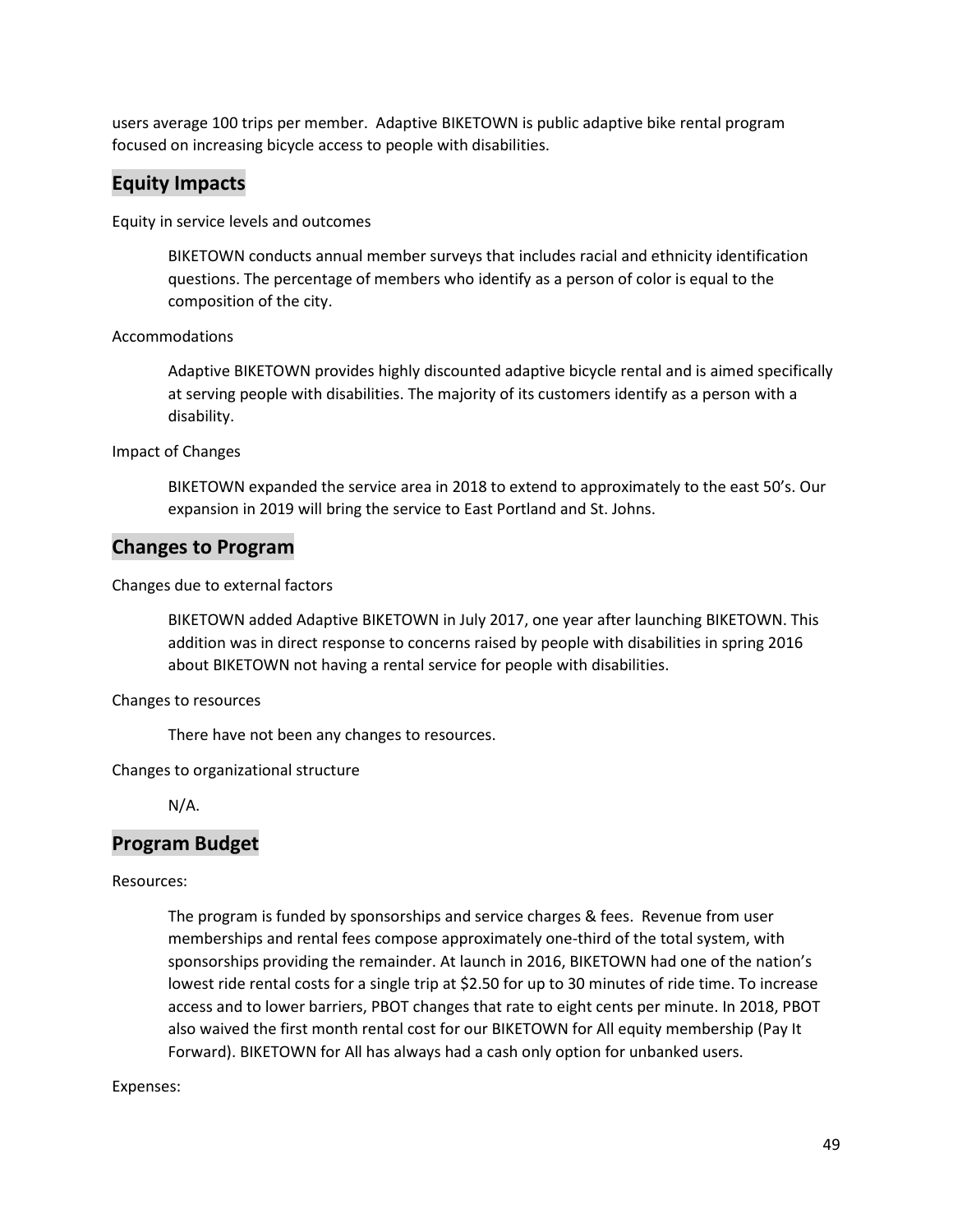users average 100 trips per member. Adaptive BIKETOWN is public adaptive bike rental program focused on increasing bicycle access to people with disabilities.

## Equity Impacts

Equity in service levels and outcomes

> BIKETOWN conducts annual member surveys that includes racial and ethnicity identification questions. The percentage of members who identify as a person of color is equal to the composition of the city.

Accommodations

> Adaptive BIKETOWN provides highly discounted adaptive bicycle rental and is aimed specifically at serving people with disabilities. The majority of its customers identify as a person with a disability.

Impact of Changes

> BIKETOWN expanded the service area in 2018 to extend to approximately to the east 50's. Our expansion in 2019 will bring the service to East Portland and St. Johns.

## Changes to Program

Changes due to external factors

> BIKETOWN added Adaptive BIKETOWN in July 2017, one year after launching BIKETOWN. This addition was in direct response to concerns raised by people with disabilities in spring 2016 about BIKETOWN not having a rental service for people with disabilities.

Changes to resources

> There have not been any changes to resources.

Changes to organizational structure

> N/A.

## Program Budget

Resources:

> The program is funded by sponsorships and service charges & fees. Revenue from user memberships and rental fees compose approximately one-third of the total system, with sponsorships providing the remainder. At launch in 2016, BIKETOWN had one of the nation's lowest ride rental costs for a single trip at $2.50 for up to 30 minutes of ride time. To increase access and to lower barriers, PBOT changes that rate to eight cents per minute. In 2018, PBOT also waived the first month rental cost for our BIKETOWN for All equity membership (Pay It Forward). BIKETOWN for All has always had a cash only option for unbanked users.

Expenses: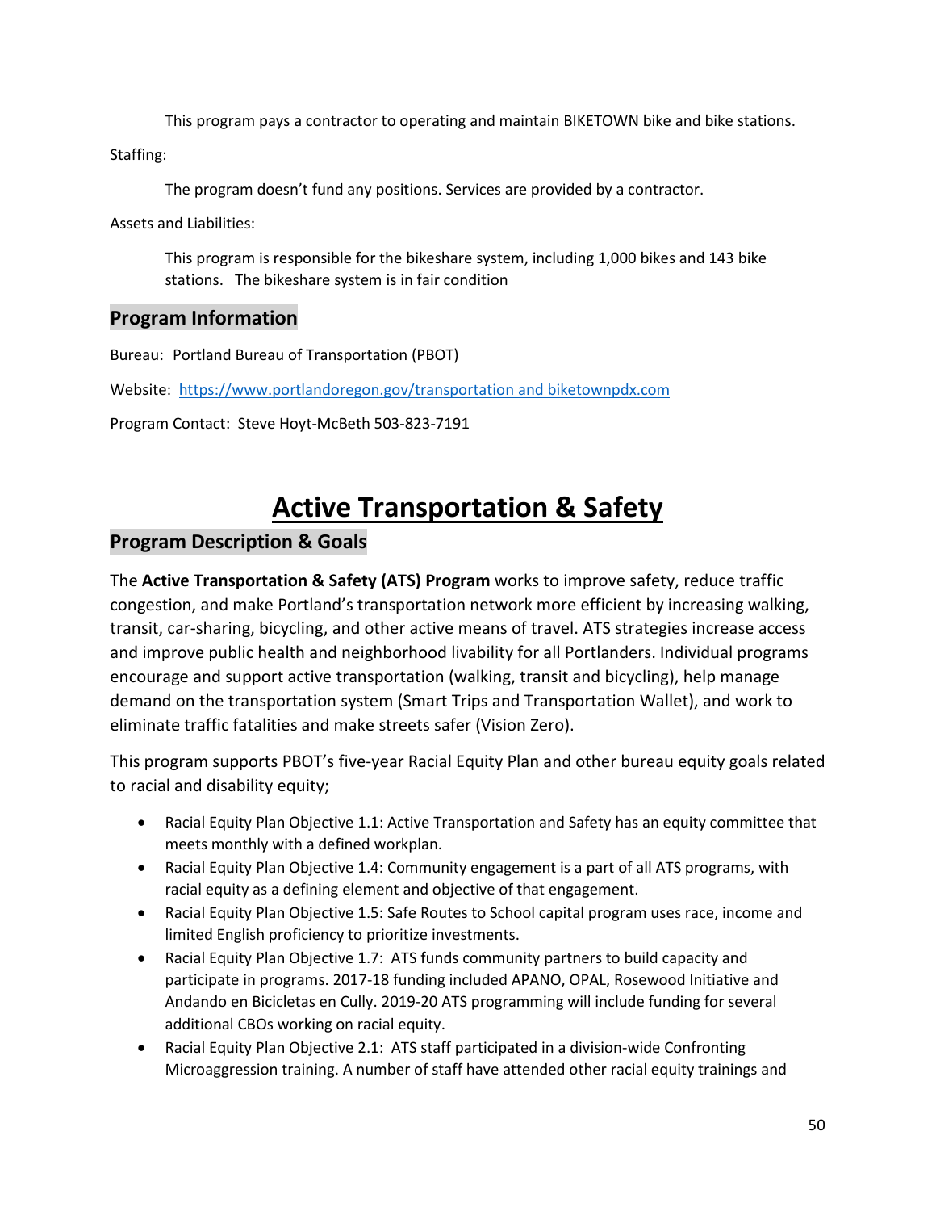This program pays a contractor to operating and maintain BIKETOWN bike and bike stations.

Staffing:

The program doesn't fund any positions. Services are provided by a contractor.

Assets and Liabilities:

This program is responsible for the bikeshare system, including 1,000 bikes and 143 bike stations. The bikeshare system is in fair condition

## Program Information

Bureau: Portland Bureau of Transportation (PBOT)

Website: https://www.portlandoregon.gov/transportation and biketownpdx.com

Program Contact: Steve Hoyt-McBeth 503-823-7191

# Active Transportation & Safety

## Program Description & Goals

The **Active Transportation & Safety (ATS) Program** works to improve safety, reduce traffic congestion, and make Portland's transportation network more efficient by increasing walking, transit, car-sharing, bicycling, and other active means of travel. ATS strategies increase access and improve public health and neighborhood livability for all Portlanders. Individual programs encourage and support active transportation (walking, transit and bicycling), help manage demand on the transportation system (Smart Trips and Transportation Wallet), and work to eliminate traffic fatalities and make streets safer (Vision Zero).

This program supports PBOT's five-year Racial Equity Plan and other bureau equity goals related to racial and disability equity;

- Racial Equity Plan Objective 1.1: Active Transportation and Safety has an equity committee that meets monthly with a defined workplan.
- Racial Equity Plan Objective 1.4: Community engagement is a part of all ATS programs, with racial equity as a defining element and objective of that engagement.
- Racial Equity Plan Objective 1.5: Safe Routes to School capital program uses race, income and limited English proficiency to prioritize investments.
- Racial Equity Plan Objective 1.7: ATS funds community partners to build capacity and participate in programs. 2017-18 funding included APANO, OPAL, Rosewood Initiative and Andando en Bicicletas en Cully. 2019-20 ATS programming will include funding for several additional CBOs working on racial equity.
- Racial Equity Plan Objective 2.1: ATS staff participated in a division-wide Confronting Microaggression training. A number of staff have attended other racial equity trainings and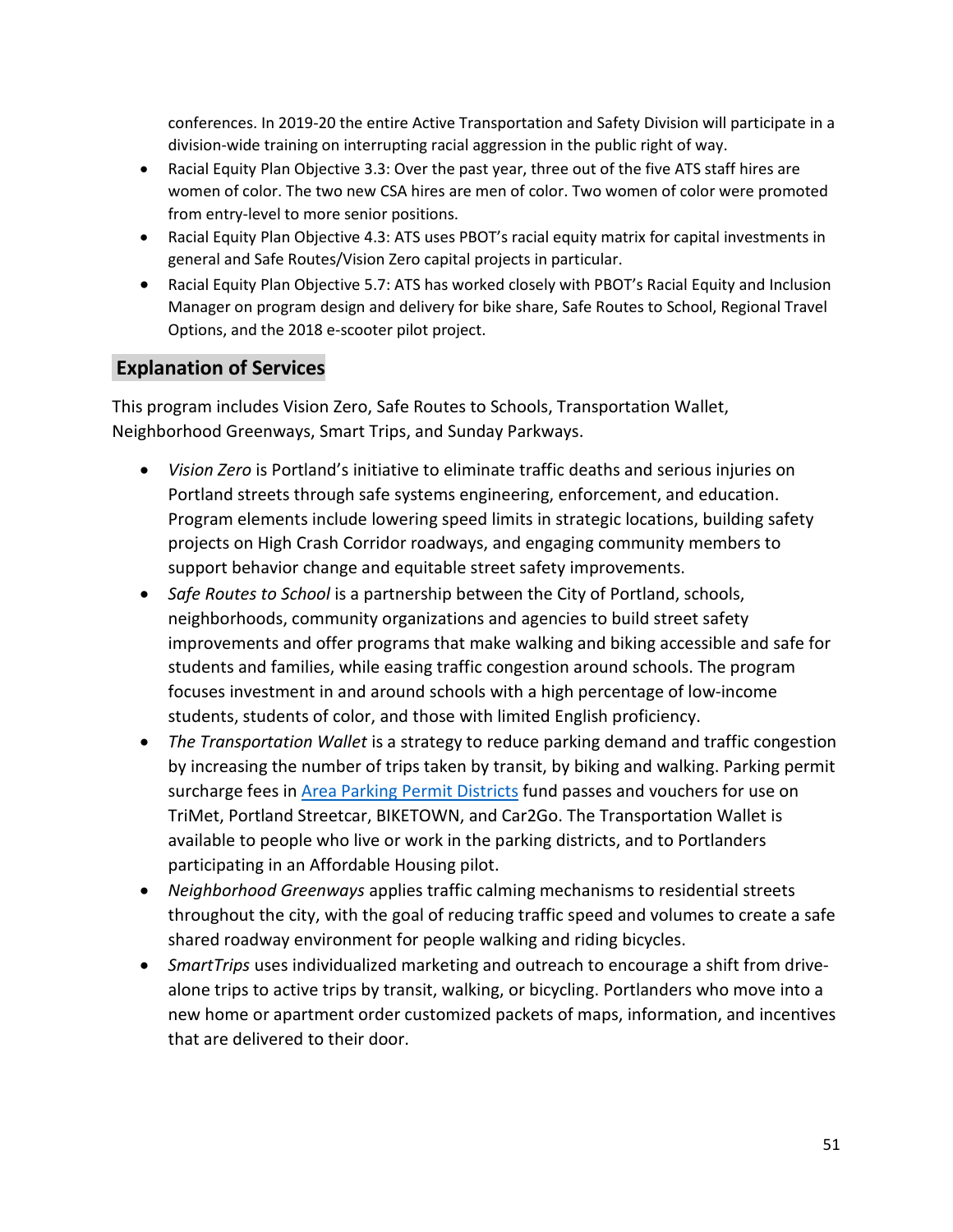conferences. In 2019-20 the entire Active Transportation and Safety Division will participate in a division-wide training on interrupting racial aggression in the public right of way.

- Racial Equity Plan Objective 3.3: Over the past year, three out of the five ATS staff hires are women of color. The two new CSA hires are men of color. Two women of color were promoted from entry-level to more senior positions.
- Racial Equity Plan Objective 4.3: ATS uses PBOT's racial equity matrix for capital investments in general and Safe Routes/Vision Zero capital projects in particular.
- Racial Equity Plan Objective 5.7: ATS has worked closely with PBOT's Racial Equity and Inclusion Manager on program design and delivery for bike share, Safe Routes to School, Regional Travel Options, and the 2018 e-scooter pilot project.

## Explanation of Services

This program includes Vision Zero, Safe Routes to Schools, Transportation Wallet, Neighborhood Greenways, Smart Trips, and Sunday Parkways.

- *Vision Zero* is Portland's initiative to eliminate traffic deaths and serious injuries on Portland streets through safe systems engineering, enforcement, and education. Program elements include lowering speed limits in strategic locations, building safety projects on High Crash Corridor roadways, and engaging community members to support behavior change and equitable street safety improvements.
- *Safe Routes to School* is a partnership between the City of Portland, schools, neighborhoods, community organizations and agencies to build street safety improvements and offer programs that make walking and biking accessible and safe for students and families, while easing traffic congestion around schools. The program focuses investment in and around schools with a high percentage of low-income students, students of color, and those with limited English proficiency.
- *The Transportation Wallet* is a strategy to reduce parking demand and traffic congestion by increasing the number of trips taken by transit, by biking and walking. Parking permit surcharge fees in Area Parking Permit Districts fund passes and vouchers for use on TriMet, Portland Streetcar, BIKETOWN, and Car2Go. The Transportation Wallet is available to people who live or work in the parking districts, and to Portlanders participating in an Affordable Housing pilot.
- *Neighborhood Greenways* applies traffic calming mechanisms to residential streets throughout the city, with the goal of reducing traffic speed and volumes to create a safe shared roadway environment for people walking and riding bicycles.
- *SmartTrips* uses individualized marketing and outreach to encourage a shift from drive-alone trips to active trips by transit, walking, or bicycling. Portlanders who move into a new home or apartment order customized packets of maps, information, and incentives that are delivered to their door.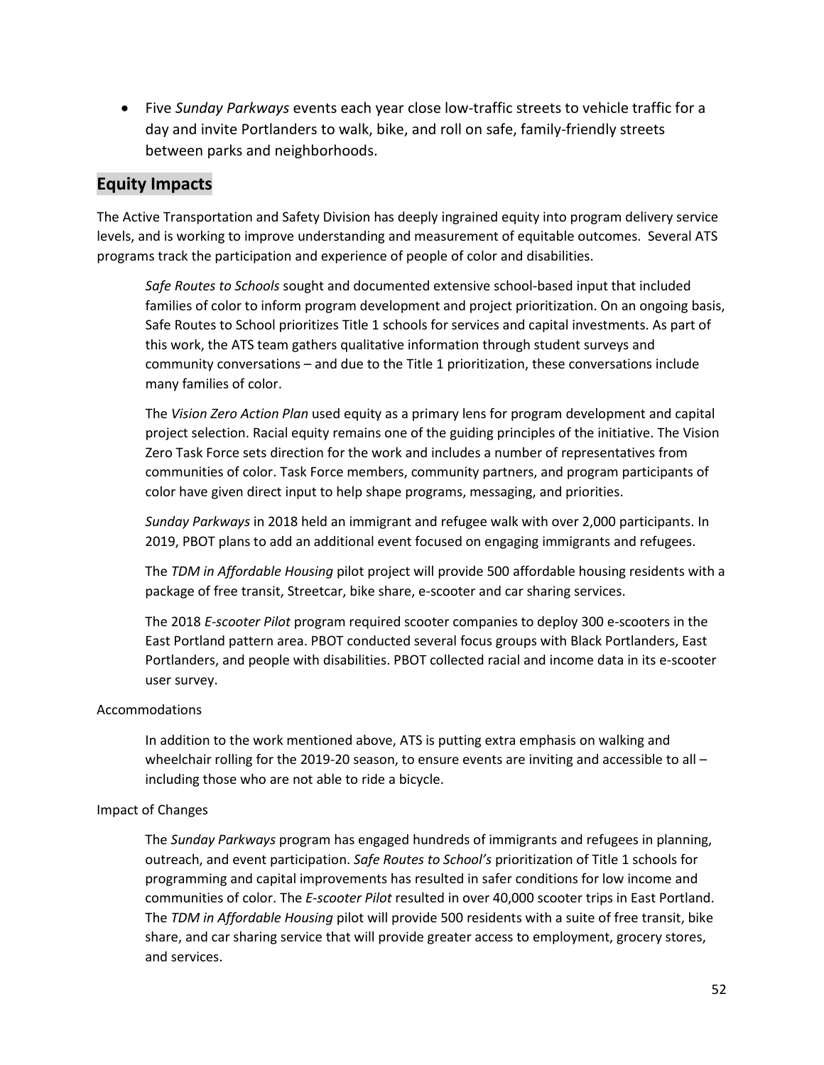- Five *Sunday Parkways* events each year close low-traffic streets to vehicle traffic for a day and invite Portlanders to walk, bike, and roll on safe, family-friendly streets between parks and neighborhoods.

## Equity Impacts

The Active Transportation and Safety Division has deeply ingrained equity into program delivery service levels, and is working to improve understanding and measurement of equitable outcomes. Several ATS programs track the participation and experience of people of color and disabilities.

*Safe Routes to Schools* sought and documented extensive school-based input that included families of color to inform program development and project prioritization. On an ongoing basis, Safe Routes to School prioritizes Title 1 schools for services and capital investments. As part of this work, the ATS team gathers qualitative information through student surveys and community conversations – and due to the Title 1 prioritization, these conversations include many families of color.

The *Vision Zero Action Plan* used equity as a primary lens for program development and capital project selection. Racial equity remains one of the guiding principles of the initiative. The Vision Zero Task Force sets direction for the work and includes a number of representatives from communities of color. Task Force members, community partners, and program participants of color have given direct input to help shape programs, messaging, and priorities.

*Sunday Parkways* in 2018 held an immigrant and refugee walk with over 2,000 participants. In 2019, PBOT plans to add an additional event focused on engaging immigrants and refugees.

The *TDM in Affordable Housing* pilot project will provide 500 affordable housing residents with a package of free transit, Streetcar, bike share, e-scooter and car sharing services.

The 2018 *E-scooter Pilot* program required scooter companies to deploy 300 e-scooters in the East Portland pattern area. PBOT conducted several focus groups with Black Portlanders, East Portlanders, and people with disabilities. PBOT collected racial and income data in its e-scooter user survey.

Accommodations

In addition to the work mentioned above, ATS is putting extra emphasis on walking and wheelchair rolling for the 2019-20 season, to ensure events are inviting and accessible to all – including those who are not able to ride a bicycle.

Impact of Changes

The *Sunday Parkways* program has engaged hundreds of immigrants and refugees in planning, outreach, and event participation. *Safe Routes to School's* prioritization of Title 1 schools for programming and capital improvements has resulted in safer conditions for low income and communities of color. The *E-scooter Pilot* resulted in over 40,000 scooter trips in East Portland. The *TDM in Affordable Housing* pilot will provide 500 residents with a suite of free transit, bike share, and car sharing service that will provide greater access to employment, grocery stores, and services.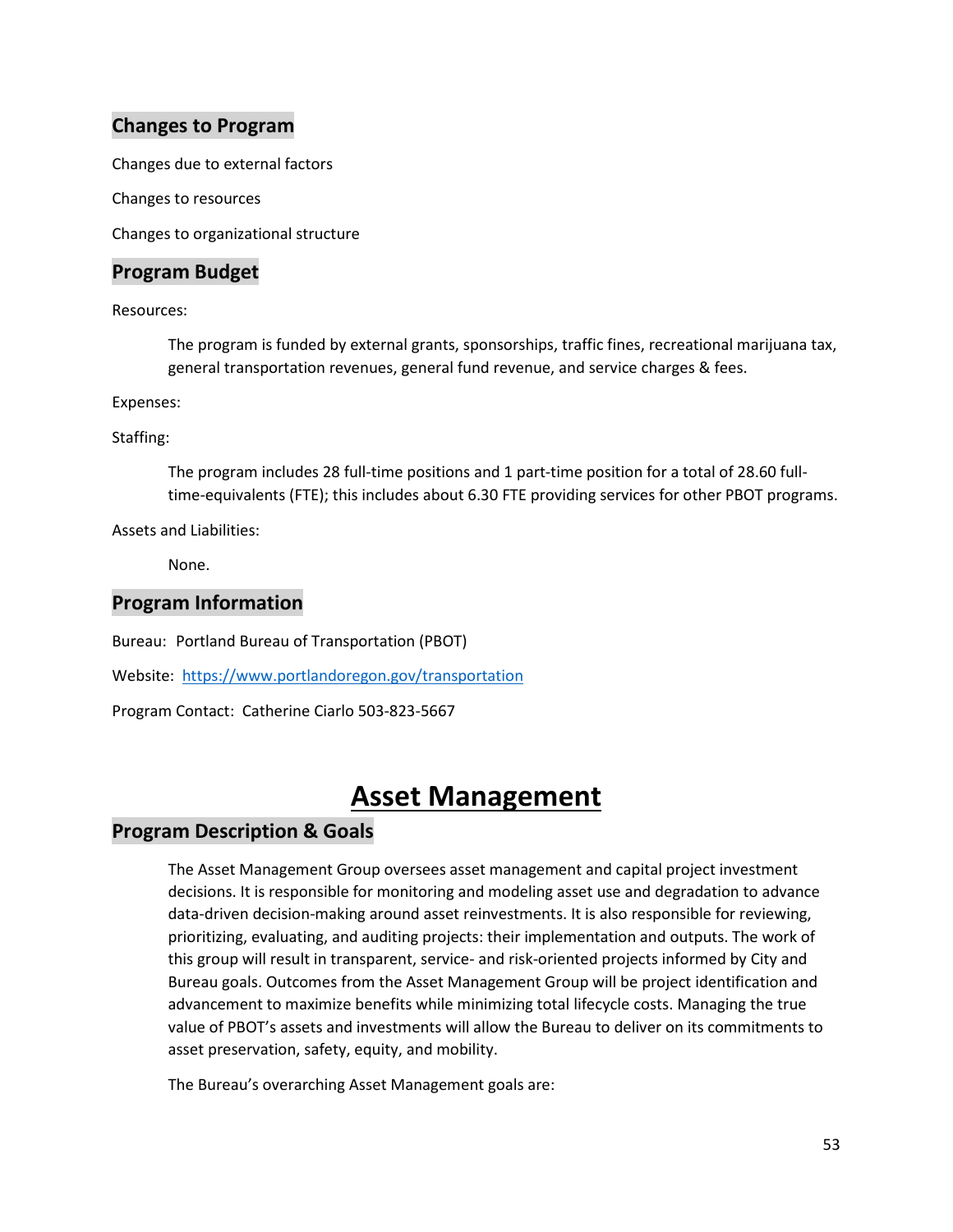### Changes to Program

Changes due to external factors

Changes to resources

Changes to organizational structure

### Program Budget

Resources:

The program is funded by external grants, sponsorships, traffic fines, recreational marijuana tax, general transportation revenues, general fund revenue, and service charges & fees.

Expenses:

Staffing:

The program includes 28 full-time positions and 1 part-time position for a total of 28.60 full-time-equivalents (FTE); this includes about 6.30 FTE providing services for other PBOT programs.

Assets and Liabilities:

None.

### Program Information

Bureau: Portland Bureau of Transportation (PBOT)

Website: [https://www.portlandoregon.gov/transportation](https://www.portlandoregon.gov/transportation)

Program Contact: Catherine Ciarlo 503-823-5667

## Asset Management

### Program Description & Goals

The Asset Management Group oversees asset management and capital project investment decisions. It is responsible for monitoring and modeling asset use and degradation to advance data-driven decision-making around asset reinvestments. It is also responsible for reviewing, prioritizing, evaluating, and auditing projects: their implementation and outputs. The work of this group will result in transparent, service- and risk-oriented projects informed by City and Bureau goals. Outcomes from the Asset Management Group will be project identification and advancement to maximize benefits while minimizing total lifecycle costs. Managing the true value of PBOT's assets and investments will allow the Bureau to deliver on its commitments to asset preservation, safety, equity, and mobility.

The Bureau's overarching Asset Management goals are: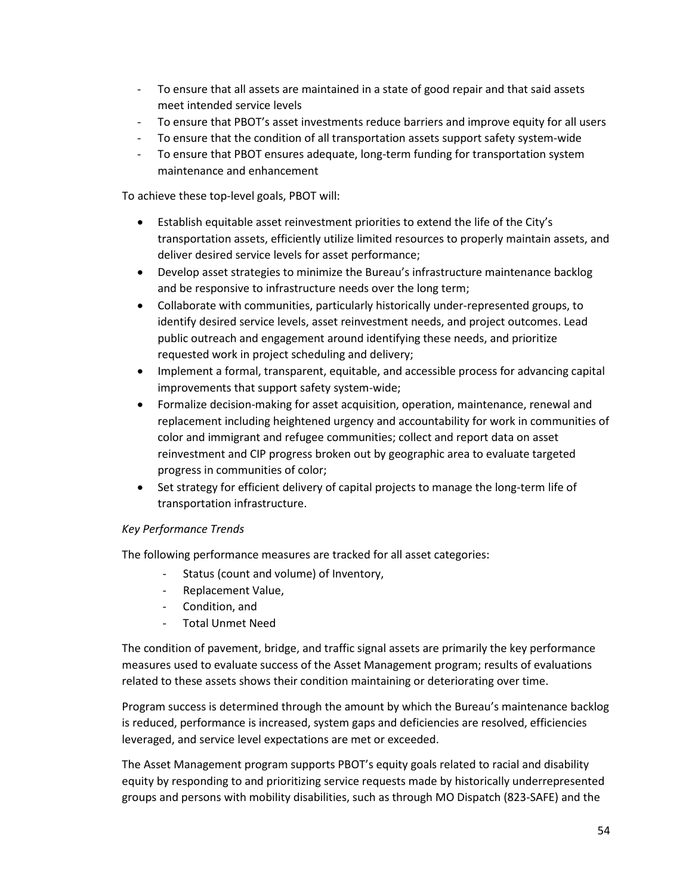- To ensure that all assets are maintained in a state of good repair and that said assets meet intended service levels
- To ensure that PBOT's asset investments reduce barriers and improve equity for all users
- To ensure that the condition of all transportation assets support safety system-wide
- To ensure that PBOT ensures adequate, long-term funding for transportation system maintenance and enhancement

To achieve these top-level goals, PBOT will:

- Establish equitable asset reinvestment priorities to extend the life of the City's transportation assets, efficiently utilize limited resources to properly maintain assets, and deliver desired service levels for asset performance;
- Develop asset strategies to minimize the Bureau's infrastructure maintenance backlog and be responsive to infrastructure needs over the long term;
- Collaborate with communities, particularly historically under-represented groups, to identify desired service levels, asset reinvestment needs, and project outcomes. Lead public outreach and engagement around identifying these needs, and prioritize requested work in project scheduling and delivery;
- Implement a formal, transparent, equitable, and accessible process for advancing capital improvements that support safety system-wide;
- Formalize decision-making for asset acquisition, operation, maintenance, renewal and replacement including heightened urgency and accountability for work in communities of color and immigrant and refugee communities; collect and report data on asset reinvestment and CIP progress broken out by geographic area to evaluate targeted progress in communities of color;
- Set strategy for efficient delivery of capital projects to manage the long-term life of transportation infrastructure.

*Key Performance Trends*

The following performance measures are tracked for all asset categories:

- Status (count and volume) of Inventory,
- Replacement Value,
- Condition, and
- Total Unmet Need

The condition of pavement, bridge, and traffic signal assets are primarily the key performance measures used to evaluate success of the Asset Management program; results of evaluations related to these assets shows their condition maintaining or deteriorating over time.

Program success is determined through the amount by which the Bureau's maintenance backlog is reduced, performance is increased, system gaps and deficiencies are resolved, efficiencies leveraged, and service level expectations are met or exceeded.

The Asset Management program supports PBOT's equity goals related to racial and disability equity by responding to and prioritizing service requests made by historically underrepresented groups and persons with mobility disabilities, such as through MO Dispatch (823-SAFE) and the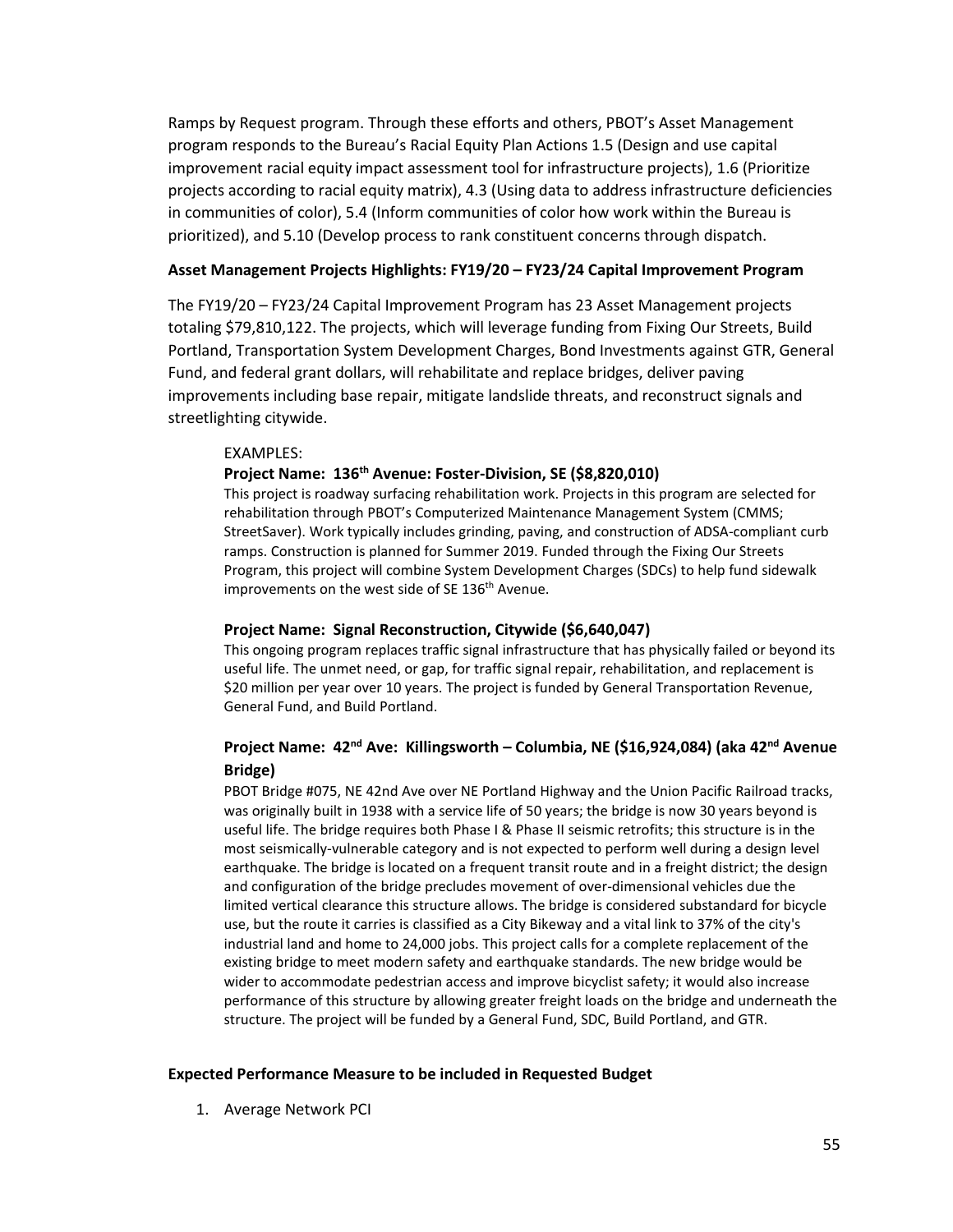Ramps by Request program. Through these efforts and others, PBOT's Asset Management program responds to the Bureau's Racial Equity Plan Actions 1.5 (Design and use capital improvement racial equity impact assessment tool for infrastructure projects), 1.6 (Prioritize projects according to racial equity matrix), 4.3 (Using data to address infrastructure deficiencies in communities of color), 5.4 (Inform communities of color how work within the Bureau is prioritized), and 5.10 (Develop process to rank constituent concerns through dispatch.

**Asset Management Projects Highlights: FY19/20 – FY23/24 Capital Improvement Program**

The FY19/20 – FY23/24 Capital Improvement Program has 23 Asset Management projects totaling $79,810,122. The projects, which will leverage funding from Fixing Our Streets, Build Portland, Transportation System Development Charges, Bond Investments against GTR, General Fund, and federal grant dollars, will rehabilitate and replace bridges, deliver paving improvements including base repair, mitigate landslide threats, and reconstruct signals and streetlighting citywide.

EXAMPLES:

**Project Name: 136th Avenue: Foster-Division, SE ($8,820,010)**

This project is roadway surfacing rehabilitation work. Projects in this program are selected for rehabilitation through PBOT's Computerized Maintenance Management System (CMMS; StreetSaver). Work typically includes grinding, paving, and construction of ADSA-compliant curb ramps. Construction is planned for Summer 2019. Funded through the Fixing Our Streets Program, this project will combine System Development Charges (SDCs) to help fund sidewalk improvements on the west side of SE 136th Avenue.

**Project Name: Signal Reconstruction, Citywide ($6,640,047)**

This ongoing program replaces traffic signal infrastructure that has physically failed or beyond its useful life. The unmet need, or gap, for traffic signal repair, rehabilitation, and replacement is $20 million per year over 10 years. The project is funded by General Transportation Revenue, General Fund, and Build Portland.

**Project Name: 42nd Ave: Killingsworth – Columbia, NE ($16,924,084) (aka 42nd Avenue Bridge)**

PBOT Bridge #075, NE 42nd Ave over NE Portland Highway and the Union Pacific Railroad tracks, was originally built in 1938 with a service life of 50 years; the bridge is now 30 years beyond is useful life. The bridge requires both Phase I & Phase II seismic retrofits; this structure is in the most seismically-vulnerable category and is not expected to perform well during a design level earthquake. The bridge is located on a frequent transit route and in a freight district; the design and configuration of the bridge precludes movement of over-dimensional vehicles due the limited vertical clearance this structure allows. The bridge is considered substandard for bicycle use, but the route it carries is classified as a City Bikeway and a vital link to 37% of the city's industrial land and home to 24,000 jobs. This project calls for a complete replacement of the existing bridge to meet modern safety and earthquake standards. The new bridge would be wider to accommodate pedestrian access and improve bicyclist safety; it would also increase performance of this structure by allowing greater freight loads on the bridge and underneath the structure. The project will be funded by a General Fund, SDC, Build Portland, and GTR.

**Expected Performance Measure to be included in Requested Budget**

1. Average Network PCI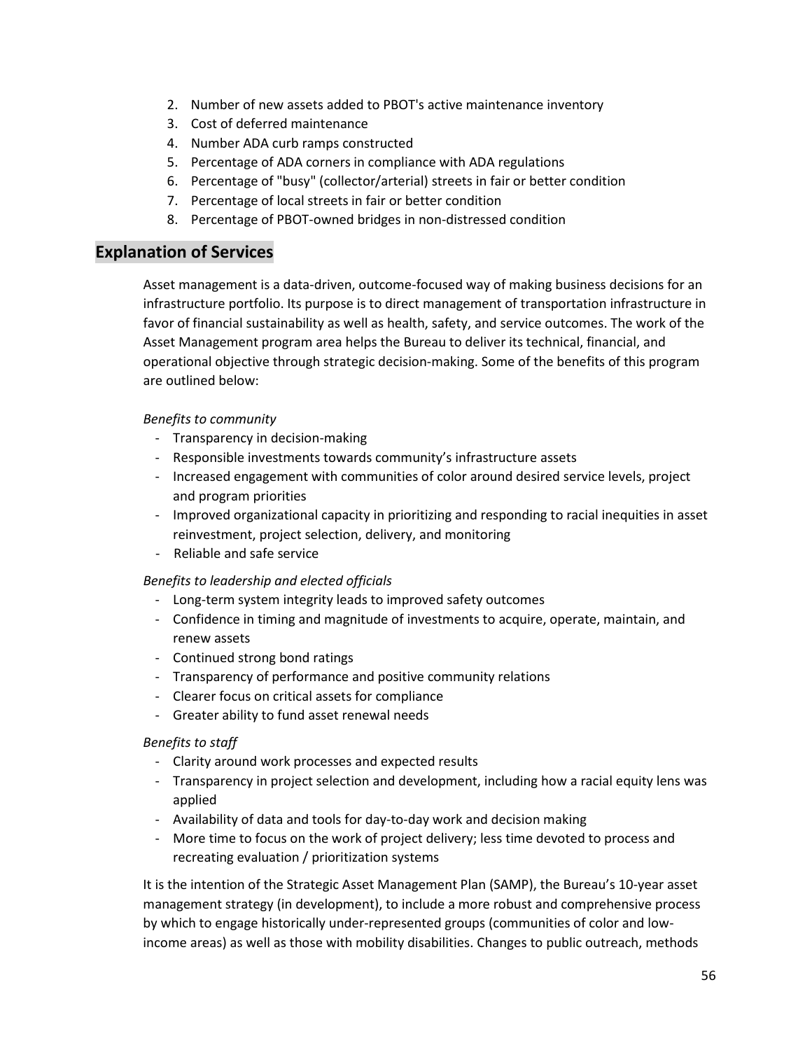2. Number of new assets added to PBOT's active maintenance inventory
3. Cost of deferred maintenance
4. Number ADA curb ramps constructed
5. Percentage of ADA corners in compliance with ADA regulations
6. Percentage of "busy" (collector/arterial) streets in fair or better condition
7. Percentage of local streets in fair or better condition
8. Percentage of PBOT-owned bridges in non-distressed condition

## Explanation of Services

Asset management is a data-driven, outcome-focused way of making business decisions for an infrastructure portfolio. Its purpose is to direct management of transportation infrastructure in favor of financial sustainability as well as health, safety, and service outcomes. The work of the Asset Management program area helps the Bureau to deliver its technical, financial, and operational objective through strategic decision-making. Some of the benefits of this program are outlined below:

*Benefits to community*

- Transparency in decision-making
- Responsible investments towards community's infrastructure assets
- Increased engagement with communities of color around desired service levels, project and program priorities
- Improved organizational capacity in prioritizing and responding to racial inequities in asset reinvestment, project selection, delivery, and monitoring
- Reliable and safe service

*Benefits to leadership and elected officials*

- Long-term system integrity leads to improved safety outcomes
- Confidence in timing and magnitude of investments to acquire, operate, maintain, and renew assets
- Continued strong bond ratings
- Transparency of performance and positive community relations
- Clearer focus on critical assets for compliance
- Greater ability to fund asset renewal needs

*Benefits to staff*

- Clarity around work processes and expected results
- Transparency in project selection and development, including how a racial equity lens was applied
- Availability of data and tools for day-to-day work and decision making
- More time to focus on the work of project delivery; less time devoted to process and recreating evaluation / prioritization systems

It is the intention of the Strategic Asset Management Plan (SAMP), the Bureau's 10-year asset management strategy (in development), to include a more robust and comprehensive process by which to engage historically under-represented groups (communities of color and low-income areas) as well as those with mobility disabilities. Changes to public outreach, methods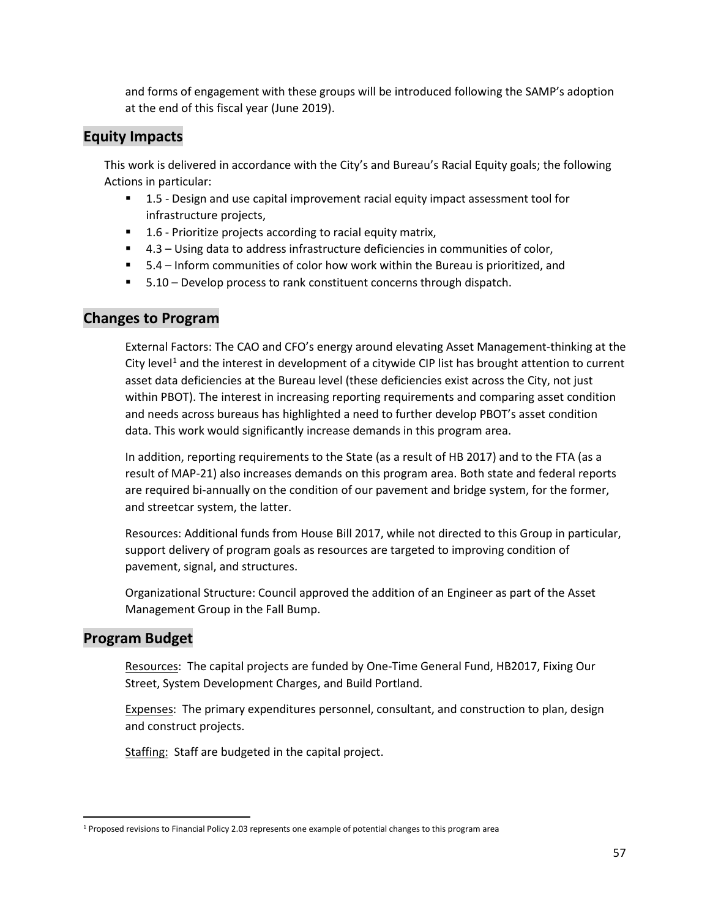and forms of engagement with these groups will be introduced following the SAMP's adoption at the end of this fiscal year (June 2019).

## Equity Impacts

This work is delivered in accordance with the City's and Bureau's Racial Equity goals; the following Actions in particular:

- 1.5 - Design and use capital improvement racial equity impact assessment tool for infrastructure projects,
- 1.6 - Prioritize projects according to racial equity matrix,
- 4.3 – Using data to address infrastructure deficiencies in communities of color,
- 5.4 – Inform communities of color how work within the Bureau is prioritized, and
- 5.10 – Develop process to rank constituent concerns through dispatch.

## Changes to Program

External Factors: The CAO and CFO's energy around elevating Asset Management-thinking at the City level[1] and the interest in development of a citywide CIP list has brought attention to current asset data deficiencies at the Bureau level (these deficiencies exist across the City, not just within PBOT). The interest in increasing reporting requirements and comparing asset condition and needs across bureaus has highlighted a need to further develop PBOT's asset condition data. This work would significantly increase demands in this program area.

In addition, reporting requirements to the State (as a result of HB 2017) and to the FTA (as a result of MAP-21) also increases demands on this program area. Both state and federal reports are required bi-annually on the condition of our pavement and bridge system, for the former, and streetcar system, the latter.

Resources: Additional funds from House Bill 2017, while not directed to this Group in particular, support delivery of program goals as resources are targeted to improving condition of pavement, signal, and structures.

Organizational Structure: Council approved the addition of an Engineer as part of the Asset Management Group in the Fall Bump.

## Program Budget

Resources: The capital projects are funded by One-Time General Fund, HB2017, Fixing Our Street, System Development Charges, and Build Portland.

Expenses: The primary expenditures personnel, consultant, and construction to plan, design and construct projects.

Staffing: Staff are budgeted in the capital project.

---

[1] Proposed revisions to Financial Policy 2.03 represents one example of potential changes to this program area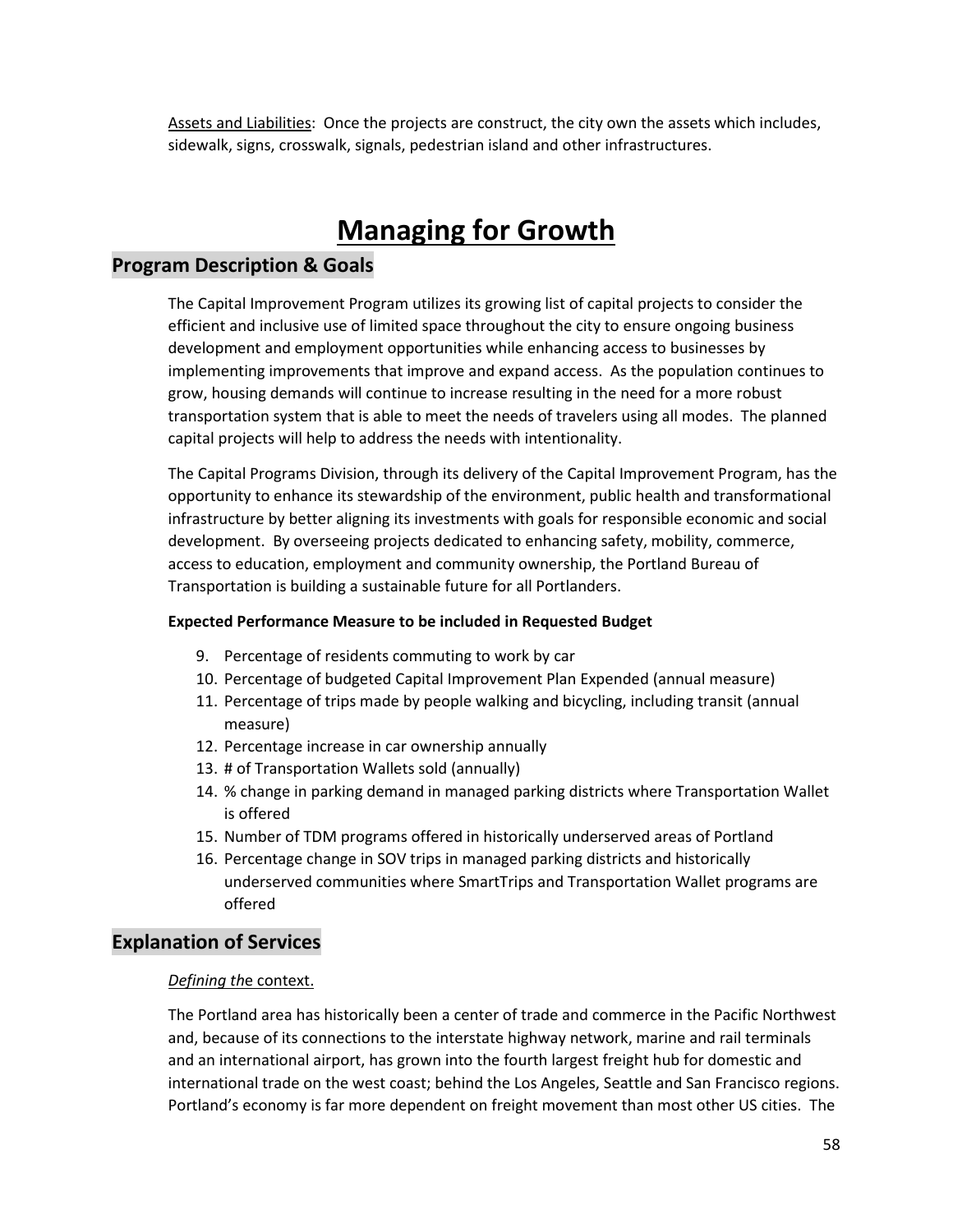Assets and Liabilities: Once the projects are construct, the city own the assets which includes, sidewalk, signs, crosswalk, signals, pedestrian island and other infrastructures.

# Managing for Growth

## Program Description & Goals

The Capital Improvement Program utilizes its growing list of capital projects to consider the efficient and inclusive use of limited space throughout the city to ensure ongoing business development and employment opportunities while enhancing access to businesses by implementing improvements that improve and expand access. As the population continues to grow, housing demands will continue to increase resulting in the need for a more robust transportation system that is able to meet the needs of travelers using all modes. The planned capital projects will help to address the needs with intentionality.

The Capital Programs Division, through its delivery of the Capital Improvement Program, has the opportunity to enhance its stewardship of the environment, public health and transformational infrastructure by better aligning its investments with goals for responsible economic and social development. By overseeing projects dedicated to enhancing safety, mobility, commerce, access to education, employment and community ownership, the Portland Bureau of Transportation is building a sustainable future for all Portlanders.

**Expected Performance Measure to be included in Requested Budget**

9. Percentage of residents commuting to work by car
10. Percentage of budgeted Capital Improvement Plan Expended (annual measure)
11. Percentage of trips made by people walking and bicycling, including transit (annual measure)
12. Percentage increase in car ownership annually
13. # of Transportation Wallets sold (annually)
14. % change in parking demand in managed parking districts where Transportation Wallet is offered
15. Number of TDM programs offered in historically underserved areas of Portland
16. Percentage change in SOV trips in managed parking districts and historically underserved communities where SmartTrips and Transportation Wallet programs are offered

## Explanation of Services

*Defining th*e context.

The Portland area has historically been a center of trade and commerce in the Pacific Northwest and, because of its connections to the interstate highway network, marine and rail terminals and an international airport, has grown into the fourth largest freight hub for domestic and international trade on the west coast; behind the Los Angeles, Seattle and San Francisco regions. Portland's economy is far more dependent on freight movement than most other US cities. The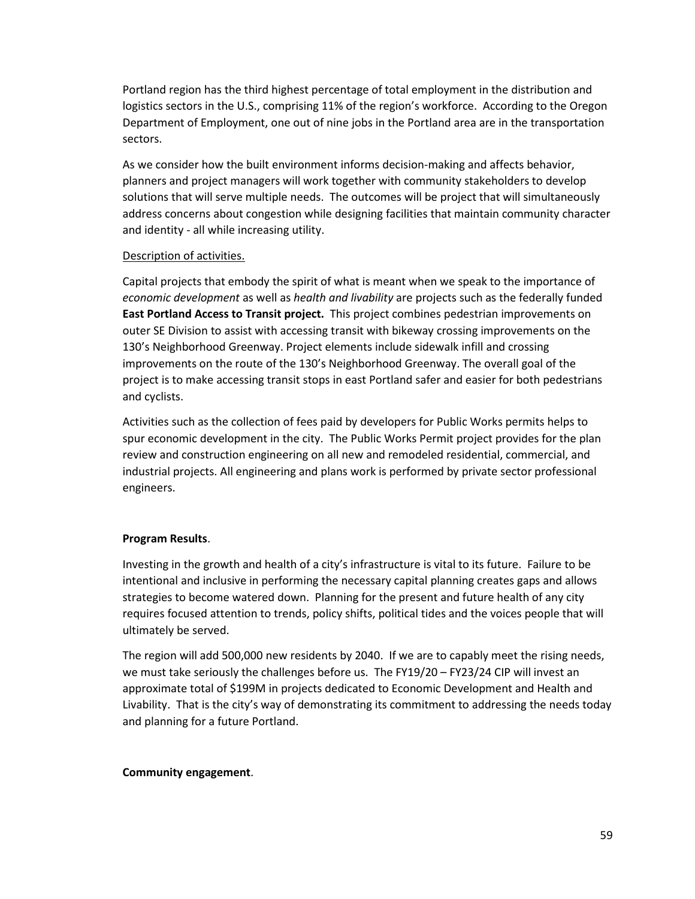Portland region has the third highest percentage of total employment in the distribution and logistics sectors in the U.S., comprising 11% of the region's workforce. According to the Oregon Department of Employment, one out of nine jobs in the Portland area are in the transportation sectors.

As we consider how the built environment informs decision-making and affects behavior, planners and project managers will work together with community stakeholders to develop solutions that will serve multiple needs. The outcomes will be project that will simultaneously address concerns about congestion while designing facilities that maintain community character and identity - all while increasing utility.

<u>Description of activities.</u>

Capital projects that embody the spirit of what is meant when we speak to the importance of *economic development* as well as *health and livability* are projects such as the federally funded **East Portland Access to Transit project.** This project combines pedestrian improvements on outer SE Division to assist with accessing transit with bikeway crossing improvements on the 130's Neighborhood Greenway. Project elements include sidewalk infill and crossing improvements on the route of the 130's Neighborhood Greenway. The overall goal of the project is to make accessing transit stops in east Portland safer and easier for both pedestrians and cyclists.

Activities such as the collection of fees paid by developers for Public Works permits helps to spur economic development in the city. The Public Works Permit project provides for the plan review and construction engineering on all new and remodeled residential, commercial, and industrial projects. All engineering and plans work is performed by private sector professional engineers.

**Program Results**.

Investing in the growth and health of a city's infrastructure is vital to its future. Failure to be intentional and inclusive in performing the necessary capital planning creates gaps and allows strategies to become watered down. Planning for the present and future health of any city requires focused attention to trends, policy shifts, political tides and the voices people that will ultimately be served.

The region will add 500,000 new residents by 2040. If we are to capably meet the rising needs, we must take seriously the challenges before us. The FY19/20 – FY23/24 CIP will invest an approximate total of $199M in projects dedicated to Economic Development and Health and Livability. That is the city's way of demonstrating its commitment to addressing the needs today and planning for a future Portland.

**Community engagement**.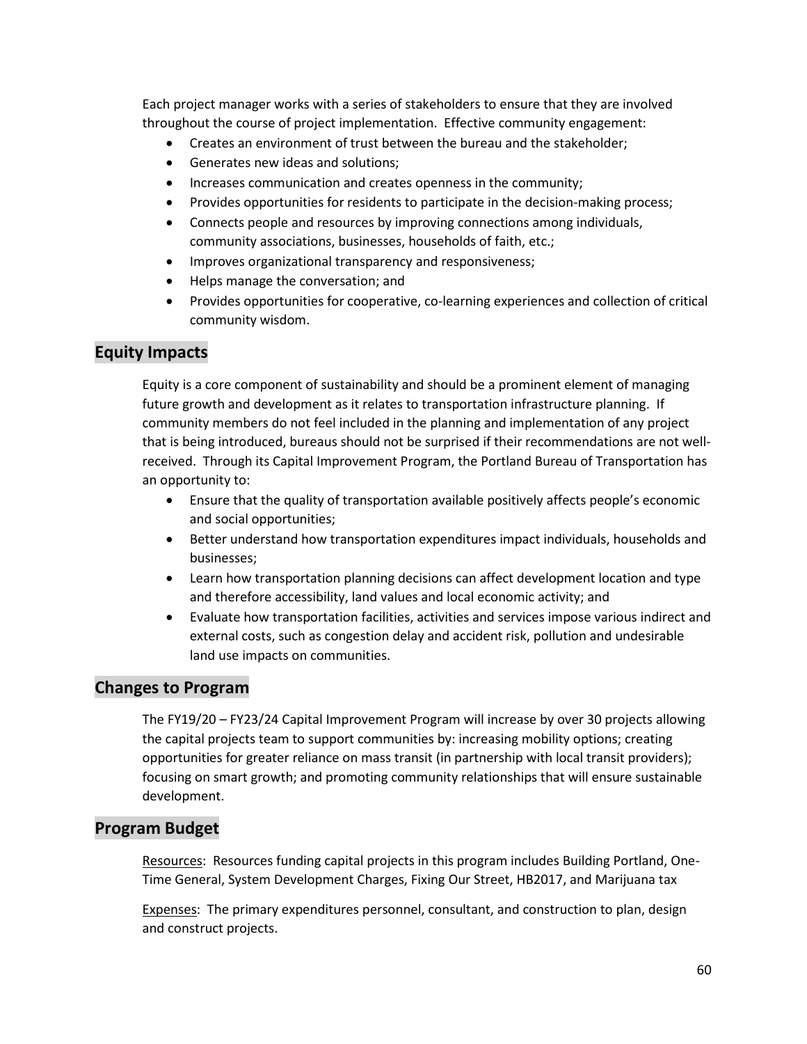Each project manager works with a series of stakeholders to ensure that they are involved throughout the course of project implementation. Effective community engagement:

- Creates an environment of trust between the bureau and the stakeholder;
- Generates new ideas and solutions;
- Increases communication and creates openness in the community;
- Provides opportunities for residents to participate in the decision-making process;
- Connects people and resources by improving connections among individuals, community associations, businesses, households of faith, etc.;
- Improves organizational transparency and responsiveness;
- Helps manage the conversation; and
- Provides opportunities for cooperative, co-learning experiences and collection of critical community wisdom.

## Equity Impacts

Equity is a core component of sustainability and should be a prominent element of managing future growth and development as it relates to transportation infrastructure planning. If community members do not feel included in the planning and implementation of any project that is being introduced, bureaus should not be surprised if their recommendations are not well-received. Through its Capital Improvement Program, the Portland Bureau of Transportation has an opportunity to:

- Ensure that the quality of transportation available positively affects people's economic and social opportunities;
- Better understand how transportation expenditures impact individuals, households and businesses;
- Learn how transportation planning decisions can affect development location and type and therefore accessibility, land values and local economic activity; and
- Evaluate how transportation facilities, activities and services impose various indirect and external costs, such as congestion delay and accident risk, pollution and undesirable land use impacts on communities.

## Changes to Program

The FY19/20 – FY23/24 Capital Improvement Program will increase by over 30 projects allowing the capital projects team to support communities by: increasing mobility options; creating opportunities for greater reliance on mass transit (in partnership with local transit providers); focusing on smart growth; and promoting community relationships that will ensure sustainable development.

## Program Budget

<u>Resources</u>: Resources funding capital projects in this program includes Building Portland, One-Time General, System Development Charges, Fixing Our Street, HB2017, and Marijuana tax

<u>Expenses</u>: The primary expenditures personnel, consultant, and construction to plan, design and construct projects.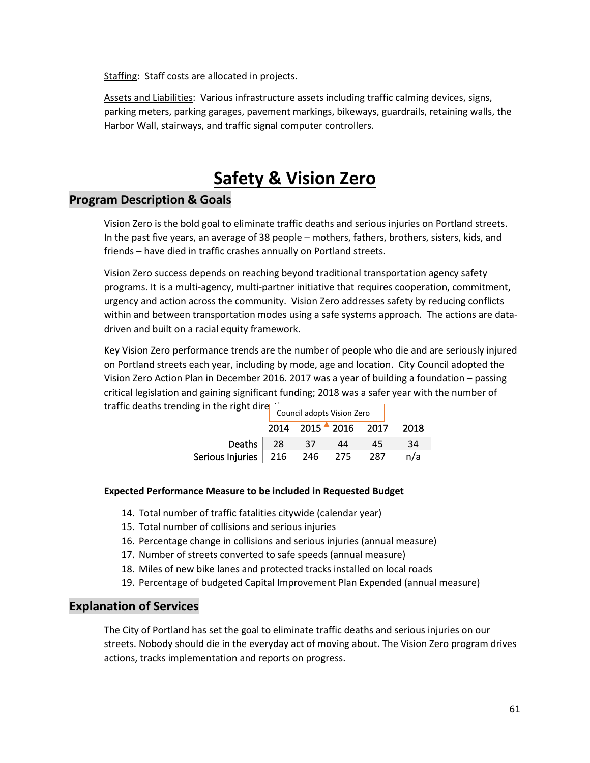Staffing: Staff costs are allocated in projects.

Assets and Liabilities: Various infrastructure assets including traffic calming devices, signs, parking meters, parking garages, pavement markings, bikeways, guardrails, retaining walls, the Harbor Wall, stairways, and traffic signal computer controllers.

# Safety & Vision Zero

## Program Description & Goals

Vision Zero is the bold goal to eliminate traffic deaths and serious injuries on Portland streets. In the past five years, an average of 38 people – mothers, fathers, brothers, sisters, kids, and friends – have died in traffic crashes annually on Portland streets.

Vision Zero success depends on reaching beyond traditional transportation agency safety programs. It is a multi-agency, multi-partner initiative that requires cooperation, commitment, urgency and action across the community. Vision Zero addresses safety by reducing conflicts within and between transportation modes using a safe systems approach. The actions are data-driven and built on a racial equity framework.

Key Vision Zero performance trends are the number of people who die and are seriously injured on Portland streets each year, including by mode, age and location. City Council adopted the Vision Zero Action Plan in December 2016. 2017 was a year of building a foundation – passing critical legislation and gaining significant funding; 2018 was a safer year with the number of traffic deaths trending in the right direction.

Council adopts Vision Zero

| | 2014 | 2015 | 2016 | 2017 | 2018 |
|---|---|---|---|---|---|
| Deaths | 28 | 37 | 44 | 45 | 34 |
| Serious Injuries | 216 | 246 | 275 | 287 | n/a |

**Expected Performance Measure to be included in Requested Budget**

14. Total number of traffic fatalities citywide (calendar year)
15. Total number of collisions and serious injuries
16. Percentage change in collisions and serious injuries (annual measure)
17. Number of streets converted to safe speeds (annual measure)
18. Miles of new bike lanes and protected tracks installed on local roads
19. Percentage of budgeted Capital Improvement Plan Expended (annual measure)

## Explanation of Services

The City of Portland has set the goal to eliminate traffic deaths and serious injuries on our streets. Nobody should die in the everyday act of moving about. The Vision Zero program drives actions, tracks implementation and reports on progress.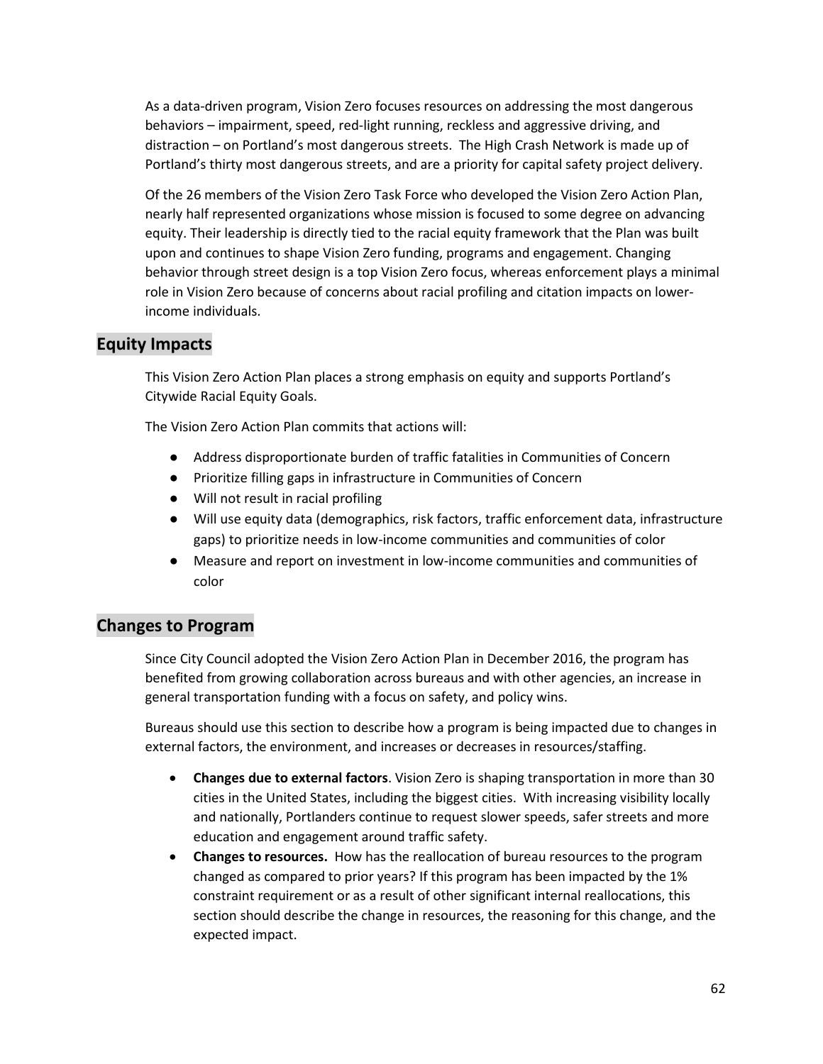As a data-driven program, Vision Zero focuses resources on addressing the most dangerous behaviors – impairment, speed, red-light running, reckless and aggressive driving, and distraction – on Portland's most dangerous streets. The High Crash Network is made up of Portland's thirty most dangerous streets, and are a priority for capital safety project delivery.

Of the 26 members of the Vision Zero Task Force who developed the Vision Zero Action Plan, nearly half represented organizations whose mission is focused to some degree on advancing equity. Their leadership is directly tied to the racial equity framework that the Plan was built upon and continues to shape Vision Zero funding, programs and engagement. Changing behavior through street design is a top Vision Zero focus, whereas enforcement plays a minimal role in Vision Zero because of concerns about racial profiling and citation impacts on lower-income individuals.

## Equity Impacts

This Vision Zero Action Plan places a strong emphasis on equity and supports Portland's Citywide Racial Equity Goals.

The Vision Zero Action Plan commits that actions will:

- Address disproportionate burden of traffic fatalities in Communities of Concern
- Prioritize filling gaps in infrastructure in Communities of Concern
- Will not result in racial profiling
- Will use equity data (demographics, risk factors, traffic enforcement data, infrastructure gaps) to prioritize needs in low-income communities and communities of color
- Measure and report on investment in low-income communities and communities of color

## Changes to Program

Since City Council adopted the Vision Zero Action Plan in December 2016, the program has benefited from growing collaboration across bureaus and with other agencies, an increase in general transportation funding with a focus on safety, and policy wins.

Bureaus should use this section to describe how a program is being impacted due to changes in external factors, the environment, and increases or decreases in resources/staffing.

- **Changes due to external factors**. Vision Zero is shaping transportation in more than 30 cities in the United States, including the biggest cities. With increasing visibility locally and nationally, Portlanders continue to request slower speeds, safer streets and more education and engagement around traffic safety.
- **Changes to resources.** How has the reallocation of bureau resources to the program changed as compared to prior years? If this program has been impacted by the 1% constraint requirement or as a result of other significant internal reallocations, this section should describe the change in resources, the reasoning for this change, and the expected impact.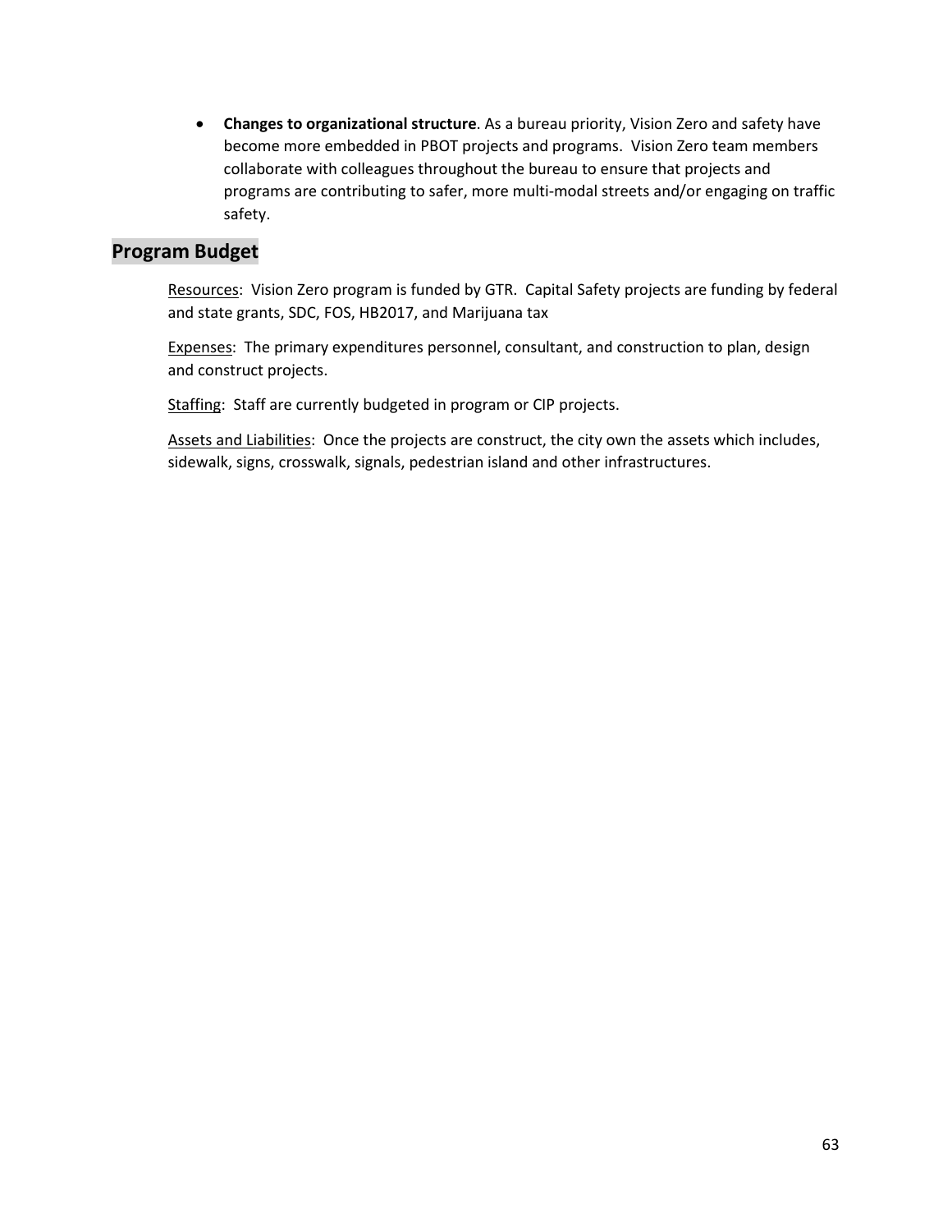- **Changes to organizational structure**. As a bureau priority, Vision Zero and safety have become more embedded in PBOT projects and programs. Vision Zero team members collaborate with colleagues throughout the bureau to ensure that projects and programs are contributing to safer, more multi-modal streets and/or engaging on traffic safety.

## Program Budget

Resources: Vision Zero program is funded by GTR. Capital Safety projects are funding by federal and state grants, SDC, FOS, HB2017, and Marijuana tax

Expenses: The primary expenditures personnel, consultant, and construction to plan, design and construct projects.

Staffing: Staff are currently budgeted in program or CIP projects.

Assets and Liabilities: Once the projects are construct, the city own the assets which includes, sidewalk, signs, crosswalk, signals, pedestrian island and other infrastructures.